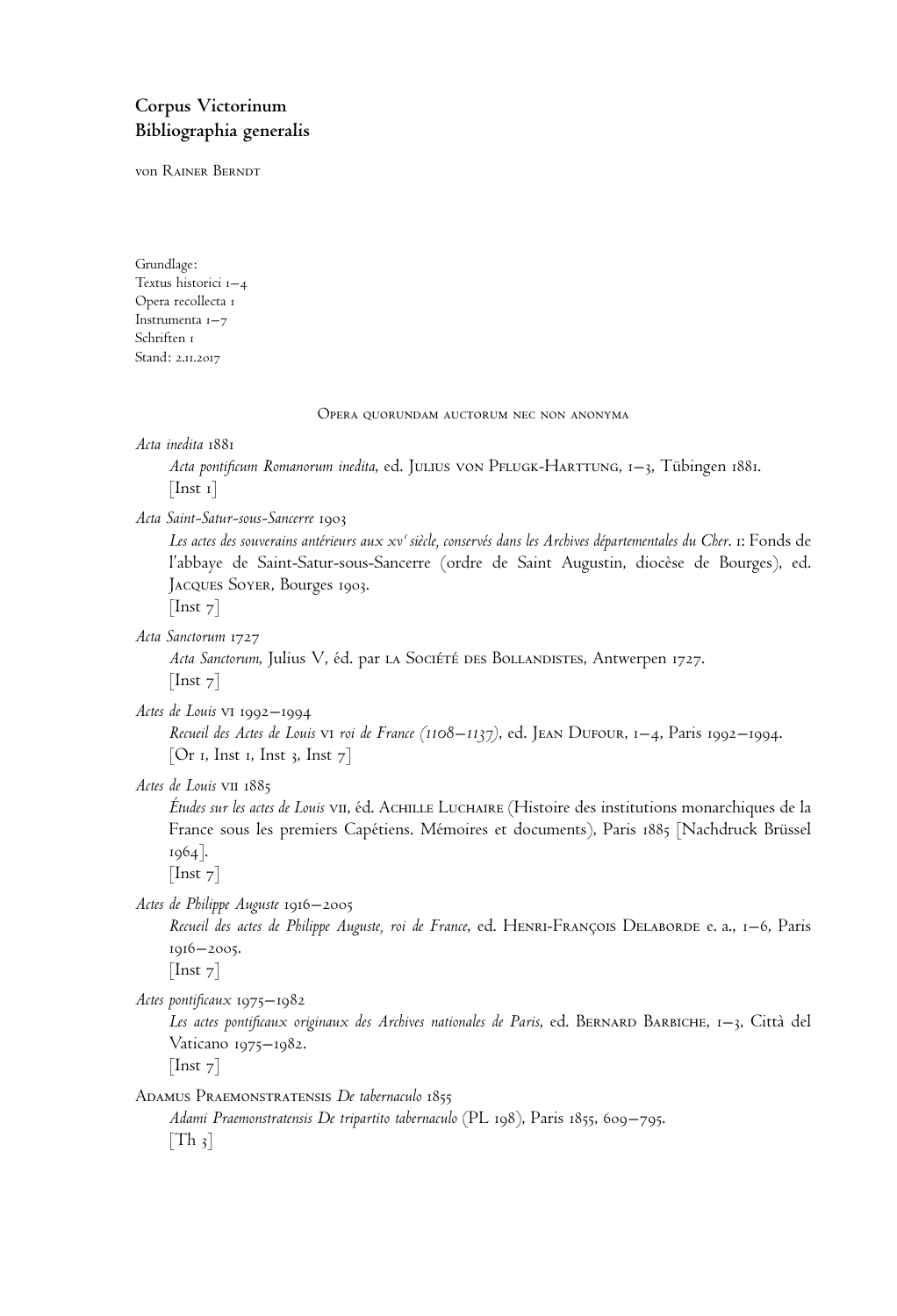# Corpus Victorinum
## Bibliographia generalis

von Rainer Berndt

Grundlage:
Textus historici 1–4
Opera recollecta 1
Instrumenta 1–7
Schriften 1
Stand: 2.11.2017

### Opera quorundam auctorum nec non anonyma

*Acta inedita* 1881
*Acta pontificum Romanorum inedita*, ed. Julius von Pflugk-Harttung, 1–3, Tübingen 1881.
[Inst 1]

*Acta Saint-Satur-sous-Sancerre* 1903
*Les actes des souverains antérieurs aux xv*[e] *siècle, conservés dans les Archives départementales du Cher*. 1: Fonds de l'abbaye de Saint-Satur-sous-Sancerre (ordre de Saint Augustin, diocèse de Bourges), ed. Jacques Soyer, Bourges 1903.
[Inst 7]

*Acta Sanctorum* 1727
*Acta Sanctorum*, Julius V, éd. par la Société des Bollandistes, Antwerpen 1727.
[Inst 7]

*Actes de Louis* vi 1992–1994
*Recueil des Actes de Louis* vi *roi de France (1108–1137)*, ed. Jean Dufour, 1–4, Paris 1992–1994.
[Or 1, Inst 1, Inst 3, Inst 7]

*Actes de Louis* vii 1885
*Études sur les actes de Louis* vii, éd. Achille Luchaire (Histoire des institutions monarchiques de la France sous les premiers Capétiens. Mémoires et documents), Paris 1885 [Nachdruck Brüssel 1964].
[Inst 7]

*Actes de Philippe Auguste* 1916–2005
*Recueil des actes de Philippe Auguste, roi de France*, ed. Henri-François Delaborde e. a., 1–6, Paris 1916–2005.
[Inst 7]

*Actes pontificaux* 1975–1982
*Les actes pontificaux originaux des Archives nationales de Paris*, ed. Bernard Barbiche, 1–3, Città del Vaticano 1975–1982.
[Inst 7]

Adamus Praemonstratensis *De tabernaculo* 1855
*Adami Praemonstratensis De tripartito tabernaculo* (PL 198), Paris 1855, 609–795.
[Th 3]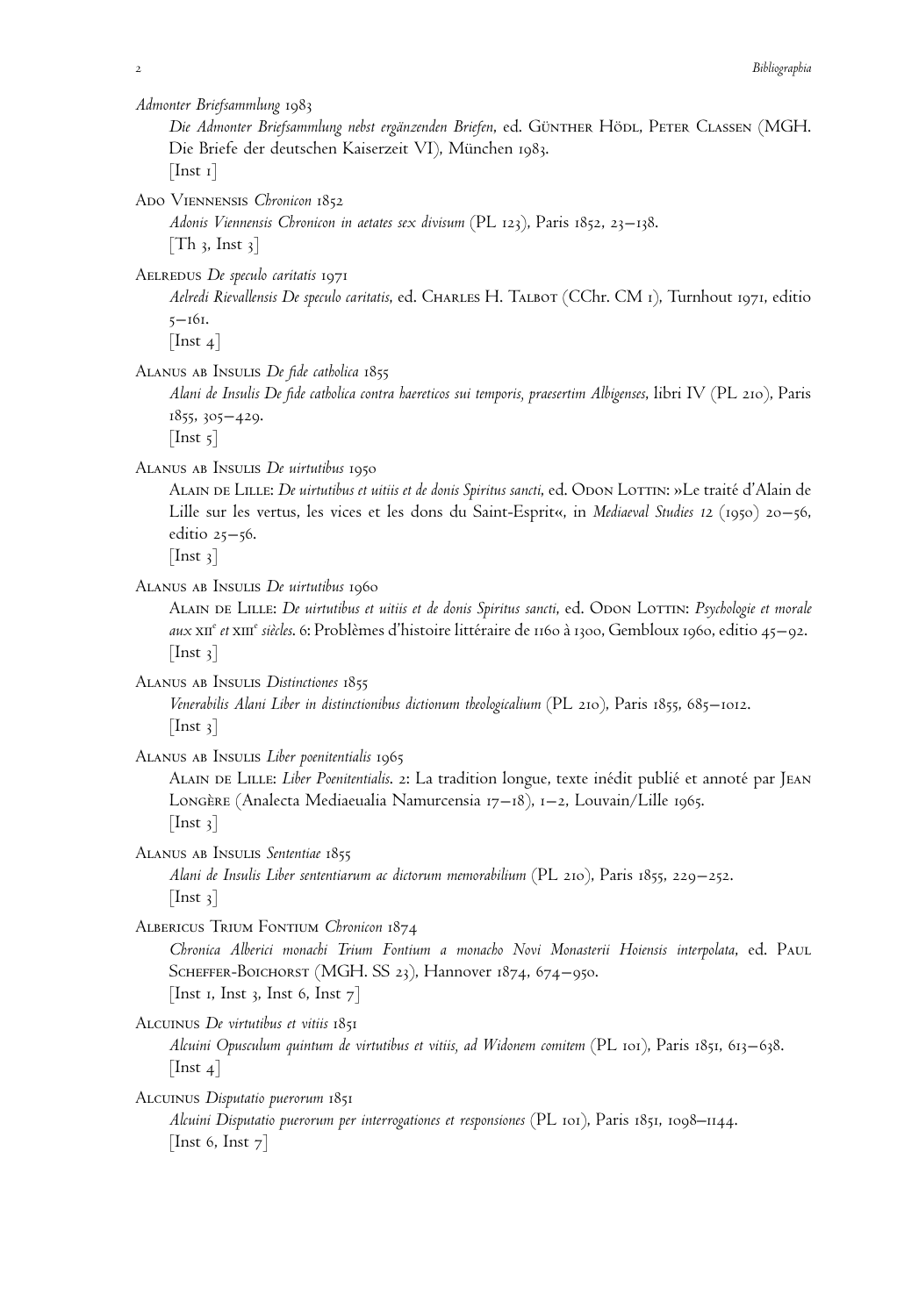Admonter Briefsammlung 1983

*Die Admonter Briefsammlung nebst ergänzenden Briefen*, ed. Günther Hödl, Peter Classen (MGH. Die Briefe der deutschen Kaiserzeit VI), München 1983.
[Inst 1]

Ado Viennensis *Chronicon* 1852

*Adonis Viennensis Chronicon in aetates sex divisum* (PL 123), Paris 1852, 23–138.
[Th 3, Inst 3]

Aelredus *De speculo caritatis* 1971

*Aelredi Rievallensis De speculo caritatis*, ed. Charles H. Talbot (CChr. CM 1), Turnhout 1971, editio 5–161.
[Inst 4]

Alanus ab Insulis *De fide catholica* 1855

*Alani de Insulis De fide catholica contra haereticos sui temporis, praesertim Albigenses*, libri IV (PL 210), Paris 1855, 305–429.
[Inst 5]

Alanus ab Insulis *De uirtutibus* 1950

Alain de Lille: *De uirtutibus et uitiis et de donis Spiritus sancti*, ed. Odon Lottin: »Le traité d'Alain de Lille sur les vertus, les vices et les dons du Saint-Esprit«, in *Mediaeval Studies 12* (1950) 20–56, editio 25–56.
[Inst 3]

Alanus ab Insulis *De uirtutibus* 1960

Alain de Lille: *De uirtutibus et uitiis et de donis Spiritus sancti*, ed. Odon Lottin: *Psychologie et morale aux* XII[e] *et* XIII[e] *siècles*. 6: Problèmes d'histoire littéraire de 1160 à 1300, Gembloux 1960, editio 45–92.
[Inst 3]

Alanus ab Insulis *Distinctiones* 1855

*Venerabilis Alani Liber in distinctionibus dictionum theologicalium* (PL 210), Paris 1855, 685–1012.
[Inst 3]

Alanus ab Insulis *Liber poenitentialis* 1965

Alain de Lille: *Liber Poenitentialis*. 2: La tradition longue, texte inédit publié et annoté par Jean Longère (Analecta Mediaeualia Namurcensia 17–18), 1–2, Louvain/Lille 1965.
[Inst 3]

Alanus ab Insulis *Sententiae* 1855

*Alani de Insulis Liber sententiarum ac dictorum memorabilium* (PL 210), Paris 1855, 229–252.
[Inst 3]

Albericus Trium Fontium *Chronicon* 1874

*Chronica Alberici monachi Trium Fontium a monacho Novi Monasterii Hoiensis interpolata*, ed. Paul Scheffer-Boichorst (MGH. SS 23), Hannover 1874, 674–950.
[Inst 1, Inst 3, Inst 6, Inst 7]

Alcuinus *De virtutibus et vitiis* 1851

*Alcuini Opusculum quintum de virtutibus et vitiis, ad Widonem comitem* (PL 101), Paris 1851, 613–638.
[Inst 4]

Alcuinus *Disputatio puerorum* 1851

*Alcuini Disputatio puerorum per interrogationes et responsiones* (PL 101), Paris 1851, 1098–1144.
[Inst 6, Inst 7]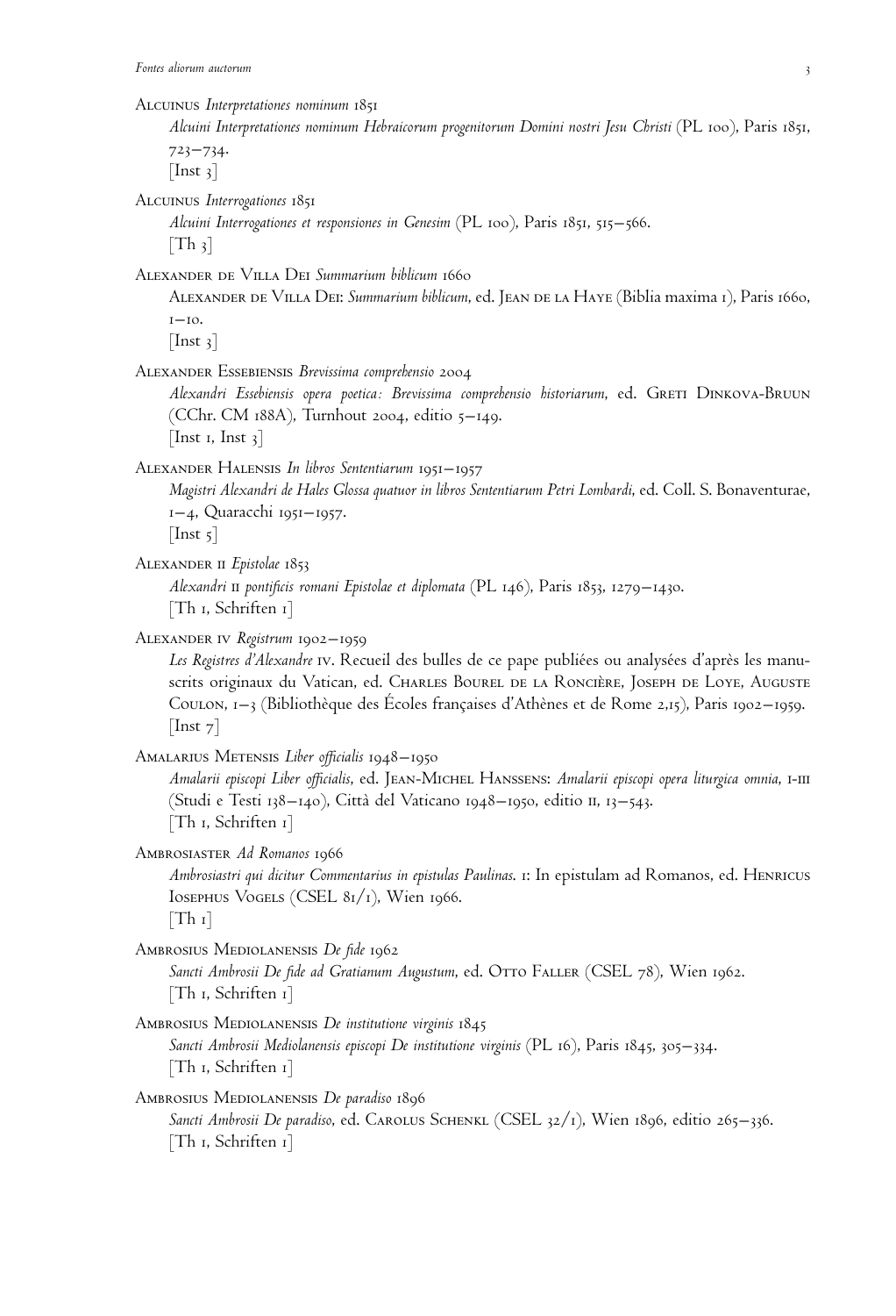Alcuinus *Interpretationes nominum* 1851
*Alcuini Interpretationes nominum Hebraicorum progenitorum Domini nostri Jesu Christi* (PL 100), Paris 1851, 723–734.
[Inst 3]

Alcuinus *Interrogationes* 1851
*Alcuini Interrogationes et responsiones in Genesim* (PL 100), Paris 1851, 515–566.
[Th 3]

Alexander de Villa Dei *Summarium biblicum* 1660
Alexander de Villa Dei: *Summarium biblicum*, ed. Jean de la Haye (Biblia maxima 1), Paris 1660, 1–10.
[Inst 3]

Alexander Essebiensis *Brevissima comprehensio* 2004
*Alexandri Essebiensis opera poetica: Brevissima comprehensio historiarum*, ed. Greti Dinkova-Bruun (CChr. CM 188A), Turnhout 2004, editio 5–149.
[Inst 1, Inst 3]

Alexander Halensis *In libros Sententiarum* 1951–1957
*Magistri Alexandri de Hales Glossa quatuor in libros Sententiarum Petri Lombardi*, ed. Coll. S. Bonaventurae, 1–4, Quaracchi 1951–1957.
[Inst 5]

Alexander II *Epistolae* 1853
*Alexandri II pontificis romani Epistolae et diplomata* (PL 146), Paris 1853, 1279–1430.
[Th 1, Schriften 1]

Alexander IV *Registrum* 1902–1959
*Les Registres d'Alexandre* IV. Recueil des bulles de ce pape publiées ou analysées d'après les manuscrits originaux du Vatican, ed. Charles Bourel de la Roncière, Joseph de Loye, Auguste Coulon, 1–3 (Bibliothèque des Écoles françaises d'Athènes et de Rome 2,15), Paris 1902–1959.
[Inst 7]

Amalarius Metensis *Liber officialis* 1948–1950
*Amalarii episcopi Liber officialis*, ed. Jean-Michel Hanssens: *Amalarii episcopi opera liturgica omnia*, I-III (Studi e Testi 138–140), Città del Vaticano 1948–1950, editio II, 13–543.
[Th 1, Schriften 1]

Ambrosiaster *Ad Romanos* 1966
*Ambrosiastri qui dicitur Commentarius in epistulas Paulinas*. 1: In epistulam ad Romanos, ed. Henricus Iosephus Vogels (CSEL 81/1), Wien 1966.
[Th 1]

Ambrosius Mediolanensis *De fide* 1962
*Sancti Ambrosii De fide ad Gratianum Augustum*, ed. Otto Faller (CSEL 78), Wien 1962.
[Th 1, Schriften 1]

Ambrosius Mediolanensis *De institutione virginis* 1845
*Sancti Ambrosii Mediolanensis episcopi De institutione virginis* (PL 16), Paris 1845, 305–334.
[Th 1, Schriften 1]

Ambrosius Mediolanensis *De paradiso* 1896
*Sancti Ambrosii De paradiso*, ed. Carolus Schenkl (CSEL 32/1), Wien 1896, editio 265–336.
[Th 1, Schriften 1]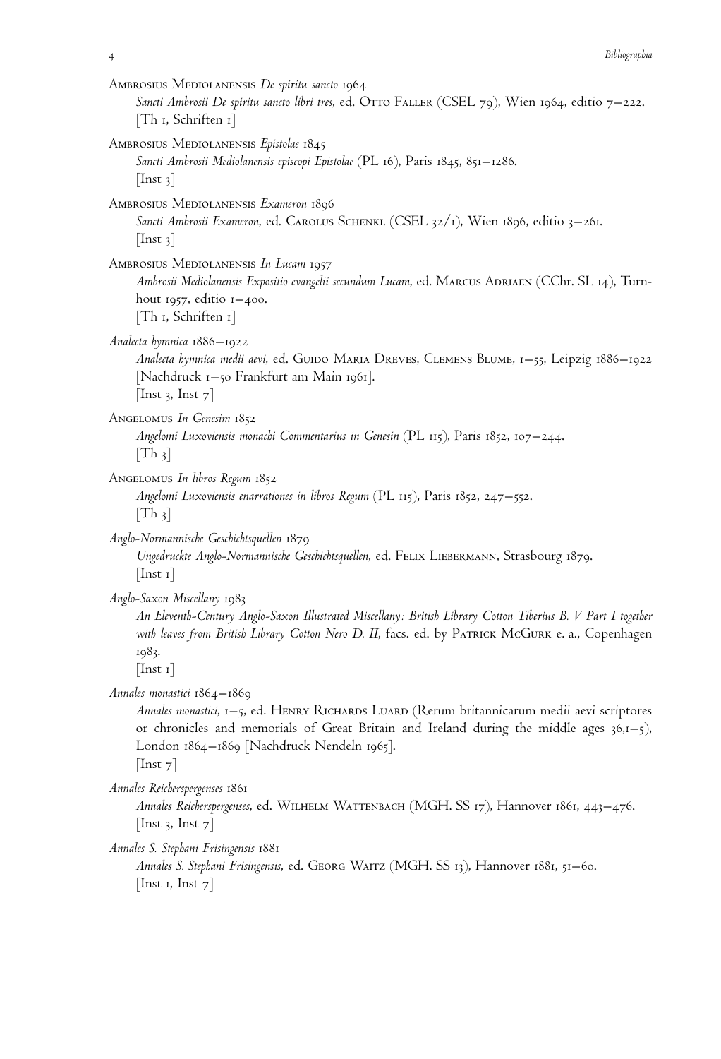Ambrosius Mediolanensis *De spiritu sancto* 1964
*Sancti Ambrosii De spiritu sancto libri tres*, ed. Otto Faller (CSEL 79), Wien 1964, editio 7–222.
[Th 1, Schriften 1]

Ambrosius Mediolanensis *Epistolae* 1845
*Sancti Ambrosii Mediolanensis episcopi Epistolae* (PL 16), Paris 1845, 851–1286.
[Inst 3]

Ambrosius Mediolanensis *Exameron* 1896
*Sancti Ambrosii Exameron*, ed. Carolus Schenkl (CSEL 32/1), Wien 1896, editio 3–261.
[Inst 3]

Ambrosius Mediolanensis *In Lucam* 1957
*Ambrosii Mediolanensis Expositio evangelii secundum Lucam*, ed. Marcus Adriaen (CChr. SL 14), Turnhout 1957, editio 1–400.
[Th 1, Schriften 1]

*Analecta hymnica* 1886–1922
*Analecta hymnica medii aevi*, ed. Guido Maria Dreves, Clemens Blume, 1–55, Leipzig 1886–1922 [Nachdruck 1–50 Frankfurt am Main 1961].
[Inst 3, Inst 7]

Angelomus *In Genesim* 1852
*Angelomi Luxoviensis monachi Commentarius in Genesin* (PL 115), Paris 1852, 107–244.
[Th 3]

Angelomus *In libros Regum* 1852
*Angelomi Luxoviensis enarrationes in libros Regum* (PL 115), Paris 1852, 247–552.
[Th 3]

*Anglo-Normannische Geschichtsquellen* 1879
*Ungedruckte Anglo-Normannische Geschichtsquellen*, ed. Felix Liebermann, Strasbourg 1879.
[Inst 1]

*Anglo-Saxon Miscellany* 1983
*An Eleventh-Century Anglo-Saxon Illustrated Miscellany: British Library Cotton Tiberius B. V Part I together with leaves from British Library Cotton Nero D. II*, facs. ed. by Patrick McGurk e. a., Copenhagen 1983.
[Inst 1]

*Annales monastici* 1864–1869
*Annales monastici*, 1–5, ed. Henry Richards Luard (Rerum britannicarum medii aevi scriptores or chronicles and memorials of Great Britain and Ireland during the middle ages 36,1–5), London 1864–1869 [Nachdruck Nendeln 1965].
[Inst 7]

*Annales Reicherspergenses* 1861
*Annales Reicherspergenses*, ed. Wilhelm Wattenbach (MGH. SS 17), Hannover 1861, 443–476.
[Inst 3, Inst 7]

*Annales S. Stephani Frisingensis* 1881
*Annales S. Stephani Frisingensis*, ed. Georg Waitz (MGH. SS 13), Hannover 1881, 51–60.
[Inst 1, Inst 7]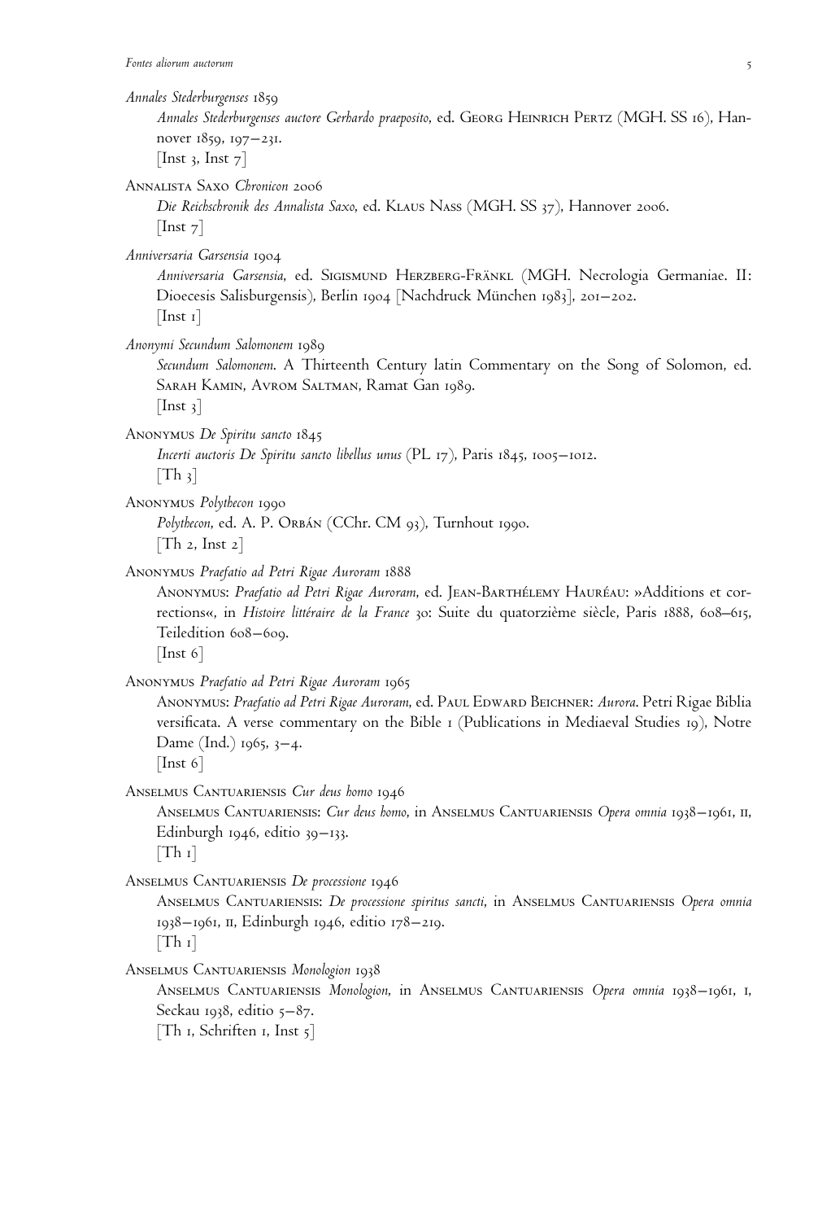*Annales Stederburgenses* 1859

*Annales Stederburgenses auctore Gerhardo praeposito*, ed. Georg Heinrich Pertz (MGH. SS 16), Hannover 1859, 197–231.
[Inst 3, Inst 7]

Annalista Saxo *Chronicon* 2006

*Die Reichschronik des Annalista Saxo*, ed. Klaus Nass (MGH. SS 37), Hannover 2006.
[Inst 7]

*Anniversaria Garsensia* 1904

*Anniversaria Garsensia*, ed. Sigismund Herzberg-Fränkl (MGH. Necrologia Germaniae. II: Dioecesis Salisburgensis), Berlin 1904 [Nachdruck München 1983], 201–202.
[Inst 1]

*Anonymi Secundum Salomonem* 1989

*Secundum Salomonem*. A Thirteenth Century latin Commentary on the Song of Solomon, ed. Sarah Kamin, Avrom Saltman, Ramat Gan 1989.
[Inst 3]

Anonymus *De Spiritu sancto* 1845

*Incerti auctoris De Spiritu sancto libellus unus* (PL 17), Paris 1845, 1005–1012.
[Th 3]

Anonymus *Polythecon* 1990

*Polythecon*, ed. A. P. Orbán (CChr. CM 93), Turnhout 1990.
[Th 2, Inst 2]

Anonymus *Praefatio ad Petri Rigae Auroram* 1888

Anonymus: *Praefatio ad Petri Rigae Auroram*, ed. Jean-Barthélemy Hauréau: »Additions et corrections«, in *Histoire littéraire de la France* 30: Suite du quatorzième siècle, Paris 1888, 608–615, Teiledition 608–609.
[Inst 6]

Anonymus *Praefatio ad Petri Rigae Auroram* 1965

Anonymus: *Praefatio ad Petri Rigae Auroram*, ed. Paul Edward Beichner: *Aurora*. Petri Rigae Biblia versificata. A verse commentary on the Bible 1 (Publications in Mediaeval Studies 19), Notre Dame (Ind.) 1965, 3–4.
[Inst 6]

Anselmus Cantuariensis *Cur deus homo* 1946

Anselmus Cantuariensis: *Cur deus homo*, in Anselmus Cantuariensis *Opera omnia* 1938–1961, II, Edinburgh 1946, editio 39–133.
[Th 1]

Anselmus Cantuariensis *De processione* 1946

Anselmus Cantuariensis: *De processione spiritus sancti*, in Anselmus Cantuariensis *Opera omnia* 1938–1961, II, Edinburgh 1946, editio 178–219.
[Th 1]

Anselmus Cantuariensis *Monologion* 1938

Anselmus Cantuariensis *Monologion*, in Anselmus Cantuariensis *Opera omnia* 1938–1961, I, Seckau 1938, editio 5–87.
[Th 1, Schriften 1, Inst 5]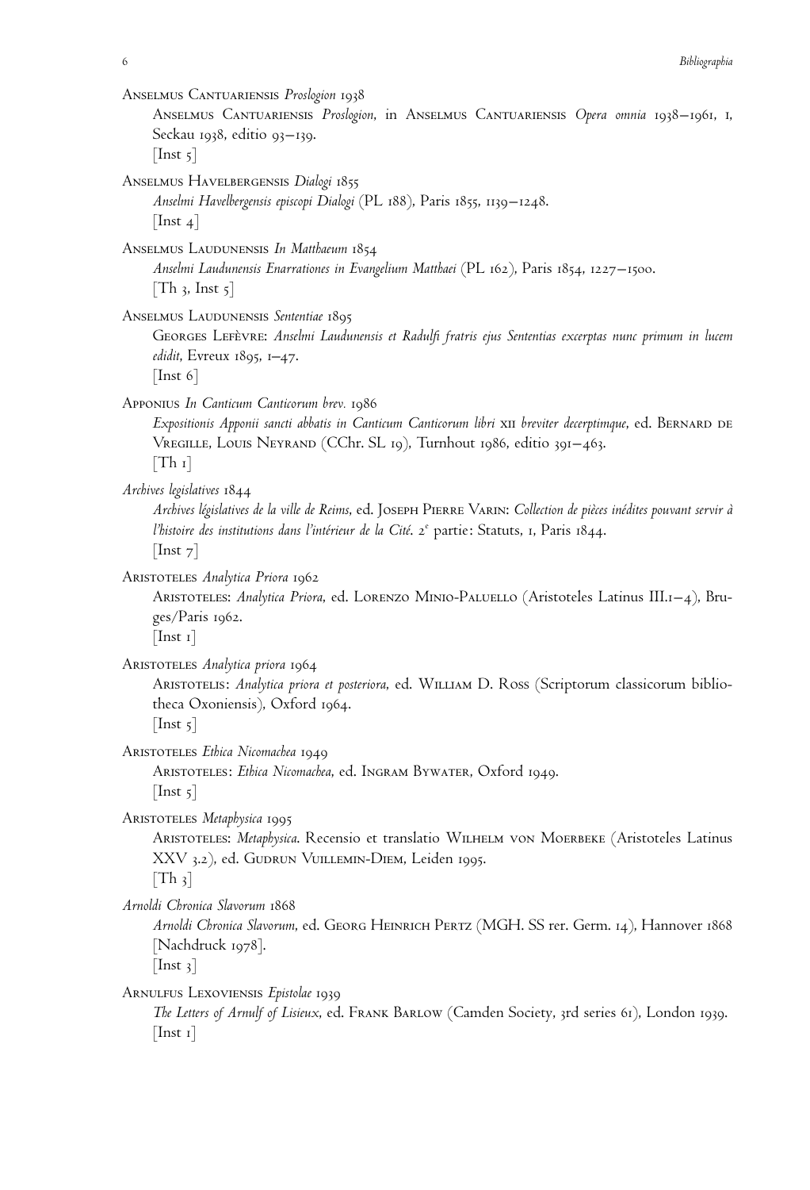Anselmus Cantuariensis *Proslogion* 1938

Anselmus Cantuariensis *Proslogion*, in Anselmus Cantuariensis *Opera omnia* 1938–1961, 1, Seckau 1938, editio 93–139.
[Inst 5]

Anselmus Havelbergensis *Dialogi* 1855

*Anselmi Havelbergensis episcopi Dialogi* (PL 188), Paris 1855, 1139–1248.
[Inst 4]

Anselmus Laudunensis *In Matthaeum* 1854

*Anselmi Laudunensis Enarrationes in Evangelium Matthaei* (PL 162), Paris 1854, 1227–1500.
[Th 3, Inst 5]

Anselmus Laudunensis *Sententiae* 1895

Georges Lefèvre: *Anselmi Laudunensis et Radulfi fratris ejus Sententias excerptas nunc primum in lucem edidit*, Evreux 1895, 1–47.
[Inst 6]

Apponius *In Canticum Canticorum brev.* 1986

*Expositionis Apponii sancti abbatis in Canticum Canticorum libri* XII *breviter decerptimque*, ed. Bernard de Vregille, Louis Neyrand (CChr. SL 19), Turnhout 1986, editio 391–463.
[Th 1]

*Archives legislatives* 1844

*Archives législatives de la ville de Reims*, ed. Joseph Pierre Varin: *Collection de pièces inédites pouvant servir à l'histoire des institutions dans l'intérieur de la Cité*. 2[e] partie: Statuts, 1, Paris 1844.
[Inst 7]

Aristoteles *Analytica Priora* 1962

Aristoteles: *Analytica Priora*, ed. Lorenzo Minio-Paluello (Aristoteles Latinus III.1–4), Bruges/Paris 1962.
[Inst 1]

Aristoteles *Analytica priora* 1964

Aristotelis: *Analytica priora et posteriora*, ed. William D. Ross (Scriptorum classicorum bibliotheca Oxoniensis), Oxford 1964.
[Inst 5]

Aristoteles *Ethica Nicomachea* 1949

Aristoteles: *Ethica Nicomachea*, ed. Ingram Bywater, Oxford 1949.
[Inst 5]

Aristoteles *Metaphysica* 1995

Aristoteles: *Metaphysica*. Recensio et translatio Wilhelm von Moerbeke (Aristoteles Latinus XXV 3.2), ed. Gudrun Vuillemin-Diem, Leiden 1995.
[Th 3]

*Arnoldi Chronica Slavorum* 1868

*Arnoldi Chronica Slavorum*, ed. Georg Heinrich Pertz (MGH. SS rer. Germ. 14), Hannover 1868 [Nachdruck 1978].
[Inst 3]

Arnulfus Lexoviensis *Epistolae* 1939

*The Letters of Arnulf of Lisieux*, ed. Frank Barlow (Camden Society, 3rd series 61), London 1939.
[Inst 1]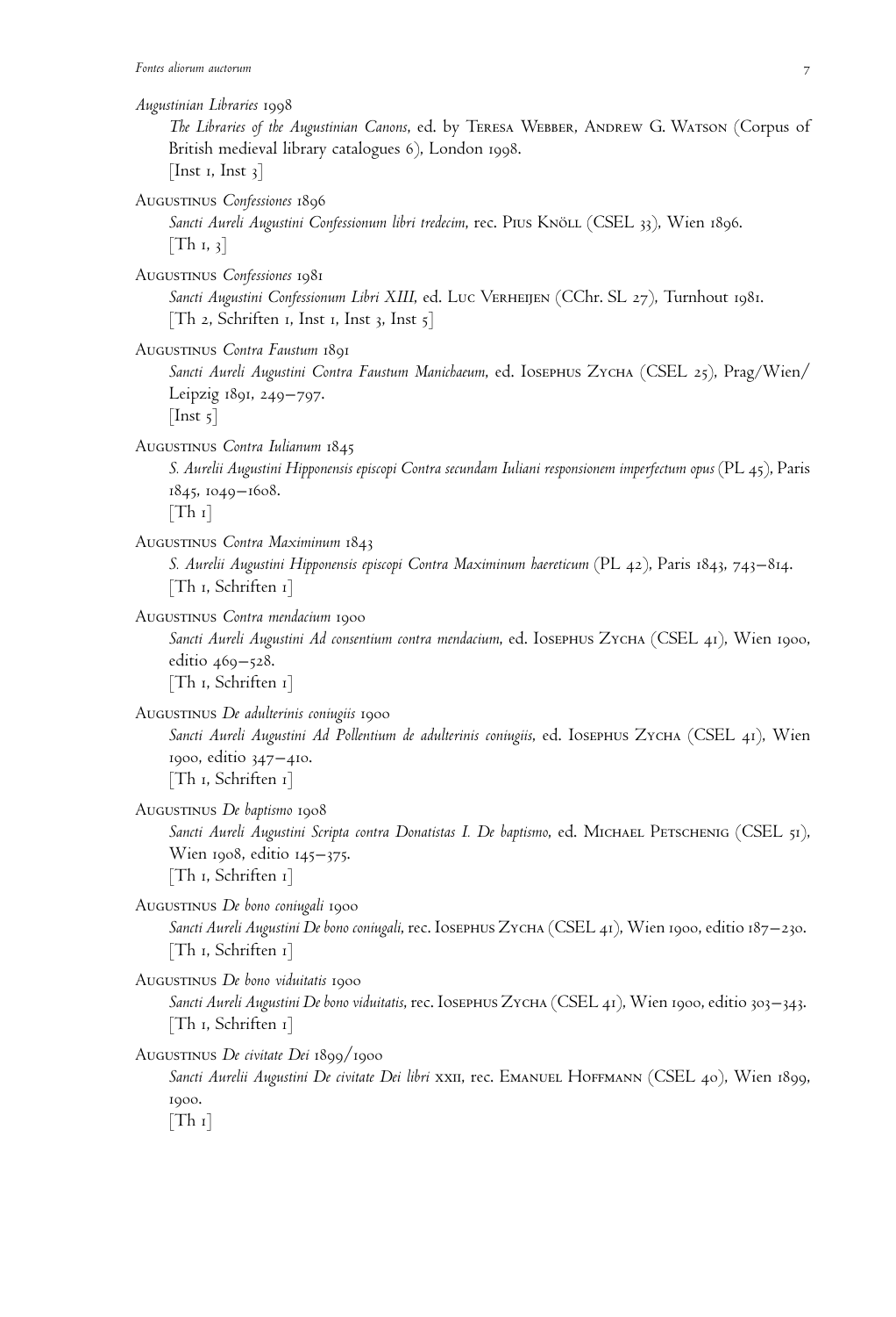Augustinian Libraries 1998

*The Libraries of the Augustinian Canons*, ed. by Teresa Webber, Andrew G. Watson (Corpus of British medieval library catalogues 6), London 1998.
[Inst 1, Inst 3]

Augustinus *Confessiones* 1896

*Sancti Aureli Augustini Confessionum libri tredecim*, rec. Pius Knöll (CSEL 33), Wien 1896.
[Th 1, 3]

Augustinus *Confessiones* 1981

*Sancti Augustini Confessionum Libri XIII*, ed. Luc Verheijen (CChr. SL 27), Turnhout 1981.
[Th 2, Schriften 1, Inst 1, Inst 3, Inst 5]

Augustinus *Contra Faustum* 1891

*Sancti Aureli Augustini Contra Faustum Manichaeum*, ed. Iosephus Zycha (CSEL 25), Prag/Wien/Leipzig 1891, 249–797.
[Inst 5]

Augustinus *Contra Iulianum* 1845

*S. Aurelii Augustini Hipponensis episcopi Contra secundam Iuliani responsionem imperfectum opus* (PL 45), Paris 1845, 1049–1608.
[Th 1]

Augustinus *Contra Maximinum* 1843

*S. Aurelii Augustini Hipponensis episcopi Contra Maximinum haereticum* (PL 42), Paris 1843, 743–814.
[Th 1, Schriften 1]

Augustinus *Contra mendacium* 1900

*Sancti Aureli Augustini Ad consentium contra mendacium*, ed. Iosephus Zycha (CSEL 41), Wien 1900, editio 469–528.
[Th 1, Schriften 1]

Augustinus *De adulterinis coniugiis* 1900

*Sancti Aureli Augustini Ad Pollentium de adulterinis coniugiis*, ed. Iosephus Zycha (CSEL 41), Wien 1900, editio 347–410.
[Th 1, Schriften 1]

Augustinus *De baptismo* 1908

*Sancti Aureli Augustini Scripta contra Donatistas I. De baptismo*, ed. Michael Petschenig (CSEL 51), Wien 1908, editio 145–375.
[Th 1, Schriften 1]

Augustinus *De bono coniugali* 1900

*Sancti Aureli Augustini De bono coniugali*, rec. Iosephus Zycha (CSEL 41), Wien 1900, editio 187–230.
[Th 1, Schriften 1]

Augustinus *De bono viduitatis* 1900

*Sancti Aureli Augustini De bono viduitatis*, rec. Iosephus Zycha (CSEL 41), Wien 1900, editio 303–343.
[Th 1, Schriften 1]

Augustinus *De civitate Dei* 1899/1900

*Sancti Aurelii Augustini De civitate Dei libri* xxii, rec. Emanuel Hoffmann (CSEL 40), Wien 1899, 1900.
[Th 1]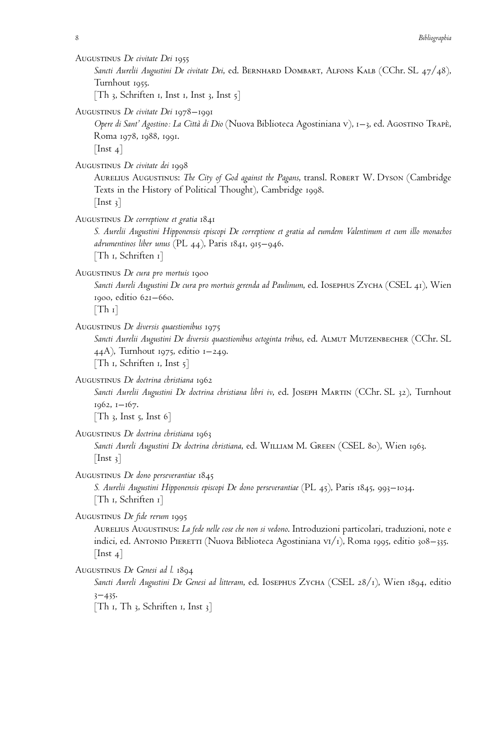Augustinus *De civitate Dei* 1955

*Sancti Aurelii Augustini De civitate Dei*, ed. Bernhard Dombart, Alfons Kalb (CChr. SL 47/48), Turnhout 1955.
[Th 3, Schriften 1, Inst 1, Inst 3, Inst 5]

Augustinus *De civitate Dei* 1978–1991

*Opere di Sant' Agostino: La Città di Dio* (Nuova Biblioteca Agostiniana v), 1–3, ed. Agostino Trapè, Roma 1978, 1988, 1991.
[Inst 4]

Augustinus *De civitate dei* 1998

Aurelius Augustinus: *The City of God against the Pagans*, transl. Robert W. Dyson (Cambridge Texts in the History of Political Thought), Cambridge 1998.
[Inst 3]

Augustinus *De correptione et gratia* 1841

*S. Aurelii Augustini Hipponensis episcopi De correptione et gratia ad eumdem Valentinum et cum illo monachos adrumentinos liber unus* (PL 44), Paris 1841, 915–946.
[Th 1, Schriften 1]

Augustinus *De cura pro mortuis* 1900

*Sancti Aureli Augustini De cura pro mortuis gerenda ad Paulinum*, ed. Iosephus Zycha (CSEL 41), Wien 1900, editio 621–660.
[Th 1]

Augustinus *De diversis quaestionibus* 1975

*Sancti Aurelii Augustini De diversis quaestionibus octoginta tribus*, ed. Almut Mutzenbecher (CChr. SL 44A), Turnhout 1975, editio 1–249.
[Th 1, Schriften 1, Inst 5]

Augustinus *De doctrina christiana* 1962

*Sancti Aurelii Augustini De doctrina christiana libri iv*, ed. Joseph Martin (CChr. SL 32), Turnhout 1962, 1–167.
[Th 3, Inst 5, Inst 6]

Augustinus *De doctrina christiana* 1963

*Sancti Aureli Augustini De doctrina christiana*, ed. William M. Green (CSEL 80), Wien 1963.
[Inst 3]

Augustinus *De dono perseverantiae* 1845

*S. Aurelii Augustini Hipponensis episcopi De dono perseverantiae* (PL 45), Paris 1845, 993–1034.
[Th 1, Schriften 1]

Augustinus *De fide rerum* 1995

Aurelius Augustinus: *La fede nelle cose che non si vedono*. Introduzioni particolari, traduzioni, note e indici, ed. Antonio Pieretti (Nuova Biblioteca Agostiniana vi/1), Roma 1995, editio 308–335.
[Inst 4]

Augustinus *De Genesi ad l.* 1894

*Sancti Aureli Augustini De Genesi ad litteram*, ed. Iosephus Zycha (CSEL 28/1), Wien 1894, editio 3–435.
[Th 1, Th 3, Schriften 1, Inst 3]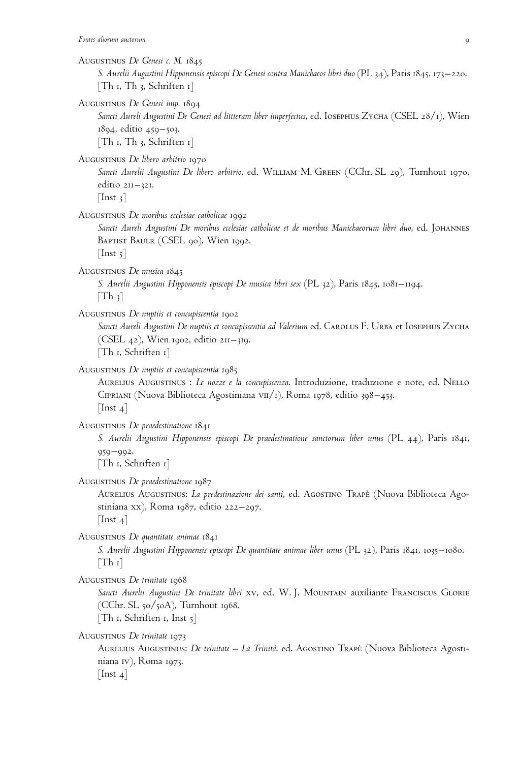Augustinus *De Genesi c. M.* 1845
*S. Aurelii Augustini Hipponensis episcopi De Genesi contra Manichaeos libri duo* (PL 34), Paris 1845, 173–220.
[Th 1, Th 3, Schriften 1]

Augustinus *De Genesi imp.* 1894
*Sancti Aureli Augustini De Genesi ad littteram liber imperfectus*, ed. Iosephus Zycha (CSEL 28/1), Wien 1894, editio 459–503.
[Th 1, Th 3, Schriften 1]

Augustinus *De libero arbitrio* 1970
*Sancti Aurelii Augustini De libero arbitrio*, ed. William M. Green (CChr. SL 29), Turnhout 1970, editio 211–321.
[Inst 3]

Augustinus *De moribus ecclesiae catholicae* 1992
*Sancti Aureli Augustini De moribus ecclesiae catholicae et de moribus Manichaeorum libri duo*, ed. Johannes Baptist Bauer (CSEL 90), Wien 1992.
[Inst 5]

Augustinus *De musica* 1845
*S. Aurelii Augustini Hipponensis episcopi De musica libri sex* (PL 32), Paris 1845, 1081–1194.
[Th 3]

Augustinus *De nuptiis et concupiscentia* 1902
*Sancti Aureli Augustini De nuptiis et concupiscentia ad Valerium* ed. Carolus F. Urba et Iosephus Zycha (CSEL 42), Wien 1902, editio 211–319.
[Th 1, Schriften 1]

Augustinus *De nuptiis et concupiscentia* 1985
Aurelius Augustinus : *Le nozze e la concupiscenza*. Introduzione, traduzione e note, ed. Nello Cipriani (Nuova Biblioteca Agostiniana vii/1), Roma 1978, editio 398–453.
[Inst 4]

Augustinus *De praedestinatione* 1841
*S. Aurelii Augustini Hipponensis episcopi De praedestinatione sanctorum liber unus* (PL 44), Paris 1841, 959–992.
[Th 1, Schriften 1]

Augustinus *De praedestinatione* 1987
Aurelius Augustinus: *La predestinazione dei santi*, ed. Agostino Trapè (Nuova Biblioteca Agostiniana xx), Roma 1987, editio 222–297.
[Inst 4]

Augustinus *De quantitate animae* 1841
*S. Aurelii Augustini Hipponensis episcopi De quantitate animae liber unus* (PL 32), Paris 1841, 1035–1080.
[Th 1]

Augustinus *De trinitate* 1968
*Sancti Aurelii Augustini De trinitate libri* xv, ed. W. J. Mountain auxiliante Franciscus Glorie (CChr. SL 50/50A), Turnhout 1968.
[Th 1, Schriften 1, Inst 5]

Augustinus *De trinitate* 1973
Aurelius Augustinus: *De trinitate – La Trinità*, ed. Agostino Trapè (Nuova Biblioteca Agostiniana iv), Roma 1973.
[Inst 4]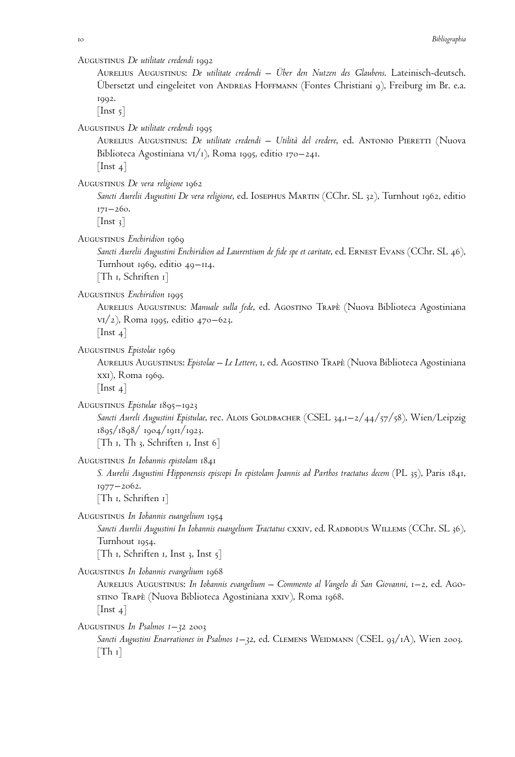Augustinus *De utilitate credendi* 1992

Aurelius Augustinus: *De utilitate credendi – Über den Nutzen des Glaubens*. Lateinisch-deutsch. Übersetzt und eingeleitet von Andreas Hoffmann (Fontes Christiani 9), Freiburg im Br. e.a. 1992.
[Inst 5]

Augustinus *De utilitate credendi* 1995

Aurelius Augustinus: *De utilitate credendi – Utilità del credere*, ed. Antonio Pieretti (Nuova Biblioteca Agostiniana VI/1), Roma 1995, editio 170–241.
[Inst 4]

Augustinus *De vera religione* 1962

*Sancti Aurelii Augustini De vera religione*, ed. Iosephus Martin (CChr. SL 32), Turnhout 1962, editio 171–260.
[Inst 3]

Augustinus *Enchiridion* 1969

*Sancti Aurelii Augustini Enchiridion ad Laurentium de fide spe et caritate*, ed. Ernest Evans (CChr. SL 46), Turnhout 1969, editio 49–114.
[Th 1, Schriften 1]

Augustinus *Enchiridion* 1995

Aurelius Augustinus: *Manuale sulla fede*, ed. Agostino Trapè (Nuova Biblioteca Agostiniana VI/2), Roma 1995, editio 470–623.
[Inst 4]

Augustinus *Epistolae* 1969

Aurelius Augustinus: *Epistolae – Le Lettere*, 1, ed. Agostino Trapè (Nuova Biblioteca Agostiniana XXI), Roma 1969.
[Inst 4]

Augustinus *Epistulae* 1895–1923

*Sancti Aureli Augustini Epistulae*, rec. Alois Goldbacher (CSEL 34,1–2/44/57/58), Wien/Leipzig 1895/1898/ 1904/1911/1923.
[Th 1, Th 3, Schriften 1, Inst 6]

Augustinus *In Iohannis epistolam* 1841

*S. Aurelii Augustini Hipponensis episcopi In epistolam Joannis ad Parthos tractatus decem* (PL 35), Paris 1841, 1977–2062.
[Th 1, Schriften 1]

Augustinus *In Iohannis euangelium* 1954

*Sancti Aurelii Augustini In Iohannis euangelium Tractatus* CXXIV, ed. Radbodus Willems (CChr. SL 36), Turnhout 1954.
[Th 1, Schriften 1, Inst 3, Inst 5]

Augustinus *In Iohannis evangelium* 1968

Aurelius Augustinus: *In Iohannis evangelium – Commento al Vangelo di San Giovanni*, 1–2, ed. Agostino Trapè (Nuova Biblioteca Agostiniana XXIV), Roma 1968.
[Inst 4]

Augustinus *In Psalmos 1–32* 2003

*Sancti Augustini Enarrationes in Psalmos 1–32*, ed. Clemens Weidmann (CSEL 93/1A), Wien 2003.
[Th 1]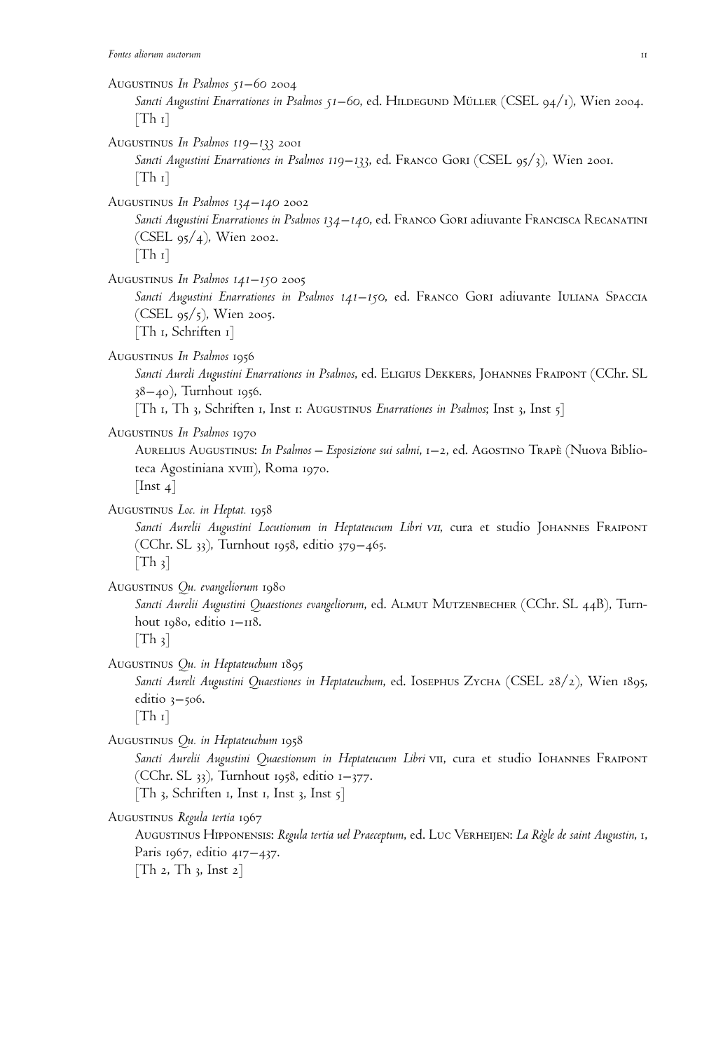Augustinus *In Psalmos 51–60* 2004

*Sancti Augustini Enarrationes in Psalmos 51–60*, ed. Hildegund Müller (CSEL 94/1), Wien 2004.
[Th 1]

Augustinus *In Psalmos 119–133* 2001

*Sancti Augustini Enarrationes in Psalmos 119–133*, ed. Franco Gori (CSEL 95/3), Wien 2001.
[Th 1]

Augustinus *In Psalmos 134–140* 2002

*Sancti Augustini Enarrationes in Psalmos 134–140*, ed. Franco Gori adiuvante Francisca Recanatini (CSEL 95/4), Wien 2002.
[Th 1]

Augustinus *In Psalmos 141–150* 2005

*Sancti Augustini Enarrationes in Psalmos 141–150*, ed. Franco Gori adiuvante Iuliana Spaccia (CSEL 95/5), Wien 2005.
[Th 1, Schriften 1]

Augustinus *In Psalmos* 1956

*Sancti Aureli Augustini Enarrationes in Psalmos*, ed. Eligius Dekkers, Johannes Fraipont (CChr. SL 38–40), Turnhout 1956.
[Th 1, Th 3, Schriften 1, Inst 1: Augustinus *Enarrationes in Psalmos*; Inst 3, Inst 5]

Augustinus *In Psalmos* 1970

Aurelius Augustinus: *In Psalmos – Esposizione sui salmi*, 1–2, ed. Agostino Trapè (Nuova Biblioteca Agostiniana xviii), Roma 1970.
[Inst 4]

Augustinus *Loc. in Heptat.* 1958

*Sancti Aurelii Augustini Locutionum in Heptateucum Libri VII*, cura et studio Johannes Fraipont (CChr. SL 33), Turnhout 1958, editio 379–465.
[Th 3]

Augustinus *Qu. evangeliorum* 1980

*Sancti Aurelii Augustini Quaestiones evangeliorum*, ed. Almut Mutzenbecher (CChr. SL 44B), Turnhout 1980, editio 1–118.
[Th 3]

Augustinus *Qu. in Heptateuchum* 1895

*Sancti Aureli Augustini Quaestiones in Heptateuchum*, ed. Iosephus Zycha (CSEL 28/2), Wien 1895, editio 3–506.
[Th 1]

Augustinus *Qu. in Heptateuchum* 1958

*Sancti Aurelii Augustini Quaestionum in Heptateucum Libri* vii, cura et studio Iohannes Fraipont (CChr. SL 33), Turnhout 1958, editio 1–377.
[Th 3, Schriften 1, Inst 1, Inst 3, Inst 5]

Augustinus *Regula tertia* 1967

Augustinus Hipponensis: *Regula tertia uel Praeceptum*, ed. Luc Verheijen: *La Règle de saint Augustin*, 1, Paris 1967, editio 417–437.
[Th 2, Th 3, Inst 2]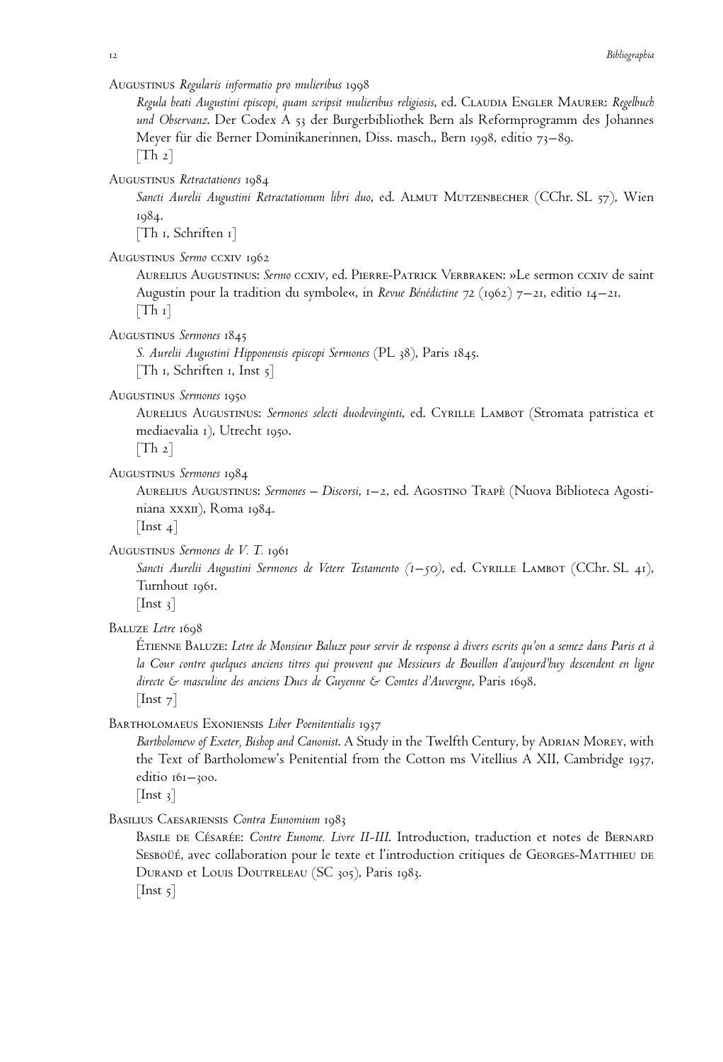Augustinus *Regularis informatio pro mulieribus* 1998

*Regula beati Augustini episcopi, quam scripsit mulieribus religiosis*, ed. Claudia Engler Maurer: *Regelbuch und Observanz*. Der Codex A 53 der Burgerbibliothek Bern als Reformprogramm des Johannes Meyer für die Berner Dominikanerinnen, Diss. masch., Bern 1998, editio 73–89.
[Th 2]

Augustinus *Retractationes* 1984

*Sancti Aurelii Augustini Retractationum libri duo*, ed. Almut Mutzenbecher (CChr. SL 57), Wien 1984.
[Th 1, Schriften 1]

Augustinus *Sermo* ccxiv 1962

Aurelius Augustinus: *Sermo* ccxiv, ed. Pierre-Patrick Verbraken: »Le sermon ccxiv de saint Augustin pour la tradition du symbole«, in *Revue Bénédictine* 72 (1962) 7–21, editio 14–21.
[Th 1]

Augustinus *Sermones* 1845

*S. Aurelii Augustini Hipponensis episcopi Sermones* (PL 38), Paris 1845.
[Th 1, Schriften 1, Inst 5]

Augustinus *Sermones* 1950

Aurelius Augustinus: *Sermones selecti duodevinginti*, ed. Cyrille Lambot (Stromata patristica et mediaevalia 1), Utrecht 1950.
[Th 2]

Augustinus *Sermones* 1984

Aurelius Augustinus: *Sermones – Discorsi*, 1–2, ed. Agostino Trapè (Nuova Biblioteca Agostiniana xxxii), Roma 1984.
[Inst 4]

Augustinus *Sermones de V. T.* 1961

*Sancti Aurelii Augustini Sermones de Vetere Testamento (1–50)*, ed. Cyrille Lambot (CChr. SL 41), Turnhout 1961.
[Inst 3]

Baluze *Letre* 1698

Étienne Baluze: *Letre de Monsieur Baluze pour servir de response à divers escrits qu'on a semez dans Paris et à la Cour contre quelques anciens titres qui prouvent que Messieurs de Bouillon d'aujourd'huy descendent en ligne directe & masculine des anciens Ducs de Guyenne & Comtes d'Auvergne*, Paris 1698.
[Inst 7]

Bartholomaeus Exoniensis *Liber Poenitentialis* 1937

*Bartholomew of Exeter, Bishop and Canonist*. A Study in the Twelfth Century, by Adrian Morey, with the Text of Bartholomew's Penitential from the Cotton ms Vitellius A XII, Cambridge 1937, editio 161–300.
[Inst 3]

Basilius Caesariensis *Contra Eunomium* 1983

Basile de Césarée: *Contre Eunome. Livre II-III.* Introduction, traduction et notes de Bernard Sesboüé, avec collaboration pour le texte et l'introduction critiques de Georges-Matthieu de Durand et Louis Doutreleau (SC 305), Paris 1983.
[Inst 5]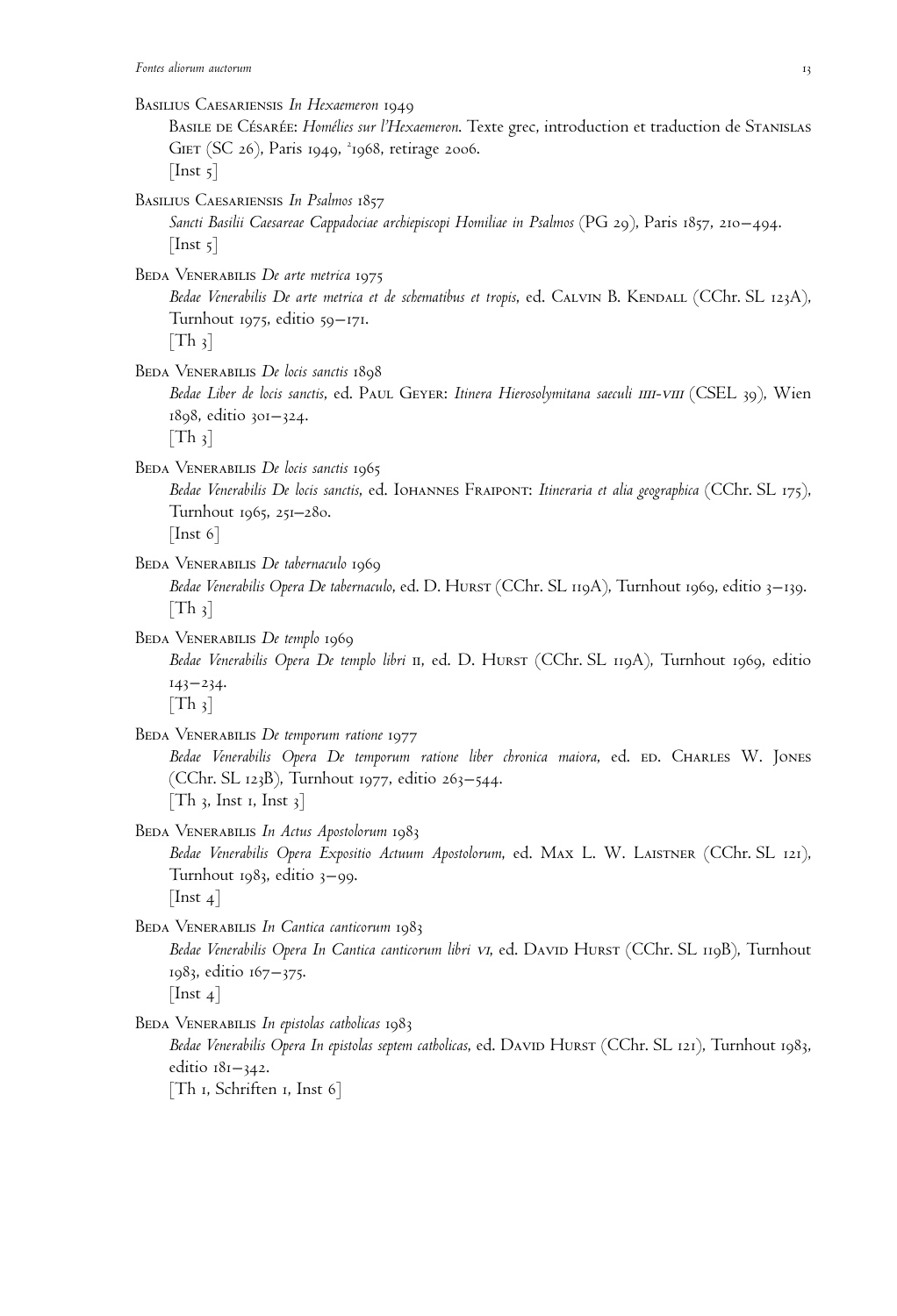Basilius Caesariensis *In Hexaemeron* 1949
Basile de Césarée: *Homélies sur l'Hexaemeron*. Texte grec, introduction et traduction de Stanislas Giet (SC 26), Paris 1949, ²1968, retirage 2006.
[Inst 5]

Basilius Caesariensis *In Psalmos* 1857
*Sancti Basilii Caesareae Cappadociae archiepiscopi Homiliae in Psalmos* (PG 29), Paris 1857, 210–494.
[Inst 5]

Beda Venerabilis *De arte metrica* 1975
*Bedae Venerabilis De arte metrica et de schematibus et tropis*, ed. Calvin B. Kendall (CChr. SL 123A), Turnhout 1975, editio 59–171.
[Th 3]

Beda Venerabilis *De locis sanctis* 1898
*Bedae Liber de locis sanctis*, ed. Paul Geyer: *Itinera Hierosolymitana saeculi IIII-VIII* (CSEL 39), Wien 1898, editio 301–324.
[Th 3]

Beda Venerabilis *De locis sanctis* 1965
*Bedae Venerabilis De locis sanctis*, ed. Iohannes Fraipont: *Itineraria et alia geographica* (CChr. SL 175), Turnhout 1965, 251–280.
[Inst 6]

Beda Venerabilis *De tabernaculo* 1969
*Bedae Venerabilis Opera De tabernaculo*, ed. D. Hurst (CChr. SL 119A), Turnhout 1969, editio 3–139.
[Th 3]

Beda Venerabilis *De templo* 1969
*Bedae Venerabilis Opera De templo libri II*, ed. D. Hurst (CChr. SL 119A), Turnhout 1969, editio 143–234.
[Th 3]

Beda Venerabilis *De temporum ratione* 1977
*Bedae Venerabilis Opera De temporum ratione liber chronica maiora*, ed. ed. Charles W. Jones (CChr. SL 123B), Turnhout 1977, editio 263–544.
[Th 3, Inst 1, Inst 3]

Beda Venerabilis *In Actus Apostolorum* 1983
*Bedae Venerabilis Opera Expositio Actuum Apostolorum*, ed. Max L. W. Laistner (CChr. SL 121), Turnhout 1983, editio 3–99.
[Inst 4]

Beda Venerabilis *In Cantica canticorum* 1983
*Bedae Venerabilis Opera In Cantica canticorum libri VI*, ed. David Hurst (CChr. SL 119B), Turnhout 1983, editio 167–375.
[Inst 4]

Beda Venerabilis *In epistolas catholicas* 1983
*Bedae Venerabilis Opera In epistolas septem catholicas*, ed. David Hurst (CChr. SL 121), Turnhout 1983, editio 181–342.
[Th 1, Schriften 1, Inst 6]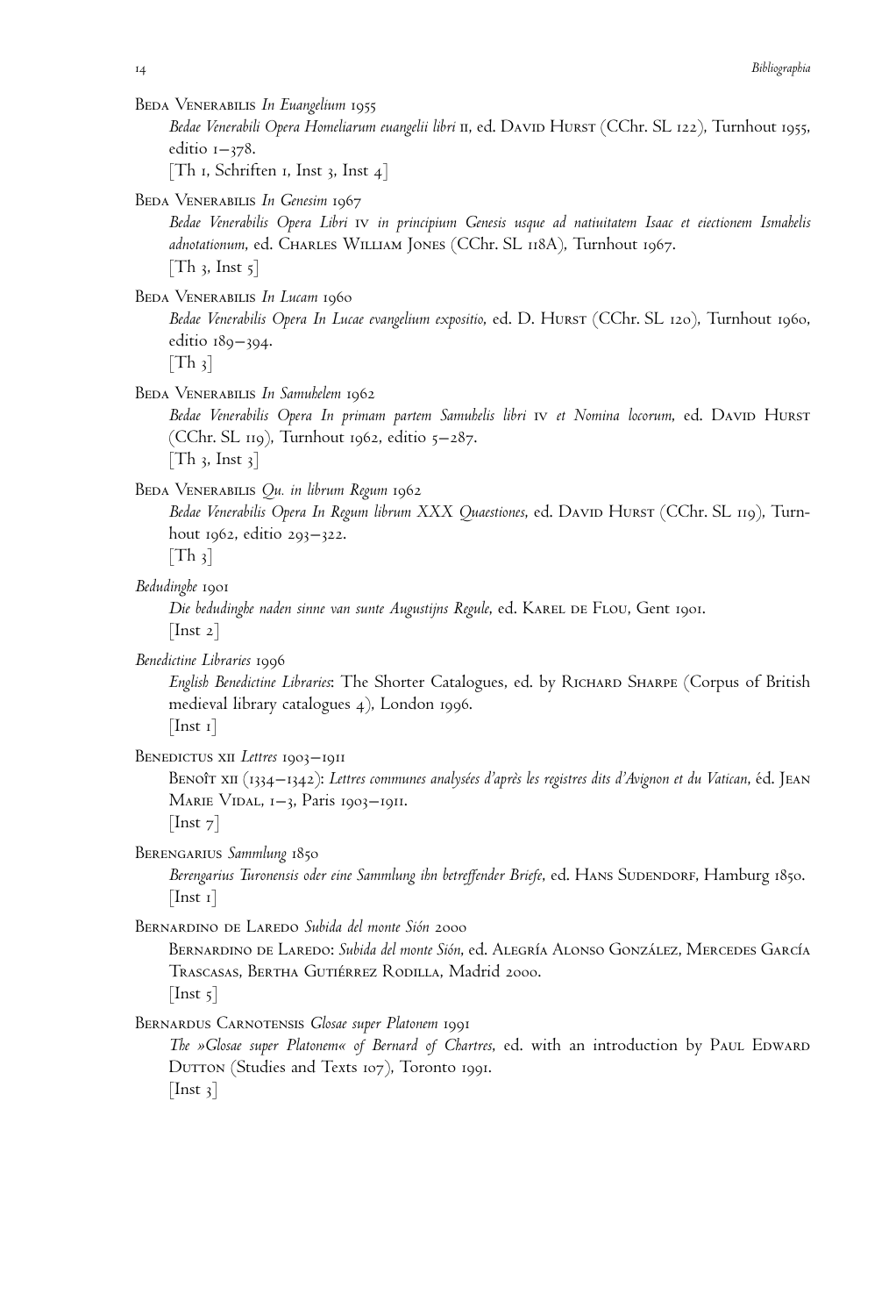Beda Venerabilis *In Euangelium* 1955
*Bedae Venerabili Opera Homeliarum euangelii libri* II, ed. David Hurst (CChr. SL 122), Turnhout 1955, editio 1–378.
[Th 1, Schriften 1, Inst 3, Inst 4]

Beda Venerabilis *In Genesim* 1967
*Bedae Venerabilis Opera Libri* IV *in principium Genesis usque ad natiuitatem Isaac et eiectionem Ismahelis adnotationum*, ed. Charles William Jones (CChr. SL 118A), Turnhout 1967.
[Th 3, Inst 5]

Beda Venerabilis *In Lucam* 1960
*Bedae Venerabilis Opera In Lucae evangelium expositio*, ed. D. Hurst (CChr. SL 120), Turnhout 1960, editio 189–394.
[Th 3]

Beda Venerabilis *In Samuhelem* 1962
*Bedae Venerabilis Opera In primam partem Samuhelis libri* IV *et Nomina locorum*, ed. David Hurst (CChr. SL 119), Turnhout 1962, editio 5–287.
[Th 3, Inst 3]

Beda Venerabilis *Qu. in librum Regum* 1962
*Bedae Venerabilis Opera In Regum librum XXX Quaestiones*, ed. David Hurst (CChr. SL 119), Turnhout 1962, editio 293–322.
[Th 3]

*Bedudinghe* 1901
*Die bedudinghe naden sinne van sunte Augustijns Regule*, ed. Karel de Flou, Gent 1901.
[Inst 2]

*Benedictine Libraries* 1996
*English Benedictine Libraries*: The Shorter Catalogues, ed. by Richard Sharpe (Corpus of British medieval library catalogues 4), London 1996.
[Inst 1]

Benedictus XII *Lettres* 1903–1911
Benoît XII (1334–1342): *Lettres communes analysées d'après les registres dits d'Avignon et du Vatican*, éd. Jean Marie Vidal, 1–3, Paris 1903–1911.
[Inst 7]

Berengarius *Sammlung* 1850
*Berengarius Turonensis oder eine Sammlung ihn betreffender Briefe*, ed. Hans Sudendorf, Hamburg 1850.
[Inst 1]

Bernardino de Laredo *Subida del monte Sión* 2000
Bernardino de Laredo: *Subida del monte Sión*, ed. Alegría Alonso González, Mercedes García Trascasas, Bertha Gutiérrez Rodilla, Madrid 2000.
[Inst 5]

Bernardus Carnotensis *Glosae super Platonem* 1991
*The »Glosae super Platonem« of Bernard of Chartres*, ed. with an introduction by Paul Edward Dutton (Studies and Texts 107), Toronto 1991.
[Inst 3]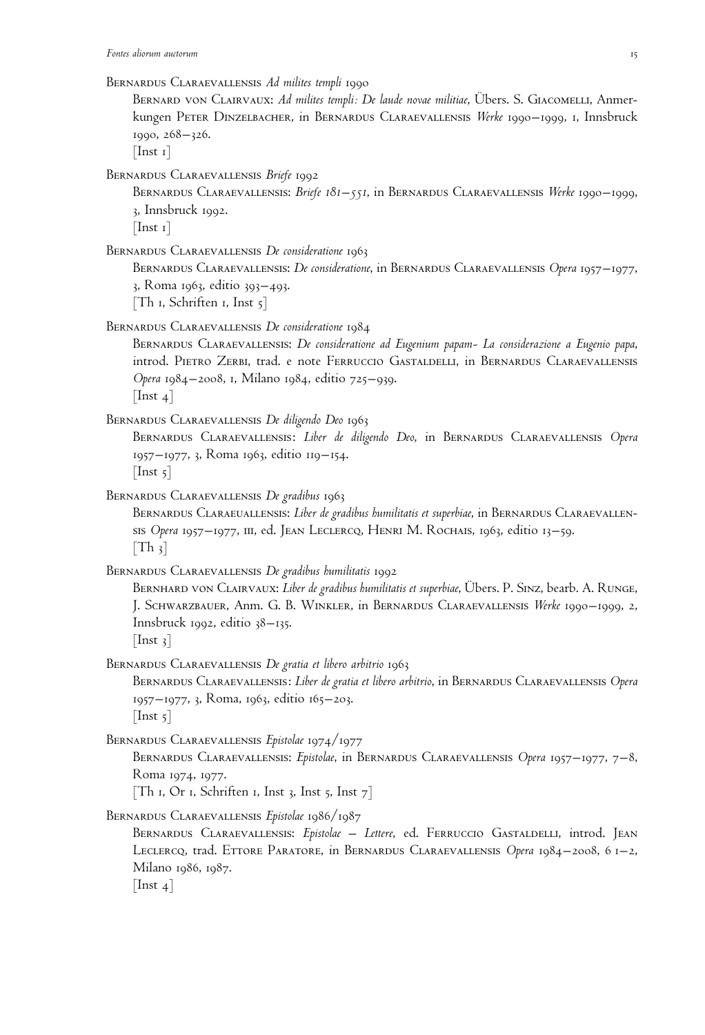Bernardus Claraevallensis *Ad milites templi* 1990

Bernard von Clairvaux: *Ad milites templi: De laude novae militiae*, Übers. S. Giacomelli, Anmerkungen Peter Dinzelbacher, in Bernardus Claraevallensis *Werke* 1990–1999, 1, Innsbruck 1990, 268–326.

[Inst 1]

Bernardus Claraevallensis *Briefe* 1992

Bernardus Claraevallensis: *Briefe 181–551*, in Bernardus Claraevallensis *Werke* 1990–1999, 3, Innsbruck 1992.

[Inst 1]

Bernardus Claraevallensis *De consideratione* 1963

Bernardus Claraevallensis: *De consideratione*, in Bernardus Claraevallensis *Opera* 1957–1977, 3, Roma 1963, editio 393–493.

[Th 1, Schriften 1, Inst 5]

Bernardus Claraevallensis *De consideratione* 1984

Bernardus Claraevallensis: *De consideratione ad Eugenium papam- La considerazione a Eugenio papa*, introd. Pietro Zerbi, trad. e note Ferruccio Gastaldelli, in Bernardus Claraevallensis *Opera* 1984–2008, 1, Milano 1984, editio 725–939.

[Inst 4]

Bernardus Claraevallensis *De diligendo Deo* 1963

Bernardus Claraevallensis: *Liber de diligendo Deo*, in Bernardus Claraevallensis *Opera* 1957–1977, 3, Roma 1963, editio 119–154.

[Inst 5]

Bernardus Claraevallensis *De gradibus* 1963

Bernardus Claraeuallensis: *Liber de gradibus humilitatis et superbiae*, in Bernardus Claraevallensis *Opera* 1957–1977, iii, ed. Jean Leclercq, Henri M. Rochais, 1963, editio 13–59.

[Th 3]

Bernardus Claraevallensis *De gradibus humilitatis* 1992

Bernhard von Clairvaux: *Liber de gradibus humilitatis et superbiae*, Übers. P. Sinz, bearb. A. Runge, J. Schwarzbauer, Anm. G. B. Winkler, in Bernardus Claraevallensis *Werke* 1990–1999, 2, Innsbruck 1992, editio 38–135.

[Inst 3]

Bernardus Claraevallensis *De gratia et libero arbitrio* 1963

Bernardus Claraevallensis: *Liber de gratia et libero arbitrio*, in Bernardus Claraevallensis *Opera* 1957–1977, 3, Roma, 1963, editio 165–203.

[Inst 5]

Bernardus Claraevallensis *Epistolae* 1974/1977

Bernardus Claraevallensis: *Epistolae*, in Bernardus Claraevallensis *Opera* 1957–1977, 7–8, Roma 1974, 1977.

[Th 1, Or 1, Schriften 1, Inst 3, Inst 5, Inst 7]

Bernardus Claraevallensis *Epistolae* 1986/1987

Bernardus Claraevallensis: *Epistolae – Lettere*, ed. Ferruccio Gastaldelli, introd. Jean Leclercq, trad. Ettore Paratore, in Bernardus Claraevallensis *Opera* 1984–2008, 6 1–2, Milano 1986, 1987.

[Inst 4]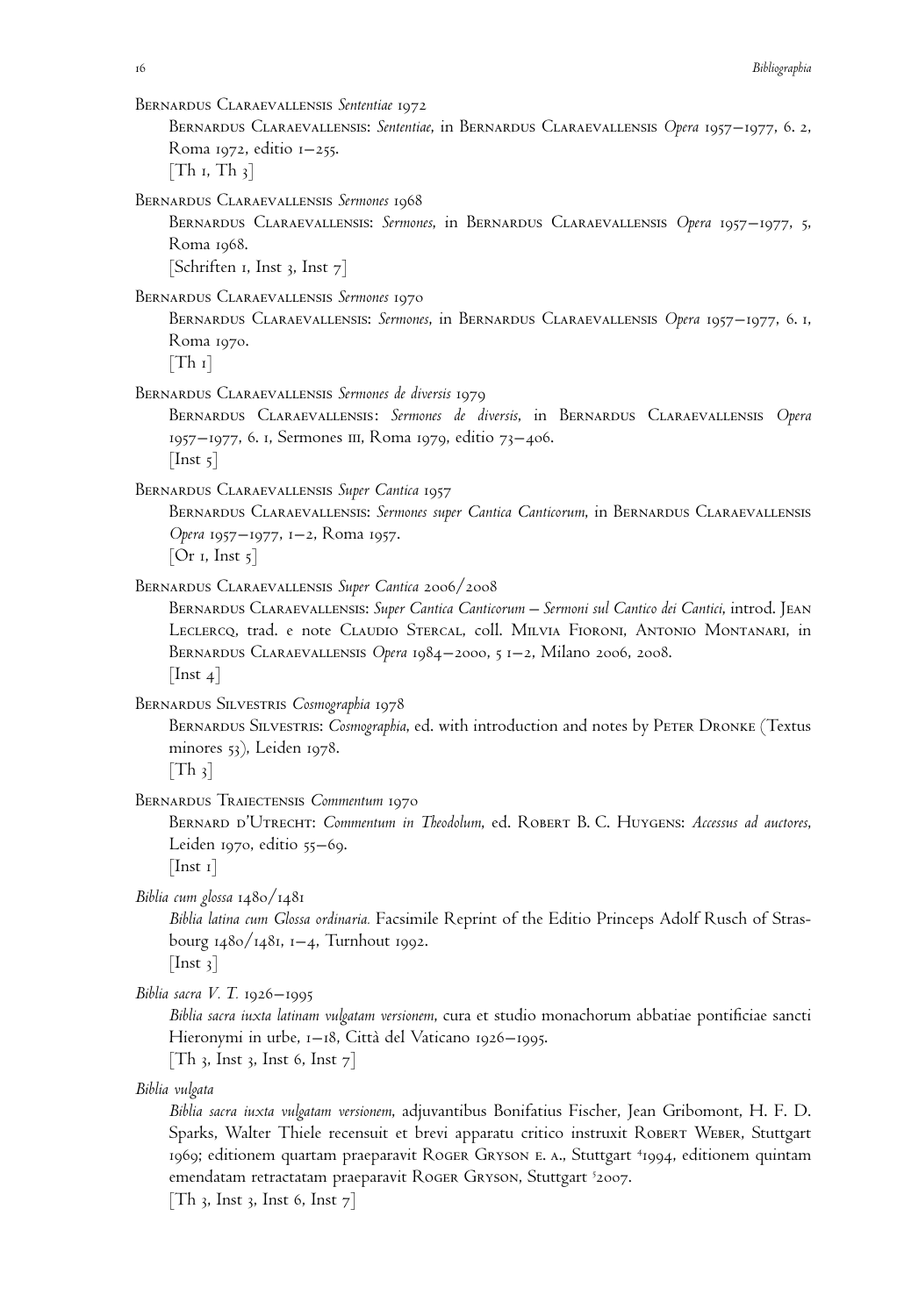Bernardus Claraevallensis *Sententiae* 1972

Bernardus Claraevallensis: *Sententiae*, in Bernardus Claraevallensis *Opera* 1957–1977, 6. 2, Roma 1972, editio 1–255.
[Th 1, Th 3]

Bernardus Claraevallensis *Sermones* 1968

Bernardus Claraevallensis: *Sermones*, in Bernardus Claraevallensis *Opera* 1957–1977, 5, Roma 1968.
[Schriften 1, Inst 3, Inst 7]

Bernardus Claraevallensis *Sermones* 1970

Bernardus Claraevallensis: *Sermones*, in Bernardus Claraevallensis *Opera* 1957–1977, 6. 1, Roma 1970.
[Th 1]

Bernardus Claraevallensis *Sermones de diversis* 1979

Bernardus Claraevallensis: *Sermones de diversis*, in Bernardus Claraevallensis *Opera* 1957–1977, 6. 1, Sermones III, Roma 1979, editio 73–406.
[Inst 5]

Bernardus Claraevallensis *Super Cantica* 1957

Bernardus Claraevallensis: *Sermones super Cantica Canticorum*, in Bernardus Claraevallensis *Opera* 1957–1977, 1–2, Roma 1957.
[Or 1, Inst 5]

Bernardus Claraevallensis *Super Cantica* 2006/2008

Bernardus Claraevallensis: *Super Cantica Canticorum – Sermoni sul Cantico dei Cantici*, introd. Jean Leclercq, trad. e note Claudio Stercal, coll. Milvia Fioroni, Antonio Montanari, in Bernardus Claraevallensis *Opera* 1984–2000, 5 1–2, Milano 2006, 2008.
[Inst 4]

Bernardus Silvestris *Cosmographia* 1978

Bernardus Silvestris: *Cosmographia*, ed. with introduction and notes by Peter Dronke (Textus minores 53), Leiden 1978.
[Th 3]

Bernardus Traiectensis *Commentum* 1970

Bernard d'Utrecht: *Commentum in Theodolum*, ed. Robert B. C. Huygens: *Accessus ad auctores*, Leiden 1970, editio 55–69.
[Inst 1]

*Biblia cum glossa* 1480/1481

*Biblia latina cum Glossa ordinaria.* Facsimile Reprint of the Editio Princeps Adolf Rusch of Strasbourg 1480/1481, 1–4, Turnhout 1992.
[Inst 3]

*Biblia sacra V. T.* 1926–1995

*Biblia sacra iuxta latinam vulgatam versionem*, cura et studio monachorum abbatiae pontificiae sancti Hieronymi in urbe, 1–18, Città del Vaticano 1926–1995.
[Th 3, Inst 3, Inst 6, Inst 7]

*Biblia vulgata*

*Biblia sacra iuxta vulgatam versionem*, adjuvantibus Bonifatius Fischer, Jean Gribomont, H. F. D. Sparks, Walter Thiele recensuit et brevi apparatu critico instruxit Robert Weber, Stuttgart 1969; editionem quartam praeparavit Roger Gryson e. a., Stuttgart [4]1994, editionem quintam emendatam retractatam praeparavit Roger Gryson, Stuttgart [5]2007.
[Th 3, Inst 3, Inst 6, Inst 7]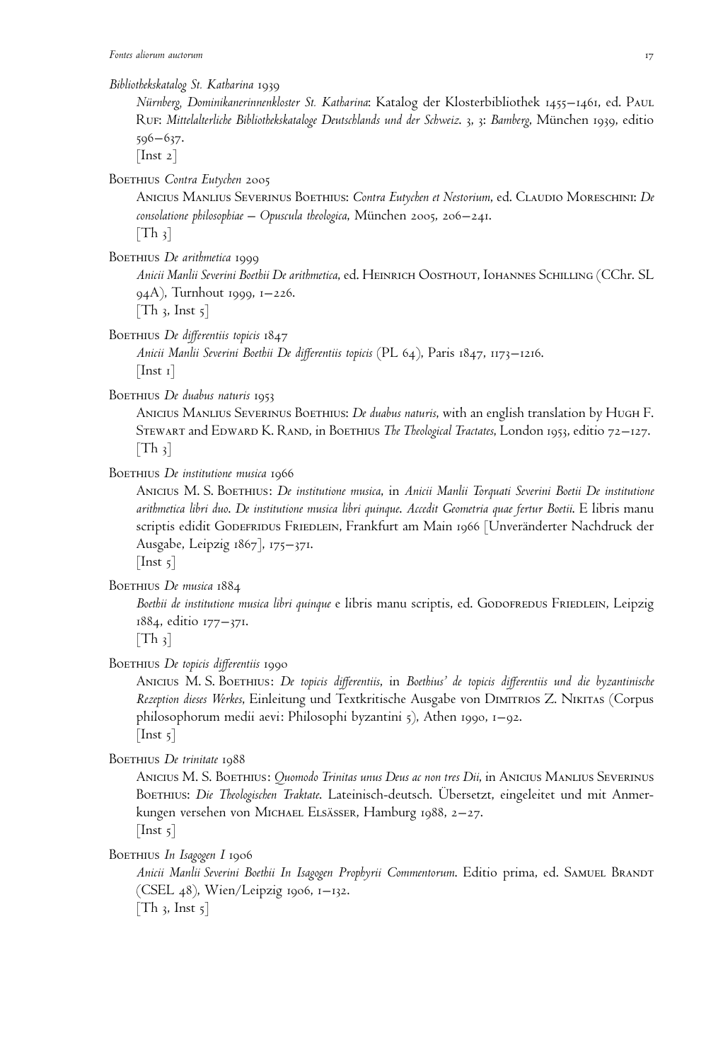*Bibliothekskatalog St. Katharina* 1939

Nürnberg, Dominikanerinnenkloster St. Katharina: Katalog der Klosterbibliothek 1455–1461, ed. Paul Ruf: *Mittelalterliche Bibliothekskataloge Deutschlands und der Schweiz*. 3, 3: *Bamberg*, München 1939, editio 596–637.
[Inst 2]

Boethius *Contra Eutychen* 2005

Anicius Manlius Severinus Boethius: *Contra Eutychen et Nestorium*, ed. Claudio Moreschini: *De consolatione philosophiae – Opuscula theologica*, München 2005, 206–241.
[Th 3]

Boethius *De arithmetica* 1999

*Anicii Manlii Severini Boethii De arithmetica*, ed. Heinrich Oosthout, Iohannes Schilling (CChr. SL 94A), Turnhout 1999, 1–226.
[Th 3, Inst 5]

Boethius *De differentiis topicis* 1847

*Anicii Manlii Severini Boethii De differentiis topicis* (PL 64), Paris 1847, 1173–1216.
[Inst 1]

Boethius *De duabus naturis* 1953

Anicius Manlius Severinus Boethius: *De duabus naturis*, with an english translation by Hugh F. Stewart and Edward K. Rand, in Boethius *The Theological Tractates*, London 1953, editio 72–127.
[Th 3]

Boethius *De institutione musica* 1966

Anicius M. S. Boethius: *De institutione musica*, in *Anicii Manlii Torquati Severini Boetii De institutione arithmetica libri duo*. *De institutione musica libri quinque*. *Accedit Geometria quae fertur Boetii*. E libris manu scriptis edidit Godefridus Friedlein, Frankfurt am Main 1966 [Unveränderter Nachdruck der Ausgabe, Leipzig 1867], 175–371.
[Inst 5]

Boethius *De musica* 1884

*Boethii de institutione musica libri quinque* e libris manu scriptis, ed. Godofredus Friedlein, Leipzig 1884, editio 177–371.
[Th 3]

Boethius *De topicis differentiis* 1990

Anicius M. S. Boethius: *De topicis differentiis*, in *Boethius' de topicis differentiis und die byzantinische Rezeption dieses Werkes*, Einleitung und Textkritische Ausgabe von Dimitrios Z. Nikitas (Corpus philosophorum medii aevi: Philosophi byzantini 5), Athen 1990, 1–92.
[Inst 5]

Boethius *De trinitate* 1988

Anicius M. S. Boethius: *Quomodo Trinitas unus Deus ac non tres Dii*, in Anicius Manlius Severinus Boethius: *Die Theologischen Traktate*. Lateinisch-deutsch. Übersetzt, eingeleitet und mit Anmerkungen versehen von Michael Elsässer, Hamburg 1988, 2–27.
[Inst 5]

Boethius *In Isagogen I* 1906

*Anicii Manlii Severini Boethii In Isagogen Prophyrii Commentorum*. Editio prima, ed. Samuel Brandt (CSEL 48), Wien/Leipzig 1906, 1–132.
[Th 3, Inst 5]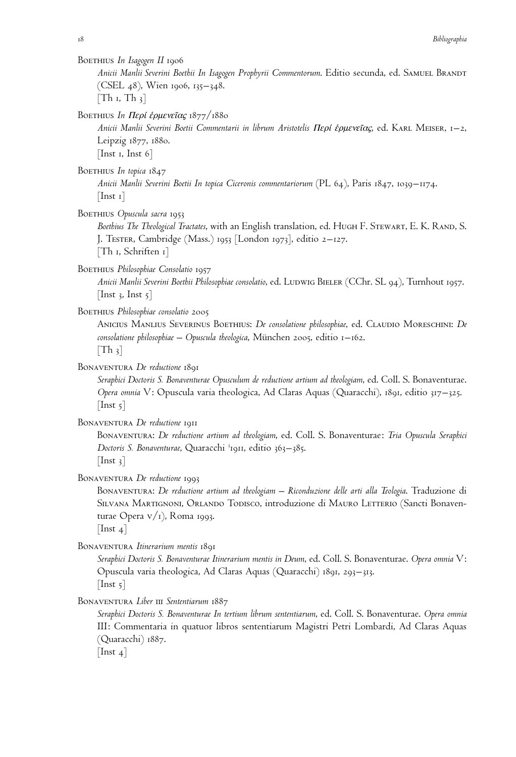Boethius *In Isagogen II* 1906

*Anicii Manlii Severini Boethii In Isagogen Prophyrii Commentorum*. Editio secunda, ed. Samuel Brandt (CSEL 48), Wien 1906, 135–348.
[Th 1, Th 3]

Boethius *In Περί ἑρμενεῖας* 1877/1880

*Anicii Manlii Severini Boetii Commentarii in librum Aristotelis Περί ἑρμενεῖας*, ed. Karl Meiser, 1–2, Leipzig 1877, 1880.
[Inst 1, Inst 6]

Boethius *In topica* 1847

*Anicii Manlii Severini Boetii In topica Ciceronis commentariorum* (PL 64), Paris 1847, 1039–1174.
[Inst 1]

Boethius *Opuscula sacra* 1953

*Boethius The Theological Tractates*, with an English translation, ed. Hugh F. Stewart, E. K. Rand, S. J. Tester, Cambridge (Mass.) 1953 [London 1973], editio 2–127.
[Th 1, Schriften 1]

Boethius *Philosophiae Consolatio* 1957

*Anicii Manlii Severini Boethii Philosophiae consolatio*, ed. Ludwig Bieler (CChr. SL 94), Turnhout 1957.
[Inst 3, Inst 5]

Boethius *Philosophiae consolatio* 2005

Anicius Manlius Severinus Boethius: *De consolatione philosophiae*, ed. Claudio Moreschini: *De consolatione philosophiae – Opuscula theologica*, München 2005, editio 1–162.
[Th 3]

Bonaventura *De reductione* 1891

*Seraphici Doctoris S. Bonaventurae Opusculum de reductione artium ad theologiam*, ed. Coll. S. Bonaventurae. *Opera omnia* V: Opuscula varia theologica, Ad Claras Aquas (Quaracchi), 1891, editio 317–325.
[Inst 5]

Bonaventura *De reductione* 1911

Bonaventura: *De reductione artium ad theologiam*, ed. Coll. S. Bonaventurae: *Tria Opuscula Seraphici Doctoris S. Bonaventurae*, Quaracchi [3]1911, editio 363–385.
[Inst 3]

Bonaventura *De reductione* 1993

Bonaventura: *De reductione artium ad theologiam – Riconduzione delle arti alla Teologia*. Traduzione di Silvana Martignoni, Orlando Todisco, introduzione di Mauro Letterio (Sancti Bonaventurae Opera V/1), Roma 1993.
[Inst 4]

Bonaventura *Itinerarium mentis* 1891

*Seraphici Doctoris S. Bonaventurae Itinerarium mentis in Deum*, ed. Coll. S. Bonaventurae. *Opera omnia* V: Opuscula varia theologica, Ad Claras Aquas (Quaracchi) 1891, 293–313.
[Inst 5]

Bonaventura *Liber III Sententiarum* 1887

*Seraphici Doctoris S. Bonaventurae In tertium librum sententiarum*, ed. Coll. S. Bonaventurae. *Opera omnia* III: Commentaria in quatuor libros sententiarum Magistri Petri Lombardi, Ad Claras Aquas (Quaracchi) 1887.
[Inst 4]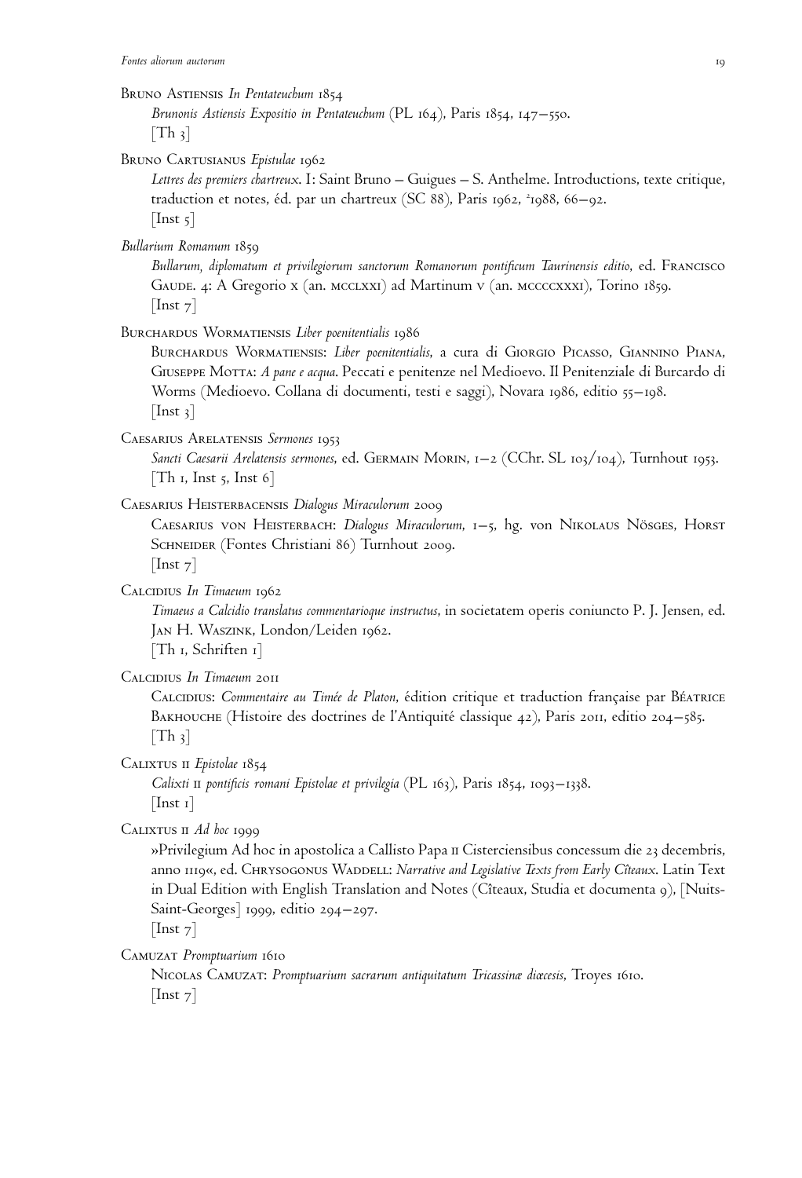Bruno Astiensis *In Pentateuchum* 1854

*Brunonis Astiensis Expositio in Pentateuchum* (PL 164), Paris 1854, 147–550.
[Th 3]

Bruno Cartusianus *Epistulae* 1962

*Lettres des premiers chartreux*. I: Saint Bruno – Guigues – S. Anthelme. Introductions, texte critique, traduction et notes, éd. par un chartreux (SC 88), Paris 1962, ²1988, 66–92.
[Inst 5]

*Bullarium Romanum* 1859

*Bullarum, diplomatum et privilegiorum sanctorum Romanorum pontificum Taurinensis editio*, ed. Francisco Gaude. 4: A Gregorio x (an. mcclxxi) ad Martinum v (an. mccccxxxi), Torino 1859.
[Inst 7]

Burchardus Wormatiensis *Liber poenitentialis* 1986

Burchardus Wormatiensis: *Liber poenitentialis*, a cura di Giorgio Picasso, Giannino Piana, Giuseppe Motta: *A pane e acqua*. Peccati e penitenze nel Medioevo. Il Penitenziale di Burcardo di Worms (Medioevo. Collana di documenti, testi e saggi), Novara 1986, editio 55–198.
[Inst 3]

Caesarius Arelatensis *Sermones* 1953

*Sancti Caesarii Arelatensis sermones*, ed. Germain Morin, 1–2 (CChr. SL 103/104), Turnhout 1953.
[Th 1, Inst 5, Inst 6]

Caesarius Heisterbacensis *Dialogus Miraculorum* 2009

Caesarius von Heisterbach: *Dialogus Miraculorum*, 1–5, hg. von Nikolaus Nösges, Horst Schneider (Fontes Christiani 86) Turnhout 2009.
[Inst 7]

Calcidius *In Timaeum* 1962

*Timaeus a Calcidio translatus commentarioque instructus*, in societatem operis coniuncto P. J. Jensen, ed. Jan H. Waszink, London/Leiden 1962.
[Th 1, Schriften 1]

Calcidius *In Timaeum* 2011

Calcidius: *Commentaire au Timée de Platon*, édition critique et traduction française par Béatrice Bakhouche (Histoire des doctrines de l'Antiquité classique 42), Paris 2011, editio 204–585.
[Th 3]

Calixtus ii *Epistolae* 1854

*Calixti* ii *pontificis romani Epistolae et privilegia* (PL 163), Paris 1854, 1093–1338.
[Inst 1]

Calixtus ii *Ad hoc* 1999

»Privilegium Ad hoc in apostolica a Callisto Papa ii Cisterciensibus concessum die 23 decembris, anno 1119«, ed. Chrysogonus Waddell: *Narrative and Legislative Texts from Early Cîteaux*. Latin Text in Dual Edition with English Translation and Notes (Cîteaux, Studia et documenta 9), [Nuits-Saint-Georges] 1999, editio 294–297.
[Inst 7]

Camuzat *Promptuarium* 1610

Nicolas Camuzat: *Promptuarium sacrarum antiquitatum Tricassinæ diœcesis*, Troyes 1610.
[Inst 7]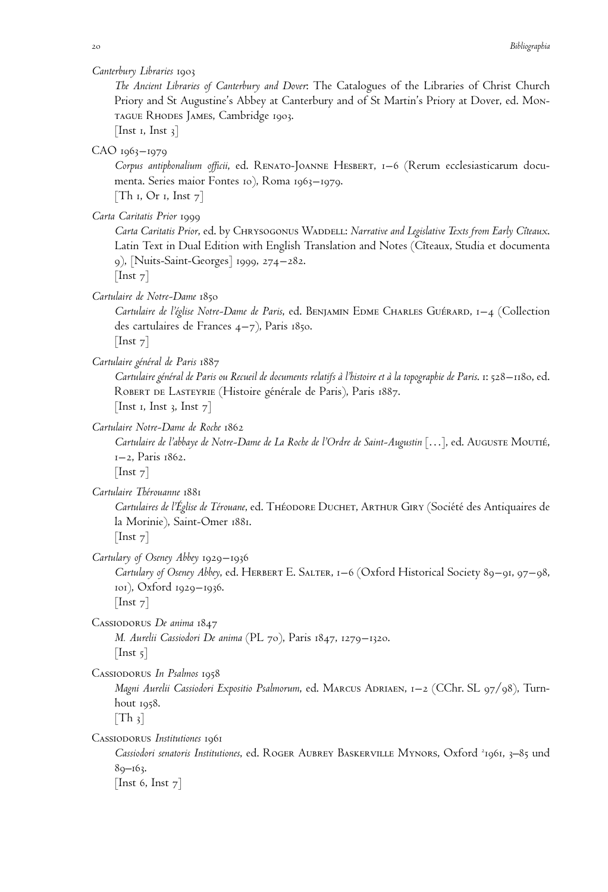*Canterbury Libraries* 1903

*The Ancient Libraries of Canterbury and Dover*: The Catalogues of the Libraries of Christ Church Priory and St Augustine's Abbey at Canterbury and of St Martin's Priory at Dover, ed. Montague Rhodes James, Cambridge 1903.
[Inst 1, Inst 3]

CAO 1963–1979

*Corpus antiphonalium officii*, ed. Renato-Joanne Hesbert, 1–6 (Rerum ecclesiasticarum documenta. Series maior Fontes 10), Roma 1963–1979.
[Th 1, Or 1, Inst 7]

*Carta Caritatis Prior* 1999

*Carta Caritatis Prior*, ed. by Chrysogonus Waddell: *Narrative and Legislative Texts from Early Cîteaux*. Latin Text in Dual Edition with English Translation and Notes (Cîteaux, Studia et documenta 9), [Nuits-Saint-Georges] 1999, 274–282.
[Inst 7]

*Cartulaire de Notre-Dame* 1850

*Cartulaire de l'église Notre-Dame de Paris*, ed. Benjamin Edme Charles Guérard, 1–4 (Collection des cartulaires de Frances 4–7), Paris 1850.
[Inst 7]

*Cartulaire général de Paris* 1887

*Cartulaire général de Paris ou Recueil de documents relatifs à l'histoire et à la topographie de Paris*. 1: 528–1180, ed. Robert de Lasteyrie (Histoire générale de Paris), Paris 1887.
[Inst 1, Inst 3, Inst 7]

*Cartulaire Notre-Dame de Roche* 1862

*Cartulaire de l'abbaye de Notre-Dame de La Roche de l'Ordre de Saint-Augustin* [...], ed. Auguste Moutié, 1–2, Paris 1862.
[Inst 7]

*Cartulaire Thérouanne* 1881

*Cartulaires de l'Église de Térouane*, ed. Théodore Duchet, Arthur Giry (Société des Antiquaires de la Morinie), Saint-Omer 1881.
[Inst 7]

*Cartulary of Oseney Abbey* 1929–1936

*Cartulary of Oseney Abbey*, ed. Herbert E. Salter, 1–6 (Oxford Historical Society 89–91, 97–98, 101), Oxford 1929–1936.
[Inst 7]

Cassiodorus *De anima* 1847

*M. Aurelii Cassiodori De anima* (PL 70), Paris 1847, 1279–1320.
[Inst 5]

Cassiodorus *In Psalmos* 1958

*Magni Aurelii Cassiodori Expositio Psalmorum*, ed. Marcus Adriaen, 1–2 (CChr. SL 97/98), Turnhout 1958.
[Th 3]

Cassiodorus *Institutiones* 1961

*Cassiodori senatoris Institutiones*, ed. Roger Aubrey Baskerville Mynors, Oxford [2]1961, 3–85 und 89–163.
[Inst 6, Inst 7]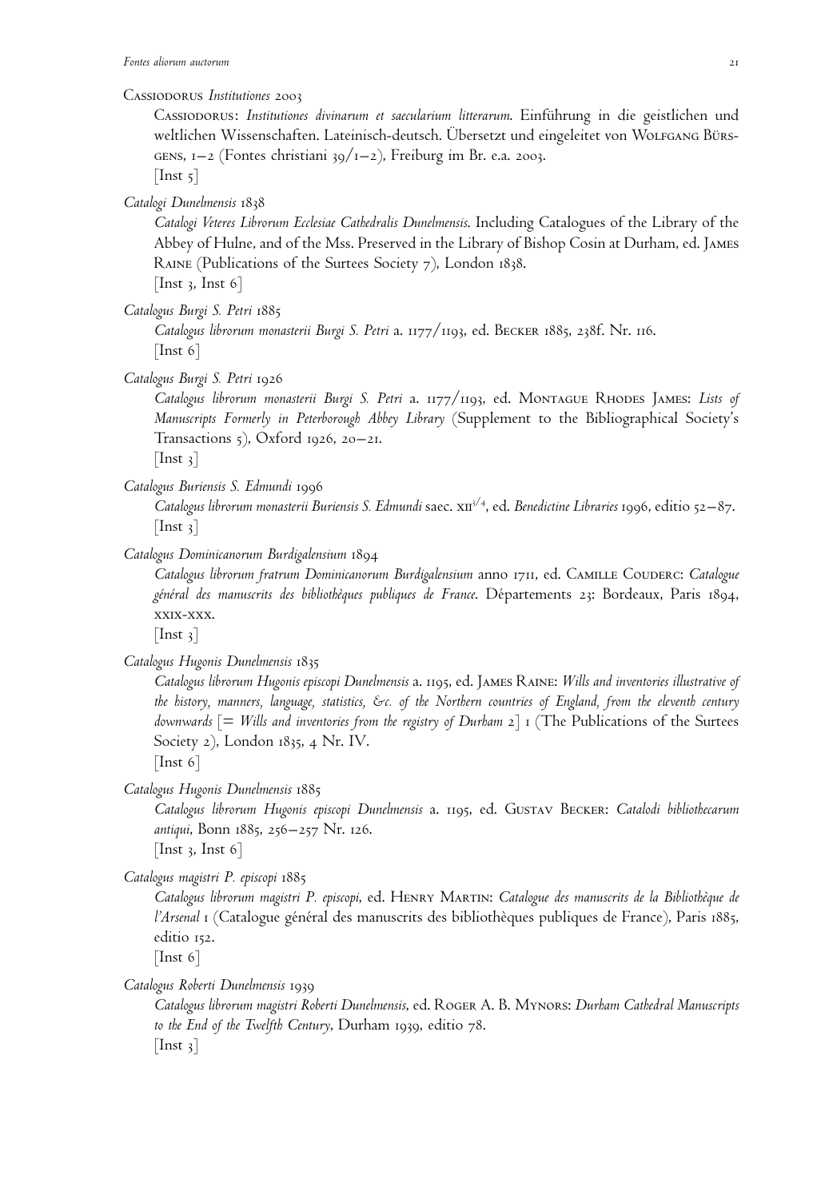Cassiodorus *Institutiones* 2003

Cassiodorus: *Institutiones divinarum et saecularium litterarum*. Einführung in die geistlichen und weltlichen Wissenschaften. Lateinisch-deutsch. Übersetzt und eingeleitet von Wolfgang Bürsgens, 1–2 (Fontes christiani 39/1–2), Freiburg im Br. e.a. 2003.
[Inst 5]

*Catalogi Dunelmensis* 1838

*Catalogi Veteres Librorum Ecclesiae Cathedralis Dunelmensis*. Including Catalogues of the Library of the Abbey of Hulne, and of the Mss. Preserved in the Library of Bishop Cosin at Durham, ed. James Raine (Publications of the Surtees Society 7), London 1838.
[Inst 3, Inst 6]

*Catalogus Burgi S. Petri* 1885

*Catalogus librorum monasterii Burgi S. Petri* a. 1177/1193, ed. Becker 1885, 238f. Nr. 116.
[Inst 6]

*Catalogus Burgi S. Petri* 1926

*Catalogus librorum monasterii Burgi S. Petri* a. 1177/1193, ed. Montague Rhodes James: *Lists of Manuscripts Formerly in Peterborough Abbey Library* (Supplement to the Bibliographical Society's Transactions 5), Oxford 1926, 20–21.
[Inst 3]

*Catalogus Buriensis S. Edmundi* 1996

*Catalogus librorum monasterii Buriensis S. Edmundi* saec. XII$^{1/4}$, ed. *Benedictine Libraries* 1996, editio 52–87.
[Inst 3]

*Catalogus Dominicanorum Burdigalensium* 1894

*Catalogus librorum fratrum Dominicanorum Burdigalensium* anno 1711, ed. Camille Couderc: *Catalogue général des manuscrits des bibliothèques publiques de France*. Départements 23: Bordeaux, Paris 1894, XXIX-XXX.
[Inst 3]

*Catalogus Hugonis Dunelmensis* 1835

*Catalogus librorum Hugonis episcopi Dunelmensis* a. 1195, ed. James Raine: *Wills and inventories illustrative of the history, manners, language, statistics, &c. of the Northern countries of England, from the eleventh century downwards* [= *Wills and inventories from the registry of Durham* 2] 1 (The Publications of the Surtees Society 2), London 1835, 4 Nr. IV.
[Inst 6]

*Catalogus Hugonis Dunelmensis* 1885

*Catalogus librorum Hugonis episcopi Dunelmensis* a. 1195, ed. Gustav Becker: *Catalodi bibliothecarum antiqui*, Bonn 1885, 256–257 Nr. 126.
[Inst 3, Inst 6]

*Catalogus magistri P. episcopi* 1885

*Catalogus librorum magistri P. episcopi*, ed. Henry Martin: *Catalogue des manuscrits de la Bibliothèque de l'Arsenal* 1 (Catalogue général des manuscrits des bibliothèques publiques de France), Paris 1885, editio 152.
[Inst 6]

*Catalogus Roberti Dunelmensis* 1939

*Catalogus librorum magistri Roberti Dunelmensis*, ed. Roger A. B. Mynors: *Durham Cathedral Manuscripts to the End of the Twelfth Century*, Durham 1939, editio 78.
[Inst 3]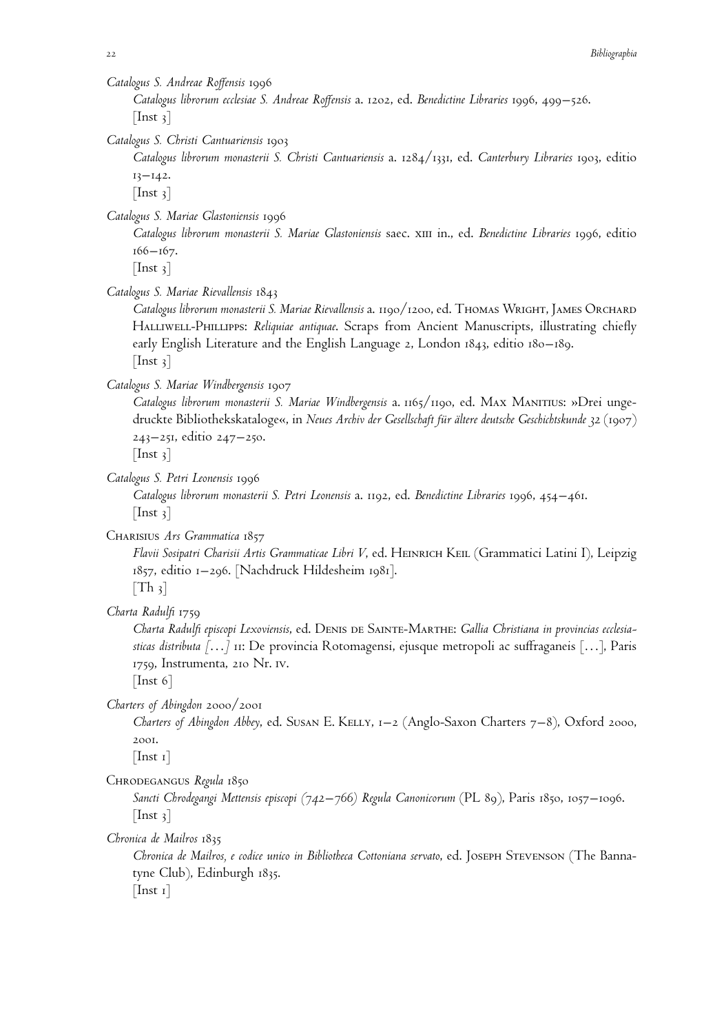*Catalogus S. Andreae Roffensis* 1996
*Catalogus librorum ecclesiae S. Andreae Roffensis* a. 1202, ed. *Benedictine Libraries* 1996, 499–526.
[Inst 3]

*Catalogus S. Christi Cantuariensis* 1903
*Catalogus librorum monasterii S. Christi Cantuariensis* a. 1284/1331, ed. *Canterbury Libraries* 1903, editio 13–142.
[Inst 3]

*Catalogus S. Mariae Glastoniensis* 1996
*Catalogus librorum monasterii S. Mariae Glastoniensis* saec. XIII in., ed. *Benedictine Libraries* 1996, editio 166–167.
[Inst 3]

*Catalogus S. Mariae Rievallensis* 1843
*Catalogus librorum monasterii S. Mariae Rievallensis* a. 1190/1200, ed. Thomas Wright, James Orchard Halliwell-Phillipps: *Reliquiae antiquae.* Scraps from Ancient Manuscripts, illustrating chiefly early English Literature and the English Language 2, London 1843, editio 180–189.
[Inst 3]

*Catalogus S. Mariae Windbergensis* 1907
*Catalogus librorum monasterii S. Mariae Windbergensis* a. 1165/1190, ed. Max Manitius: »Drei ungedruckte Bibliothekskataloge«, in *Neues Archiv der Gesellschaft für ältere deutsche Geschichtskunde* 32 (1907) 243–251, editio 247–250.
[Inst 3]

*Catalogus S. Petri Leonensis* 1996
*Catalogus librorum monasterii S. Petri Leonensis* a. 1192, ed. *Benedictine Libraries* 1996, 454–461.
[Inst 3]

Charisius *Ars Grammatica* 1857
*Flavii Sosipatri Charisii Artis Grammaticae Libri V*, ed. Heinrich Keil (Grammatici Latini I), Leipzig 1857, editio 1–296. [Nachdruck Hildesheim 1981].
[Th 3]

*Charta Radulfi* 1759
*Charta Radulfi episcopi Lexoviensis*, ed. Denis de Sainte-Marthe: *Gallia Christiana in provincias ecclesiasticas distributa [...]* 11: De provincia Rotomagensi, ejusque metropoli ac suffraganeis [...], Paris 1759, Instrumenta, 210 Nr. IV.
[Inst 6]

*Charters of Abingdon* 2000/2001
*Charters of Abingdon Abbey*, ed. Susan E. Kelly, 1–2 (Anglo-Saxon Charters 7–8), Oxford 2000, 2001.
[Inst 1]

Chrodegangus *Regula* 1850
*Sancti Chrodegangi Mettensis episcopi (742–766) Regula Canonicorum* (PL 89), Paris 1850, 1057–1096.
[Inst 3]

*Chronica de Mailros* 1835
*Chronica de Mailros, e codice unico in Bibliotheca Cottoniana servato*, ed. Joseph Stevenson (The Bannatyne Club), Edinburgh 1835.
[Inst 1]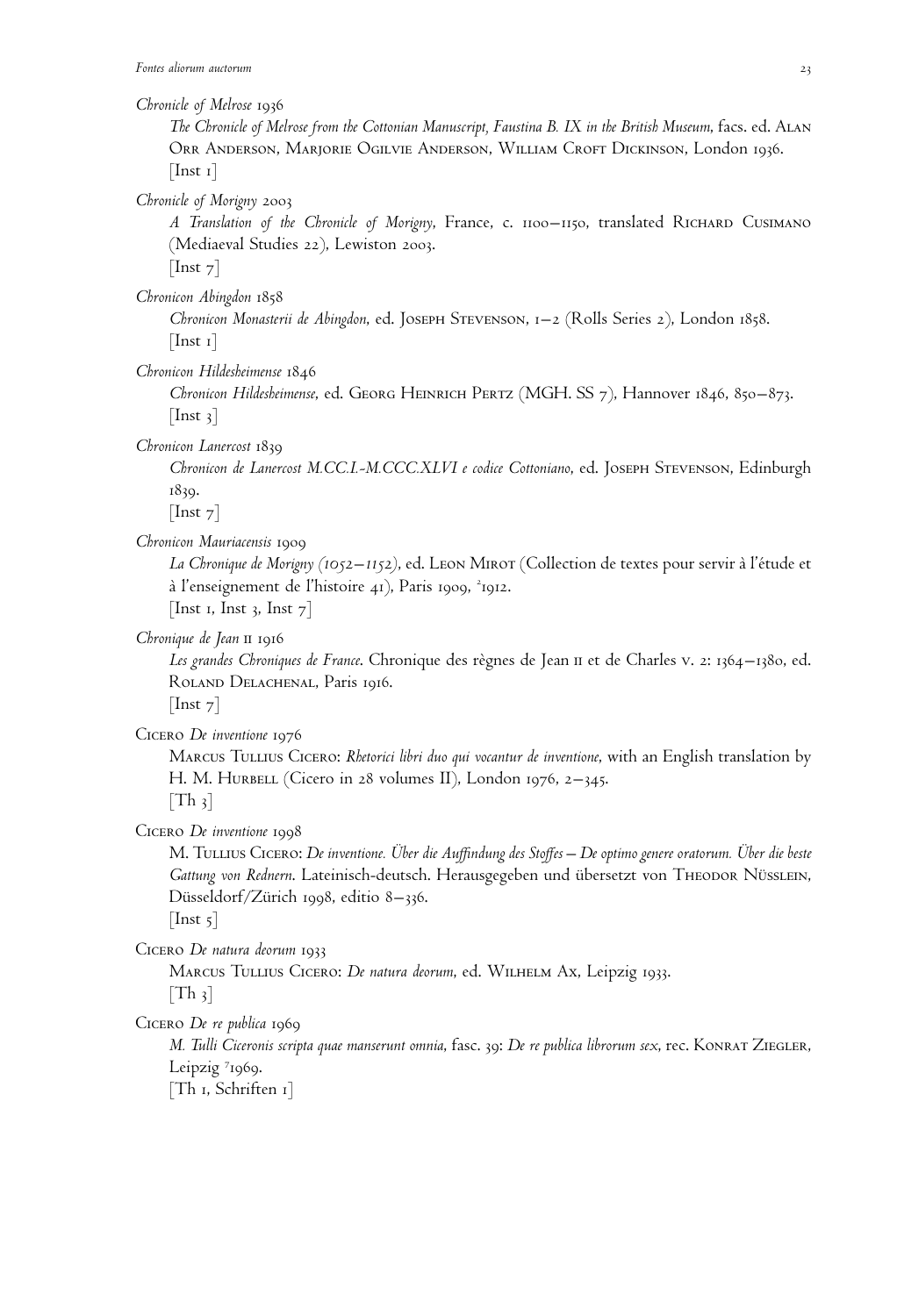*Chronicle of Melrose* 1936
*The Chronicle of Melrose from the Cottonian Manuscript, Faustina B. IX in the British Museum*, facs. ed. Alan Orr Anderson, Marjorie Ogilvie Anderson, William Croft Dickinson, London 1936.
[Inst 1]

*Chronicle of Morigny* 2003
*A Translation of the Chronicle of Morigny*, France, c. 1100–1150, translated Richard Cusimano (Mediaeval Studies 22), Lewiston 2003.
[Inst 7]

*Chronicon Abingdon* 1858
*Chronicon Monasterii de Abingdon*, ed. Joseph Stevenson, 1–2 (Rolls Series 2), London 1858.
[Inst 1]

*Chronicon Hildesheimense* 1846
*Chronicon Hildesheimense*, ed. Georg Heinrich Pertz (MGH. SS 7), Hannover 1846, 850–873.
[Inst 3]

*Chronicon Lanercost* 1839
*Chronicon de Lanercost M.CC.I.-M.CCC.XLVI e codice Cottoniano*, ed. Joseph Stevenson, Edinburgh 1839.
[Inst 7]

*Chronicon Mauriacensis* 1909
*La Chronique de Morigny (1052–1152)*, ed. Leon Mirot (Collection de textes pour servir à l'étude et à l'enseignement de l'histoire 41), Paris 1909, [2]1912.
[Inst 1, Inst 3, Inst 7]

*Chronique de Jean* II 1916
*Les grandes Chroniques de France*. Chronique des règnes de Jean II et de Charles V. 2: 1364–1380, ed. Roland Delachenal, Paris 1916.
[Inst 7]

Cicero *De inventione* 1976
Marcus Tullius Cicero: *Rhetorici libri duo qui vocantur de inventione*, with an English translation by H. M. Hurbell (Cicero in 28 volumes II), London 1976, 2–345.
[Th 3]

Cicero *De inventione* 1998
M. Tullius Cicero: *De inventione. Über die Auffindung des Stoffes – De optimo genere oratorum. Über die beste Gattung von Rednern*. Lateinisch-deutsch. Herausgegeben und übersetzt von Theodor Nüsslein, Düsseldorf/Zürich 1998, editio 8–336.
[Inst 5]

Cicero *De natura deorum* 1933
Marcus Tullius Cicero: *De natura deorum*, ed. Wilhelm Ax, Leipzig 1933.
[Th 3]

Cicero *De re publica* 1969
*M. Tulli Ciceronis scripta quae manserunt omnia*, fasc. 39: *De re publica librorum sex*, rec. Konrat Ziegler, Leipzig [7]1969.
[Th 1, Schriften 1]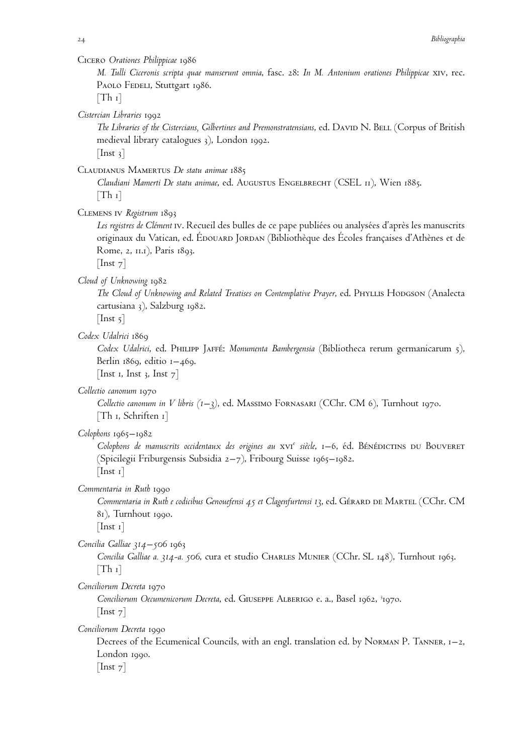Cicero *Orationes Philippicae* 1986

*M. Tulli Ciceronis scripta quae manserunt omnia*, fasc. 28: *In M. Antonium orationes Philippicae* XIV, rec. Paolo Fedeli, Stuttgart 1986.

[Th 1]

*Cistercian Libraries* 1992

*The Libraries of the Cistercians, Gilbertines and Premonstratensians*, ed. David N. Bell (Corpus of British medieval library catalogues 3), London 1992.

[Inst 3]

Claudianus Mamertus *De statu animae* 1885

*Claudiani Mamerti De statu animae*, ed. Augustus Engelbrecht (CSEL 11), Wien 1885.

[Th 1]

Clemens IV *Registrum* 1893

*Les registres de Clément* IV. Recueil des bulles de ce pape publiées ou analysées d'après les manuscrits originaux du Vatican, ed. Édouard Jordan (Bibliothèque des Écoles françaises d'Athènes et de Rome, 2, 11.1), Paris 1893.

[Inst 7]

*Cloud of Unknowing* 1982

*The Cloud of Unknowing and Related Treatises on Contemplative Prayer*, ed. Phyllis Hodgson (Analecta cartusiana 3), Salzburg 1982.

[Inst 5]

*Codex Udalrici* 1869

*Codex Udalrici*, ed. Philipp Jaffé: *Monumenta Bambergensia* (Bibliotheca rerum germanicarum 5), Berlin 1869, editio 1–469.

[Inst 1, Inst 3, Inst 7]

*Collectio canonum* 1970

*Collectio canonum in V libris (1–3)*, ed. Massimo Fornasari (CChr. CM 6), Turnhout 1970.

[Th 1, Schriften 1]

*Colophons* 1965–1982

*Colophons de manuscrits occidentaux des origines au* XVI[e] *siècle*, 1–6, éd. Bénédictins du Bouveret (Spicilegii Friburgensis Subsidia 2–7), Fribourg Suisse 1965–1982.

[Inst 1]

*Commentaria in Ruth* 1990

*Commentaria in Ruth e codicibus Genouefensi 45 et Clagenfurtensi 13*, ed. Gérard de Martel (CChr. CM 81), Turnhout 1990.

[Inst 1]

*Concilia Galliae 314–506* 1963

*Concilia Galliae a. 314-a. 506*, cura et studio Charles Munier (CChr. SL 148), Turnhout 1963.

[Th 1]

*Conciliorum Decreta* 1970

*Conciliorum Oecumenicorum Decreta*, ed. Giuseppe Alberigo e. a., Basel 1962, [3]1970.

[Inst 7]

*Conciliorum Decreta* 1990

Decrees of the Ecumenical Councils, with an engl. translation ed. by Norman P. Tanner, 1–2, London 1990.

[Inst 7]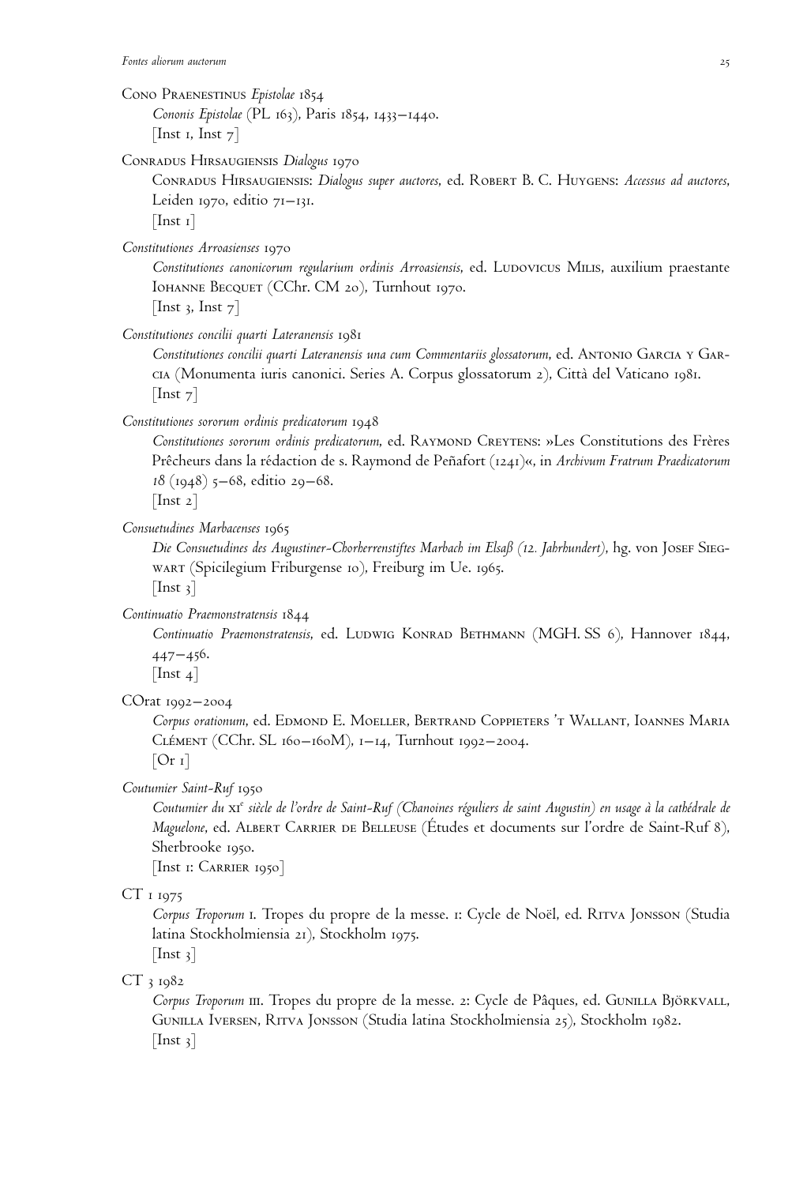Cono Praenestinus *Epistolae* 1854
*Cononis Epistolae* (PL 163), Paris 1854, 1433–1440.
[Inst 1, Inst 7]

Conradus Hirsaugiensis *Dialogus* 1970
Conradus Hirsaugiensis: *Dialogus super auctores*, ed. Robert B. C. Huygens: *Accessus ad auctores*, Leiden 1970, editio 71–131.
[Inst 1]

*Constitutiones Arroasienses* 1970
*Constitutiones canonicorum regularium ordinis Arroasiensis*, ed. Ludovicus Milis, auxilium praestante Iohanne Becquet (CChr. CM 20), Turnhout 1970.
[Inst 3, Inst 7]

*Constitutiones concilii quarti Lateranensis* 1981
*Constitutiones concilii quarti Lateranensis una cum Commentariis glossatorum*, ed. Antonio Garcia y Garcia (Monumenta iuris canonici. Series A. Corpus glossatorum 2), Città del Vaticano 1981.
[Inst 7]

*Constitutiones sororum ordinis predicatorum* 1948
*Constitutiones sororum ordinis predicatorum*, ed. Raymond Creytens: »Les Constitutions des Frères Prêcheurs dans la rédaction de s. Raymond de Peñafort (1241)«, in *Archivum Fratrum Praedicatorum 18* (1948) 5–68, editio 29–68.
[Inst 2]

*Consuetudines Marbacenses* 1965
*Die Consuetudines des Augustiner-Chorherrenstiftes Marbach im Elsaß (12. Jahrhundert)*, hg. von Josef Siegwart (Spicilegium Friburgense 10), Freiburg im Ue. 1965.
[Inst 3]

*Continuatio Praemonstratensis* 1844
*Continuatio Praemonstratensis*, ed. Ludwig Konrad Bethmann (MGH. SS 6), Hannover 1844, 447–456.
[Inst 4]

COrat 1992–2004
*Corpus orationum*, ed. Edmond E. Moeller, Bertrand Coppieters 't Wallant, Ioannes Maria Clément (CChr. SL 160–160M), 1–14, Turnhout 1992–2004.
[Or 1]

*Coutumier Saint-Ruf* 1950
*Coutumier du* XI*e* *siècle de l'ordre de Saint-Ruf (Chanoines réguliers de saint Augustin) en usage à la cathédrale de Maguelone*, ed. Albert Carrier de Belleuse (Études et documents sur l'ordre de Saint-Ruf 8), Sherbrooke 1950.
[Inst 1: Carrier 1950]

CT 1 1975
*Corpus Troporum* I. Tropes du propre de la messe. 1: Cycle de Noël, ed. Ritva Jonsson (Studia latina Stockholmiensia 21), Stockholm 1975.
[Inst 3]

CT 3 1982
*Corpus Troporum* III. Tropes du propre de la messe. 2: Cycle de Pâques, ed. Gunilla Björkvall, Gunilla Iversen, Ritva Jonsson (Studia latina Stockholmiensia 25), Stockholm 1982.
[Inst 3]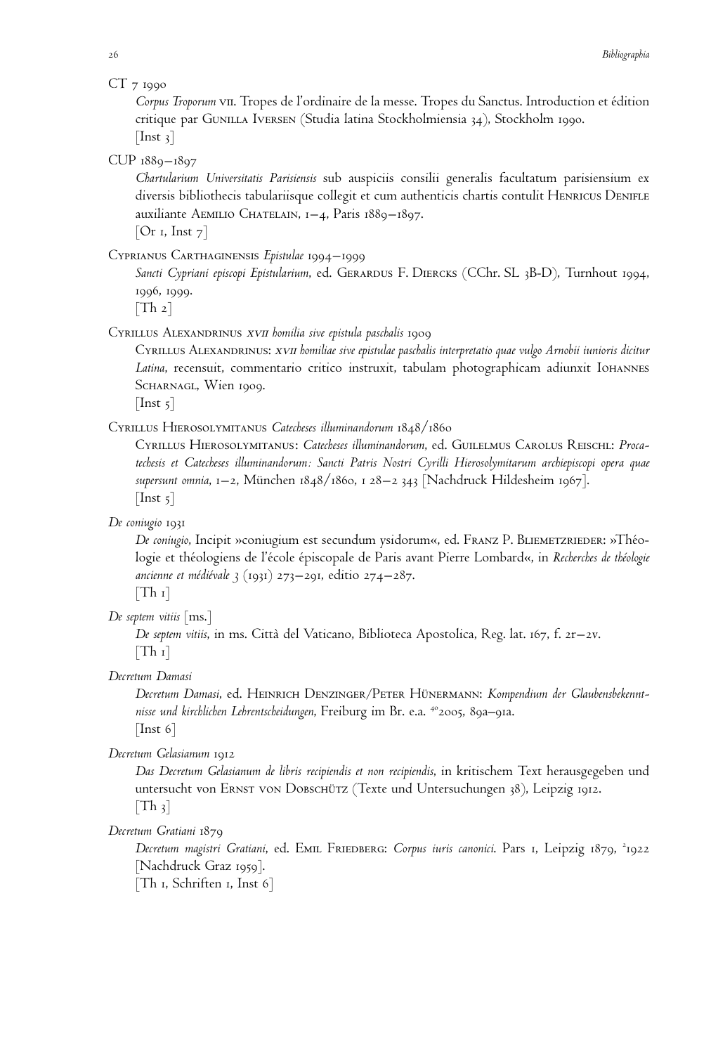CT 7 1990

*Corpus Troporum* VII. Tropes de l'ordinaire de la messe. Tropes du Sanctus. Introduction et édition critique par Gunilla Iversen (Studia latina Stockholmiensia 34), Stockholm 1990.
[Inst 3]

CUP 1889–1897

*Chartularium Universitatis Parisiensis* sub auspiciis consilii generalis facultatum parisiensium ex diversis bibliothecis tabulariisque collegit et cum authenticis chartis contulit Henricus Denifle auxiliante Aemilio Chatelain, 1–4, Paris 1889–1897.
[Or 1, Inst 7]

Cyprianus Carthaginensis *Epistulae* 1994–1999

*Sancti Cypriani episcopi Epistularium*, ed. Gerardus F. Diercks (CChr. SL 3B-D), Turnhout 1994, 1996, 1999.
[Th 2]

Cyrillus Alexandrinus *XVII homilia sive epistula paschalis* 1909

Cyrillus Alexandrinus: *XVII homiliae sive epistulae paschalis interpretatio quae vulgo Arnobii iunioris dicitur Latina*, recensuit, commentario critico instruxit, tabulam photographicam adiunxit Iohannes Scharnagl, Wien 1909.
[Inst 5]

Cyrillus Hierosolymitanus *Catecheses illuminandorum* 1848/1860

Cyrillus Hierosolymitanus: *Catecheses illuminandorum*, ed. Guilelmus Carolus Reischl: *Procatechesis et Catecheses illuminandorum: Sancti Patris Nostri Cyrilli Hierosolymitarum archiepiscopi opera quae supersunt omnia*, 1–2, München 1848/1860, 1 28–2 343 [Nachdruck Hildesheim 1967].
[Inst 5]

*De coniugio* 1931

*De coniugio*, Incipit »coniugium est secundum ysidorum«, ed. Franz P. Bliemetzrieder: »Théologie et théologiens de l'école épiscopale de Paris avant Pierre Lombard«, in *Recherches de théologie ancienne et médiévale* 3 (1931) 273–291, editio 274–287.
[Th 1]

*De septem vitiis* [ms.]

*De septem vitiis*, in ms. Città del Vaticano, Biblioteca Apostolica, Reg. lat. 167, f. 2r–2v.
[Th 1]

*Decretum Damasi*

*Decretum Damasi*, ed. Heinrich Denzinger/Peter Hünermann: *Kompendium der Glaubensbekenntnisse und kirchlichen Lehrentscheidungen*, Freiburg im Br. e.a. [40]2005, 89a–91a.
[Inst 6]

*Decretum Gelasianum* 1912

*Das Decretum Gelasianum de libris recipiendis et non recipiendis*, in kritischem Text herausgegeben und untersucht von Ernst von Dobschütz (Texte und Untersuchungen 38), Leipzig 1912.
[Th 3]

*Decretum Gratiani* 1879

*Decretum magistri Gratiani*, ed. Emil Friedberg: *Corpus iuris canonici*. Pars 1, Leipzig 1879, [2]1922 [Nachdruck Graz 1959].
[Th 1, Schriften 1, Inst 6]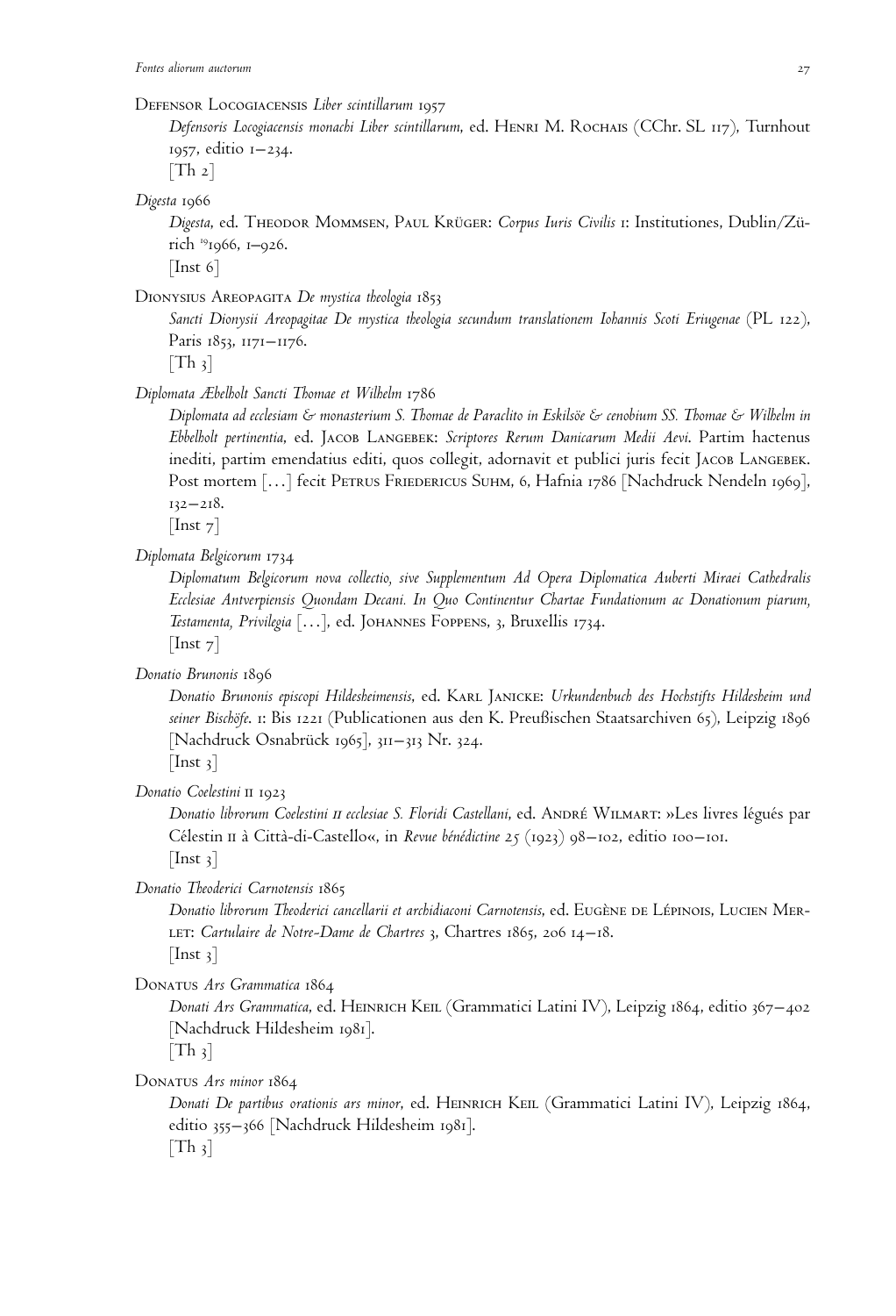Defensor Locogiacensis *Liber scintillarum* 1957

*Defensoris Locogiacensis monachi Liber scintillarum*, ed. Henri M. Rochais (CChr. SL 117), Turnhout 1957, editio 1–234.

[Th 2]

*Digesta* 1966

*Digesta*, ed. Theodor Mommsen, Paul Krüger: *Corpus Iuris Civilis* 1: Institutiones, Dublin/Zürich [19]1966, 1–926.

[Inst 6]

Dionysius Areopagita *De mystica theologia* 1853

*Sancti Dionysii Areopagitae De mystica theologia secundum translationem Iohannis Scoti Eriugenae* (PL 122), Paris 1853, 1171–1176.

[Th 3]

*Diplomata Æbelholt Sancti Thomae et Wilhelm* 1786

*Diplomata ad ecclesiam & monasterium S. Thomae de Paraclito in Eskilsöe & cenobium SS. Thomae & Wilhelm in Ebbelholt pertinentia*, ed. Jacob Langebek: *Scriptores Rerum Danicarum Medii Aevi*. Partim hactenus inediti, partim emendatius editi, quos collegit, adornavit et publici juris fecit Jacob Langebek. Post mortem […] fecit Petrus Friedericus Suhm, 6, Hafnia 1786 [Nachdruck Nendeln 1969], 132–218.

[Inst 7]

*Diplomata Belgicorum* 1734

*Diplomatum Belgicorum nova collectio, sive Supplementum Ad Opera Diplomatica Auberti Miraei Cathedralis Ecclesiae Antverpiensis Quondam Decani. In Quo Continentur Chartae Fundationum ac Donationum piarum, Testamenta, Privilegia* […], ed. Johannes Foppens, 3, Bruxellis 1734.

[Inst 7]

*Donatio Brunonis* 1896

*Donatio Brunonis episcopi Hildesheimensis*, ed. Karl Janicke: *Urkundenbuch des Hochstifts Hildesheim und seiner Bischöfe*. 1: Bis 1221 (Publicationen aus den K. Preußischen Staatsarchiven 65), Leipzig 1896 [Nachdruck Osnabrück 1965], 311–313 Nr. 324.

[Inst 3]

*Donatio Coelestini* II 1923

*Donatio librorum Coelestini II ecclesiae S. Floridi Castellani*, ed. André Wilmart: »Les livres légués par Célestin II à Città-di-Castello«, in *Revue bénédictine* 25 (1923) 98–102, editio 100–101.

[Inst 3]

*Donatio Theoderici Carnotensis* 1865

*Donatio librorum Theoderici cancellarii et archidiaconi Carnotensis*, ed. Eugène de Lépinois, Lucien Merlet: *Cartulaire de Notre-Dame de Chartres* 3, Chartres 1865, 206 14–18.

[Inst 3]

Donatus *Ars Grammatica* 1864

*Donati Ars Grammatica*, ed. Heinrich Keil (Grammatici Latini IV), Leipzig 1864, editio 367–402 [Nachdruck Hildesheim 1981].

[Th 3]

Donatus *Ars minor* 1864

*Donati De partibus orationis ars minor*, ed. Heinrich Keil (Grammatici Latini IV), Leipzig 1864, editio 355–366 [Nachdruck Hildesheim 1981].

[Th 3]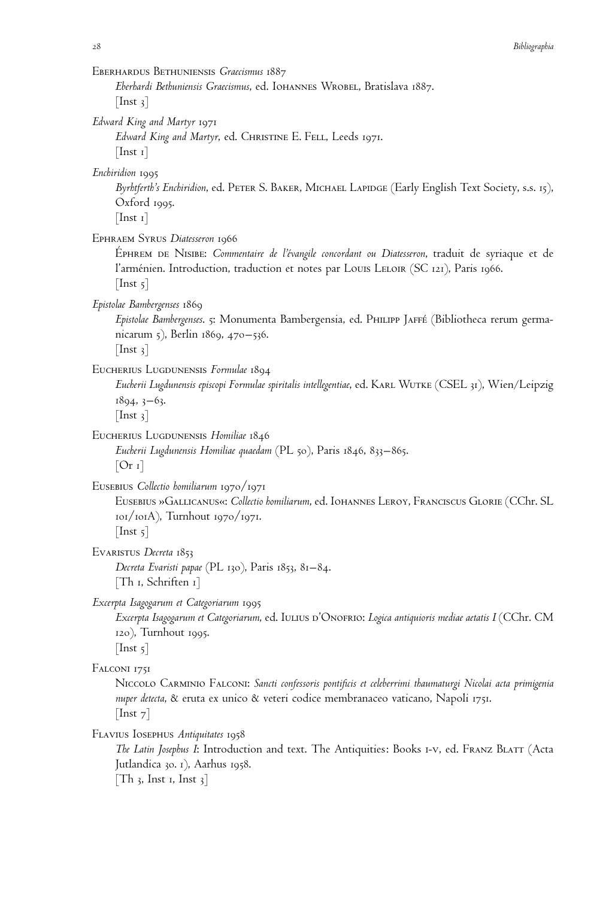Eberhardus Bethuniensis *Graecismus* 1887

*Eberhardi Bethuniensis Graecismus*, ed. Iohannes Wrobel, Bratislava 1887.
[Inst 3]

*Edward King and Martyr* 1971

*Edward King and Martyr*, ed. Christine E. Fell, Leeds 1971.
[Inst 1]

*Enchiridion* 1995

*Byrhtferth's Enchiridion*, ed. Peter S. Baker, Michael Lapidge (Early English Text Society, s.s. 15), Oxford 1995.
[Inst 1]

Ephraem Syrus *Diatesseron* 1966

Éphrem de Nisibe: *Commentaire de l'évangile concordant ou Diatesseron*, traduit de syriaque et de l'arménien. Introduction, traduction et notes par Louis Leloir (SC 121), Paris 1966.
[Inst 5]

*Epistolae Bambergenses* 1869

*Epistolae Bambergenses*. 5: Monumenta Bambergensia, ed. Philipp Jaffé (Bibliotheca rerum germanicarum 5), Berlin 1869, 470–536.
[Inst 3]

Eucherius Lugdunensis *Formulae* 1894

*Eucherii Lugdunensis episcopi Formulae spiritalis intellegentiae*, ed. Karl Wutke (CSEL 31), Wien/Leipzig 1894, 3–63.
[Inst 3]

Eucherius Lugdunensis *Homiliae* 1846

*Eucherii Lugdunensis Homiliae quaedam* (PL 50), Paris 1846, 833–865.
[Or 1]

Eusebius *Collectio homiliarum* 1970/1971

Eusebius »Gallicanus«: *Collectio homiliarum*, ed. Iohannes Leroy, Franciscus Glorie (CChr. SL 101/101A), Turnhout 1970/1971.
[Inst 5]

Evaristus *Decreta* 1853

*Decreta Evaristi papae* (PL 130), Paris 1853, 81–84.
[Th 1, Schriften 1]

*Excerpta Isagogarum et Categoriarum* 1995

*Excerpta Isagogarum et Categoriarum*, ed. Iulius d'Onofrio: *Logica antiquioris mediae aetatis I* (CChr. CM 120), Turnhout 1995.
[Inst 5]

Falconi 1751

Niccolo Carminio Falconi: *Sancti confessoris pontificis et celeberrimi thaumaturgi Nicolai acta primigenia nuper detecta*, & eruta ex unico & veteri codice membranaceo vaticano, Napoli 1751.
[Inst 7]

Flavius Iosephus *Antiquitates* 1958

*The Latin Josephus I*: Introduction and text. The Antiquities: Books I-V, ed. Franz Blatt (Acta Jutlandica 30. 1), Aarhus 1958.
[Th 3, Inst 1, Inst 3]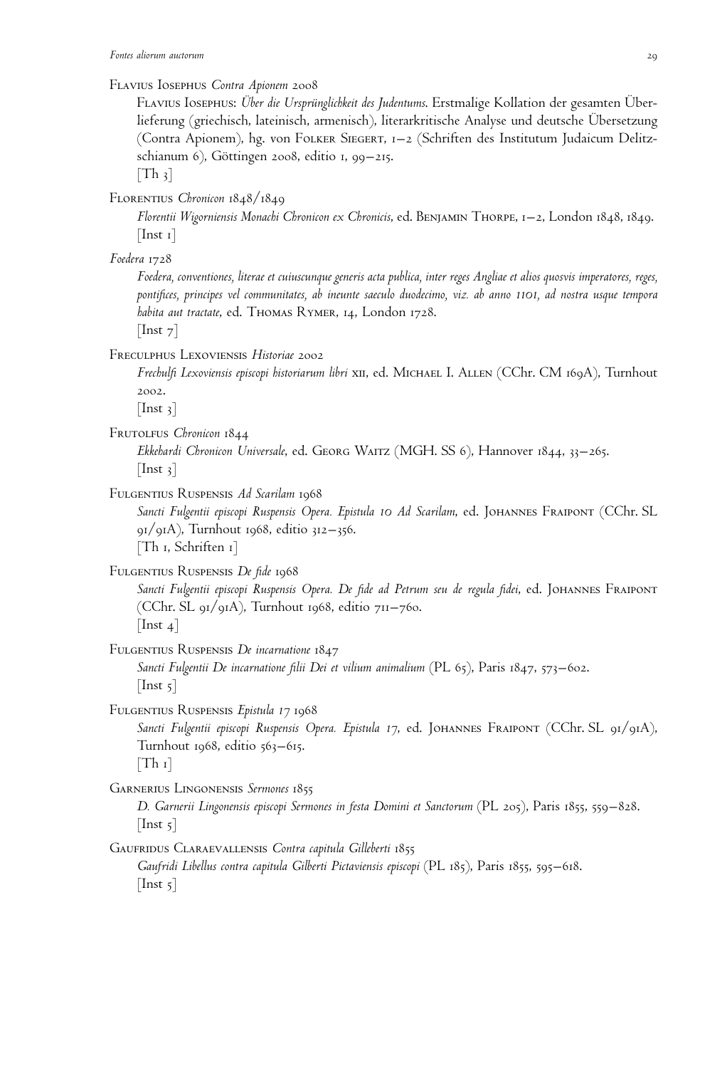Flavius Iosephus *Contra Apionem* 2008

Flavius Iosephus: *Über die Ursprünglichkeit des Judentums*. Erstmalige Kollation der gesamten Überlieferung (griechisch, lateinisch, armenisch), literarkritische Analyse und deutsche Übersetzung (Contra Apionem), hg. von Folker Siegert, 1–2 (Schriften des Institutum Judaicum Delitzschianum 6), Göttingen 2008, editio 1, 99–215.

[Th 3]

Florentius *Chronicon* 1848/1849

*Florentii Wigorniensis Monachi Chronicon ex Chronicis*, ed. Benjamin Thorpe, 1–2, London 1848, 1849.

[Inst 1]

*Foedera* 1728

*Foedera, conventiones, literae et cuiuscunque generis acta publica, inter reges Angliae et alios quosvis imperatores, reges, pontifices, principes vel communitates, ab ineunte saeculo duodecimo, viz. ab anno 1101, ad nostra usque tempora habita aut tractate*, ed. Thomas Rymer, 14, London 1728.

[Inst 7]

Freculphus Lexoviensis *Historiae* 2002

*Frechulfi Lexoviensis episcopi historiarum libri* xii, ed. Michael I. Allen (CChr. CM 169A), Turnhout 2002.

[Inst 3]

Frutolfus *Chronicon* 1844

*Ekkehardi Chronicon Universale*, ed. Georg Waitz (MGH. SS 6), Hannover 1844, 33–265.

[Inst 3]

Fulgentius Ruspensis *Ad Scarilam* 1968

*Sancti Fulgentii episcopi Ruspensis Opera. Epistula 10 Ad Scarilam*, ed. Johannes Fraipont (CChr. SL 91/91A), Turnhout 1968, editio 312–356.

[Th 1, Schriften 1]

Fulgentius Ruspensis *De fide* 1968

*Sancti Fulgentii episcopi Ruspensis Opera. De fide ad Petrum seu de regula fidei*, ed. Johannes Fraipont (CChr. SL 91/91A), Turnhout 1968, editio 711–760.

[Inst 4]

Fulgentius Ruspensis *De incarnatione* 1847

*Sancti Fulgentii De incarnatione filii Dei et vilium animalium* (PL 65), Paris 1847, 573–602.

[Inst 5]

Fulgentius Ruspensis *Epistula 17* 1968

*Sancti Fulgentii episcopi Ruspensis Opera. Epistula 17*, ed. Johannes Fraipont (CChr. SL 91/91A), Turnhout 1968, editio 563–615.

[Th 1]

Garnerius Lingonensis *Sermones* 1855

*D. Garnerii Lingonensis episcopi Sermones in festa Domini et Sanctorum* (PL 205), Paris 1855, 559–828.

[Inst 5]

Gaufridus Claraevallensis *Contra capitula Gilleberti* 1855

*Gaufridi Libellus contra capitula Gilberti Pictaviensis episcopi* (PL 185), Paris 1855, 595–618.

[Inst 5]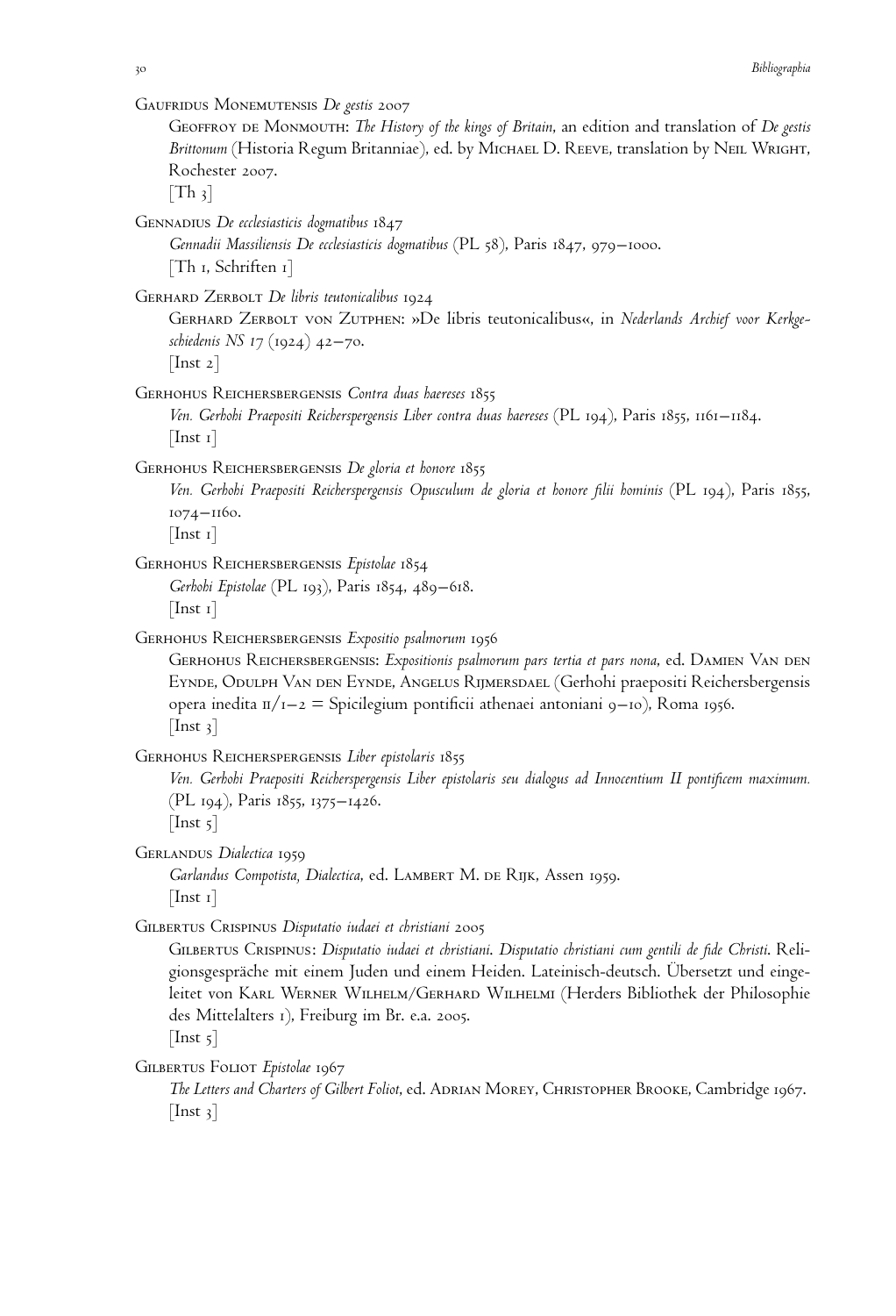Gaufridus Monemutensis *De gestis* 2007

Geoffroy de Monmouth: *The History of the kings of Britain*, an edition and translation of *De gestis Brittonum* (Historia Regum Britanniae), ed. by Michael D. Reeve, translation by Neil Wright, Rochester 2007.
[Th 3]

Gennadius *De ecclesiasticis dogmatibus* 1847

*Gennadii Massiliensis De ecclesiasticis dogmatibus* (PL 58), Paris 1847, 979–1000.
[Th 1, Schriften 1]

Gerhard Zerbolt *De libris teutonicalibus* 1924

Gerhard Zerbolt von Zutphen: »De libris teutonicalibus«, in *Nederlands Archief voor Kerkgeschiedenis NS 17* (1924) 42–70.
[Inst 2]

Gerhohus Reichersbergensis *Contra duas haereses* 1855

*Ven. Gerhohi Praepositi Reicherspergensis Liber contra duas haereses* (PL 194), Paris 1855, 1161–1184.
[Inst 1]

Gerhohus Reichersbergensis *De gloria et honore* 1855

*Ven. Gerhohi Praepositi Reicherspergensis Opusculum de gloria et honore filii hominis* (PL 194), Paris 1855, 1074–1160.
[Inst 1]

Gerhohus Reichersbergensis *Epistolae* 1854

*Gerhohi Epistolae* (PL 193), Paris 1854, 489–618.
[Inst 1]

Gerhohus Reichersbergensis *Expositio psalmorum* 1956

Gerhohus Reichersbergensis: *Expositionis psalmorum pars tertia et pars nona*, ed. Damien Van den Eynde, Odulph Van den Eynde, Angelus Rijmersdael (Gerhohi praepositi Reichersbergensis opera inedita II/1–2 = Spicilegium pontificii athenaei antoniani 9–10), Roma 1956.
[Inst 3]

Gerhohus Reicherspergensis *Liber epistolaris* 1855

*Ven. Gerhohi Praepositi Reicherspergensis Liber epistolaris seu dialogus ad Innocentium II pontificem maximum.* (PL 194), Paris 1855, 1375–1426.
[Inst 5]

Gerlandus *Dialectica* 1959

*Garlandus Compotista, Dialectica*, ed. Lambert M. de Rijk, Assen 1959.
[Inst 1]

Gilbertus Crispinus *Disputatio iudaei et christiani* 2005

Gilbertus Crispinus: *Disputatio iudaei et christiani. Disputatio christiani cum gentili de fide Christi.* Religionsgespräche mit einem Juden und einem Heiden. Lateinisch-deutsch. Übersetzt und eingeleitet von Karl Werner Wilhelm/Gerhard Wilhelmi (Herders Bibliothek der Philosophie des Mittelalters 1), Freiburg im Br. e.a. 2005.
[Inst 5]

Gilbertus Foliot *Epistolae* 1967

*The Letters and Charters of Gilbert Foliot*, ed. Adrian Morey, Christopher Brooke, Cambridge 1967.
[Inst 3]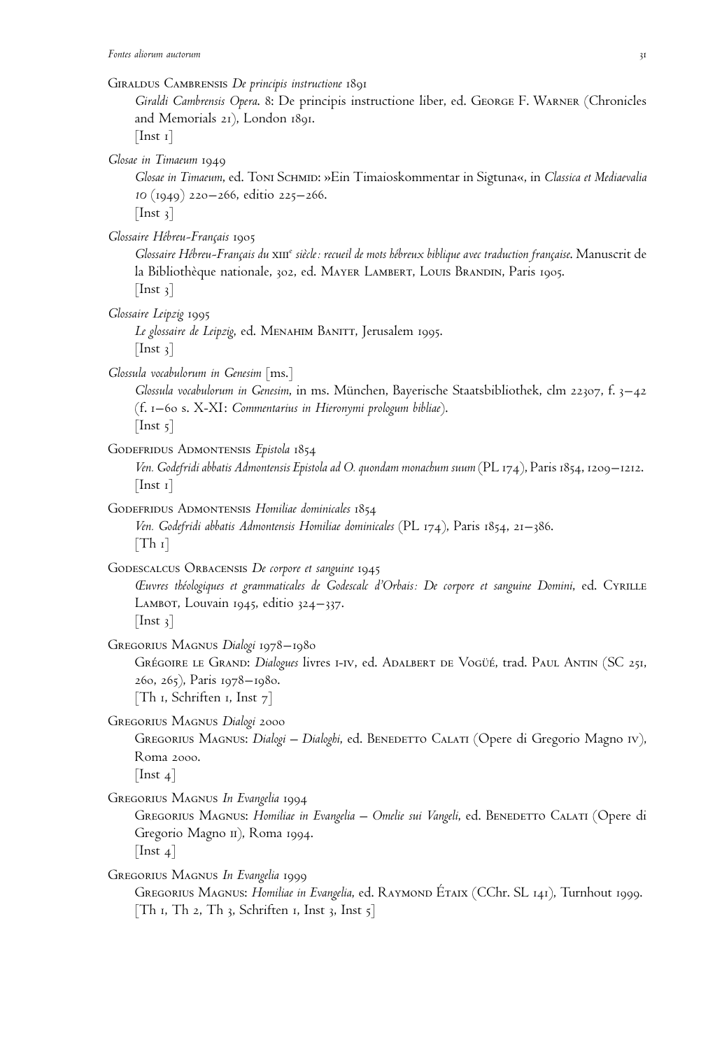GIRALDUS CAMBRENSIS *De principis instructione* 1891

*Giraldi Cambrensis Opera*. 8: De principis instructione liber, ed. GEORGE F. WARNER (Chronicles and Memorials 21), London 1891.
[Inst 1]

*Glosae in Timaeum* 1949

*Glosae in Timaeum*, ed. TONI SCHMID: »Ein Timaioskommentar in Sigtuna«, in *Classica et Mediaevalia 10* (1949) 220–266, editio 225–266.
[Inst 3]

*Glossaire Hébreu-Français* 1905

*Glossaire Hébreu-Français du* XIII[e] *siècle : recueil de mots hébreux biblique avec traduction française*. Manuscrit de la Bibliothèque nationale, 302, ed. MAYER LAMBERT, LOUIS BRANDIN, Paris 1905.
[Inst 3]

*Glossaire Leipzig* 1995

*Le glossaire de Leipzig*, ed. MENAHIM BANITT, Jerusalem 1995.
[Inst 3]

*Glossula vocabulorum in Genesim* [ms.]

*Glossula vocabulorum in Genesim*, in ms. München, Bayerische Staatsbibliothek, clm 22307, f. 3–42 (f. 1–60 s. X-XI: *Commentarius in Hieronymi prologum bibliae*).
[Inst 5]

GODEFRIDUS ADMONTENSIS *Epistola* 1854

*Ven. Godefridi abbatis Admontensis Epistola ad O. quondam monachum suum* (PL 174), Paris 1854, 1209–1212.
[Inst 1]

GODEFRIDUS ADMONTENSIS *Homiliae dominicales* 1854

*Ven. Godefridi abbatis Admontensis Homiliae dominicales* (PL 174), Paris 1854, 21–386.
[Th 1]

GODESCALCUS ORBACENSIS *De corpore et sanguine* 1945

*Œuvres théologiques et grammaticales de Godescalc d'Orbais: De corpore et sanguine Domini*, ed. CYRILLE LAMBOT, Louvain 1945, editio 324–337.
[Inst 3]

GREGORIUS MAGNUS *Dialogi* 1978–1980

GRÉGOIRE LE GRAND: *Dialogues* livres I-IV, ed. ADALBERT DE VOGÜÉ, trad. PAUL ANTIN (SC 251, 260, 265), Paris 1978–1980.
[Th 1, Schriften 1, Inst 7]

GREGORIUS MAGNUS *Dialogi* 2000

GREGORIUS MAGNUS: *Dialogi – Dialoghi*, ed. BENEDETTO CALATI (Opere di Gregorio Magno IV), Roma 2000.
[Inst 4]

GREGORIUS MAGNUS *In Evangelia* 1994

GREGORIUS MAGNUS: *Homiliae in Evangelia – Omelie sui Vangeli*, ed. BENEDETTO CALATI (Opere di Gregorio Magno II), Roma 1994.
[Inst 4]

GREGORIUS MAGNUS *In Evangelia* 1999

GREGORIUS MAGNUS: *Homiliae in Evangelia*, ed. RAYMOND ÉTAIX (CChr. SL 141), Turnhout 1999.
[Th 1, Th 2, Th 3, Schriften 1, Inst 3, Inst 5]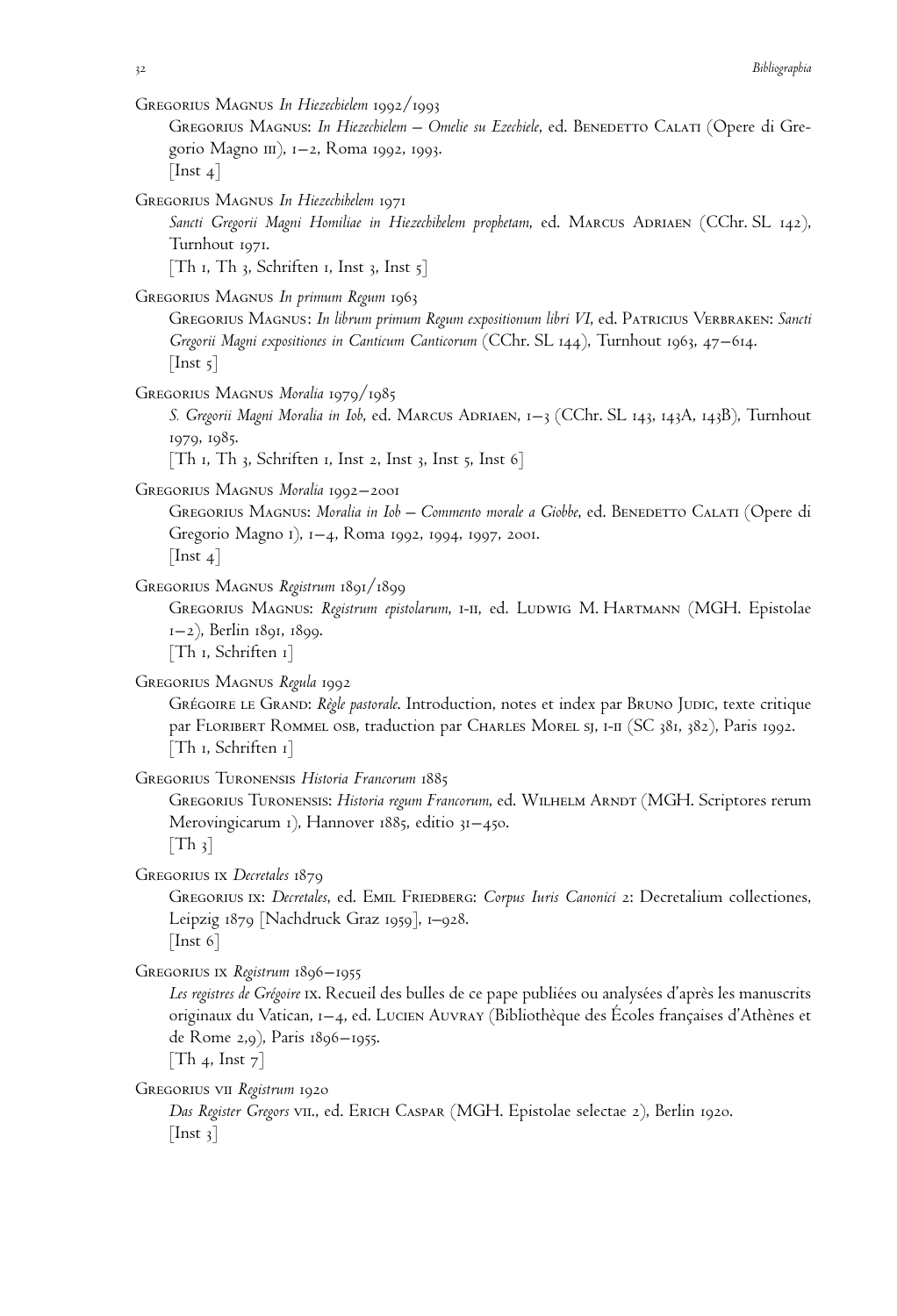Gregorius Magnus *In Hiezechielem* 1992/1993

Gregorius Magnus: *In Hiezechielem – Omelie su Ezechiele*, ed. Benedetto Calati (Opere di Gregorio Magno III), 1–2, Roma 1992, 1993.
[Inst 4]

Gregorius Magnus *In Hiezechihelem* 1971

*Sancti Gregorii Magni Homiliae in Hiezechihelem prophetam*, ed. Marcus Adriaen (CChr. SL 142), Turnhout 1971.
[Th 1, Th 3, Schriften 1, Inst 3, Inst 5]

Gregorius Magnus *In primum Regum* 1963

Gregorius Magnus: *In librum primum Regum expositionum libri VI*, ed. Patricius Verbraken: *Sancti Gregorii Magni expositiones in Canticum Canticorum* (CChr. SL 144), Turnhout 1963, 47–614.
[Inst 5]

Gregorius Magnus *Moralia* 1979/1985

*S. Gregorii Magni Moralia in Iob*, ed. Marcus Adriaen, 1–3 (CChr. SL 143, 143A, 143B), Turnhout 1979, 1985.
[Th 1, Th 3, Schriften 1, Inst 2, Inst 3, Inst 5, Inst 6]

Gregorius Magnus *Moralia* 1992–2001

Gregorius Magnus: *Moralia in Iob – Commento morale a Giobbe*, ed. Benedetto Calati (Opere di Gregorio Magno I), 1–4, Roma 1992, 1994, 1997, 2001.
[Inst 4]

Gregorius Magnus *Registrum* 1891/1899

Gregorius Magnus: *Registrum epistolarum*, I-II, ed. Ludwig M. Hartmann (MGH. Epistolae 1–2), Berlin 1891, 1899.
[Th 1, Schriften 1]

Gregorius Magnus *Regula* 1992

Grégoire le Grand: *Règle pastorale*. Introduction, notes et index par Bruno Judic, texte critique par Floribert Rommel osb, traduction par Charles Morel sj, I-II (SC 381, 382), Paris 1992.
[Th 1, Schriften 1]

Gregorius Turonensis *Historia Francorum* 1885

Gregorius Turonensis: *Historia regum Francorum*, ed. Wilhelm Arndt (MGH. Scriptores rerum Merovingicarum 1), Hannover 1885, editio 31–450.
[Th 3]

Gregorius IX *Decretales* 1879

Gregorius IX: *Decretales*, ed. Emil Friedberg: *Corpus Iuris Canonici* 2: Decretalium collectiones, Leipzig 1879 [Nachdruck Graz 1959], 1–928.
[Inst 6]

Gregorius IX *Registrum* 1896–1955

*Les registres de Grégoire* IX. Recueil des bulles de ce pape publiées ou analysées d'après les manuscrits originaux du Vatican, 1–4, ed. Lucien Auvray (Bibliothèque des Écoles françaises d'Athènes et de Rome 2,9), Paris 1896–1955.
[Th 4, Inst 7]

Gregorius VII *Registrum* 1920

*Das Register Gregors* VII., ed. Erich Caspar (MGH. Epistolae selectae 2), Berlin 1920.
[Inst 3]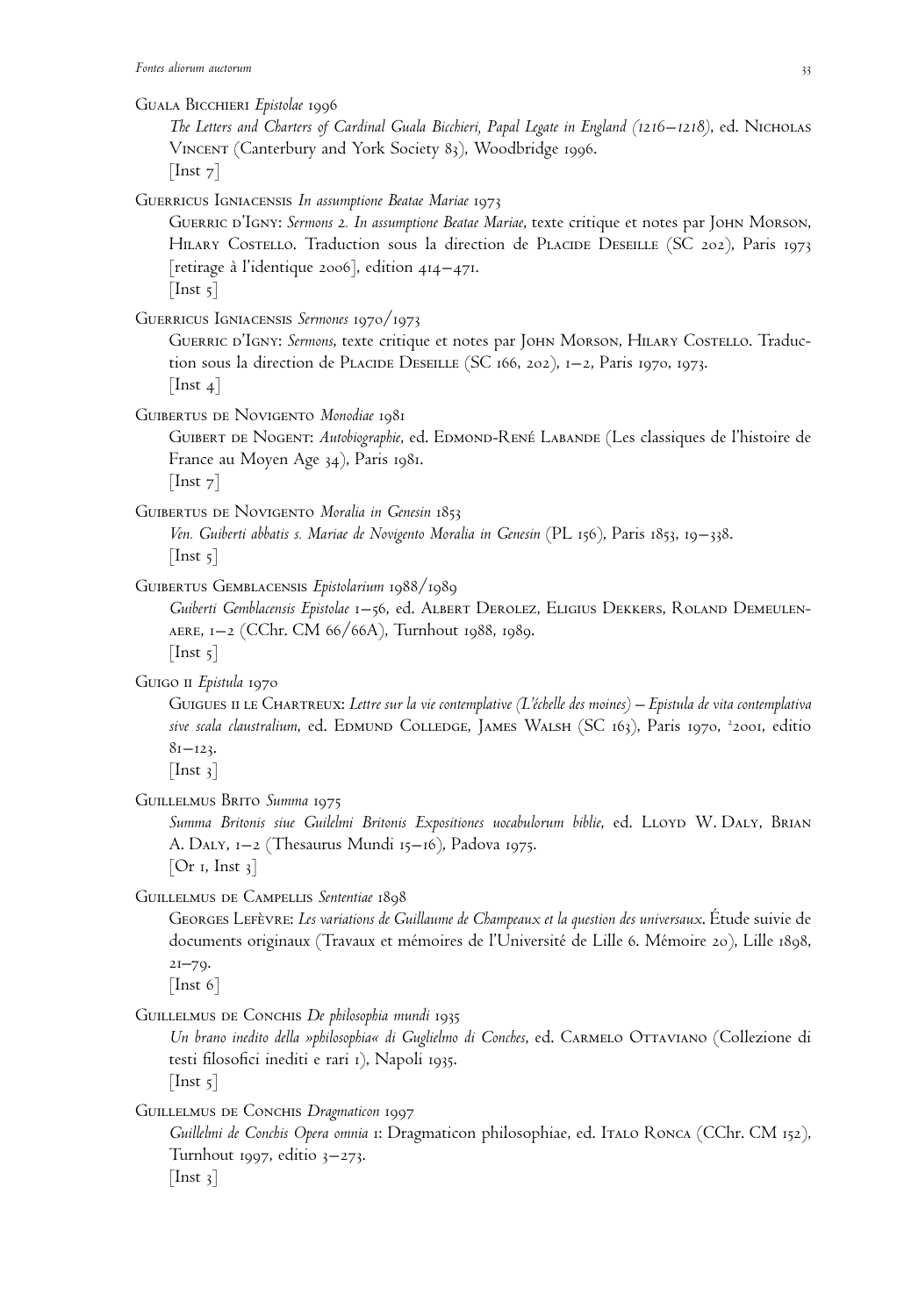Guala Bicchieri *Epistolae* 1996

*The Letters and Charters of Cardinal Guala Bicchieri, Papal Legate in England (1216–1218)*, ed. Nicholas Vincent (Canterbury and York Society 83), Woodbridge 1996.
[Inst 7]

Guerricus Igniacensis *In assumptione Beatae Mariae* 1973

Guerric d'Igny: *Sermons 2. In assumptione Beatae Mariae*, texte critique et notes par John Morson, Hilary Costello. Traduction sous la direction de Placide Deseille (SC 202), Paris 1973 [retirage à l'identique 2006], edition 414–471.
[Inst 5]

Guerricus Igniacensis *Sermones* 1970/1973

Guerric d'Igny: *Sermons*, texte critique et notes par John Morson, Hilary Costello. Traduction sous la direction de Placide Deseille (SC 166, 202), 1–2, Paris 1970, 1973.
[Inst 4]

Guibertus de Novigento *Monodiae* 1981

Guibert de Nogent: *Autobiographie*, ed. Edmond-René Labande (Les classiques de l'histoire de France au Moyen Age 34), Paris 1981.
[Inst 7]

Guibertus de Novigento *Moralia in Genesin* 1853

*Ven. Guiberti abbatis s. Mariae de Novigento Moralia in Genesin* (PL 156), Paris 1853, 19–338.
[Inst 5]

Guibertus Gemblacensis *Epistolarium* 1988/1989

*Guiberti Gemblacensis Epistolae* 1–56, ed. Albert Derolez, Eligius Dekkers, Roland Demeulenaere, 1–2 (CChr. CM 66/66A), Turnhout 1988, 1989.
[Inst 5]

Guigo II *Epistula* 1970

Guigues II le Chartreux: *Lettre sur la vie contemplative (L'échelle des moines) – Epistula de vita contemplativa sive scala claustralium*, ed. Edmund Colledge, James Walsh (SC 163), Paris 1970, [2]2001, editio 81–123.
[Inst 3]

Guillelmus Brito *Summa* 1975

*Summa Britonis siue Guilelmi Britonis Expositiones uocabulorum biblie*, ed. Lloyd W. Daly, Brian A. Daly, 1–2 (Thesaurus Mundi 15–16), Padova 1975.
[Or 1, Inst 3]

Guillelmus de Campellis *Sententiae* 1898

Georges Lefèvre: *Les variations de Guillaume de Champeaux et la question des universaux*. Étude suivie de documents originaux (Travaux et mémoires de l'Université de Lille 6. Mémoire 20), Lille 1898, 21–79.
[Inst 6]

Guillelmus de Conchis *De philosophia mundi* 1935

*Un brano inedito della »philosophia« di Guglielmo di Conches*, ed. Carmelo Ottaviano (Collezione di testi filosofici inediti e rari 1), Napoli 1935.
[Inst 5]

Guillelmus de Conchis *Dragmaticon* 1997

*Guillelmi de Conchis Opera omnia* 1: Dragmaticon philosophiae, ed. Italo Ronca (CChr. CM 152), Turnhout 1997, editio 3–273.
[Inst 3]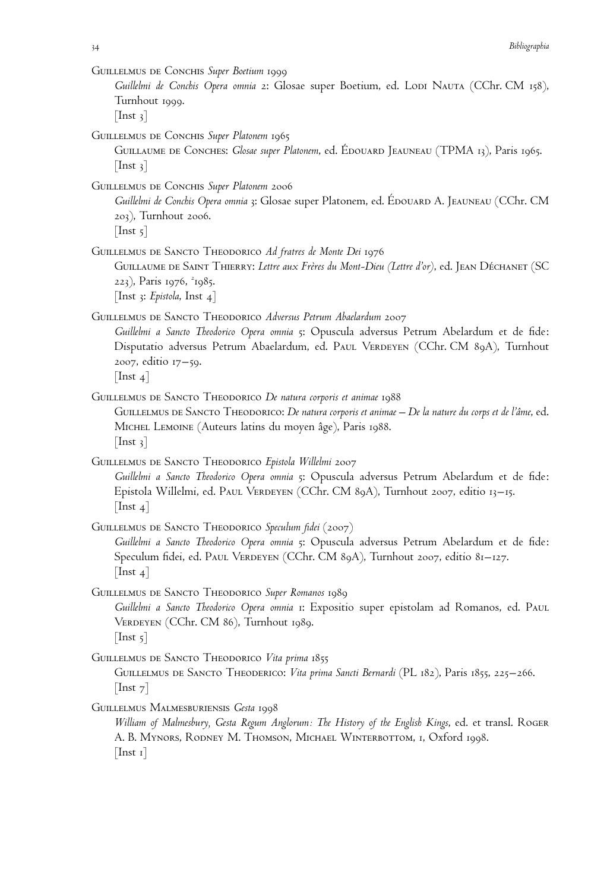Guillelmus de Conchis *Super Boetium* 1999
*Guillelmi de Conchis Opera omnia* 2: Glosae super Boetium, ed. Lodi Nauta (CChr. CM 158), Turnhout 1999.
[Inst 3]

Guillelmus de Conchis *Super Platonem* 1965
Guillaume de Conches: *Glosae super Platonem*, ed. Édouard Jeauneau (TPMA 13), Paris 1965.
[Inst 3]

Guillelmus de Conchis *Super Platonem* 2006
*Guillelmi de Conchis Opera omnia* 3: Glosae super Platonem, ed. Édouard A. Jeauneau (CChr. CM 203), Turnhout 2006.
[Inst 5]

Guillelmus de Sancto Theodorico *Ad fratres de Monte Dei* 1976
Guillaume de Saint Thierry: *Lettre aux Frères du Mont-Dieu (Lettre d'or)*, ed. Jean Déchanet (SC 223), Paris 1976, [2]1985.
[Inst 3: *Epistola*, Inst 4]

Guillelmus de Sancto Theodorico *Adversus Petrum Abaelardum* 2007
*Guillelmi a Sancto Theodorico Opera omnia* 5: Opuscula adversus Petrum Abelardum et de fide: Disputatio adversus Petrum Abaelardum, ed. Paul Verdeyen (CChr. CM 89A), Turnhout 2007, editio 17–59.
[Inst 4]

Guillelmus de Sancto Theodorico *De natura corporis et animae* 1988
Guillelmus de Sancto Theodorico: *De natura corporis et animae – De la nature du corps et de l'âme*, ed. Michel Lemoine (Auteurs latins du moyen âge), Paris 1988.
[Inst 3]

Guillelmus de Sancto Theodorico *Epistola Willelmi* 2007
*Guillelmi a Sancto Theodorico Opera omnia* 5: Opuscula adversus Petrum Abelardum et de fide: Epistola Willelmi, ed. Paul Verdeyen (CChr. CM 89A), Turnhout 2007, editio 13–15.
[Inst 4]

Guillelmus de Sancto Theodorico *Speculum fidei* (2007)
*Guillelmi a Sancto Theodorico Opera omnia* 5: Opuscula adversus Petrum Abelardum et de fide: Speculum fidei, ed. Paul Verdeyen (CChr. CM 89A), Turnhout 2007, editio 81–127.
[Inst 4]

Guillelmus de Sancto Theodorico *Super Romanos* 1989
*Guillelmi a Sancto Theodorico Opera omnia* 1: Expositio super epistolam ad Romanos, ed. Paul Verdeyen (CChr. CM 86), Turnhout 1989.
[Inst 5]

Guillelmus de Sancto Theodorico *Vita prima* 1855
Guillelmus de Sancto Theoderico: *Vita prima Sancti Bernardi* (PL 182), Paris 1855, 225–266.
[Inst 7]

Guillelmus Malmesburiensis *Gesta* 1998
*William of Malmesbury, Gesta Regum Anglorum: The History of the English Kings*, ed. et transl. Roger A. B. Mynors, Rodney M. Thomson, Michael Winterbottom, 1, Oxford 1998.
[Inst 1]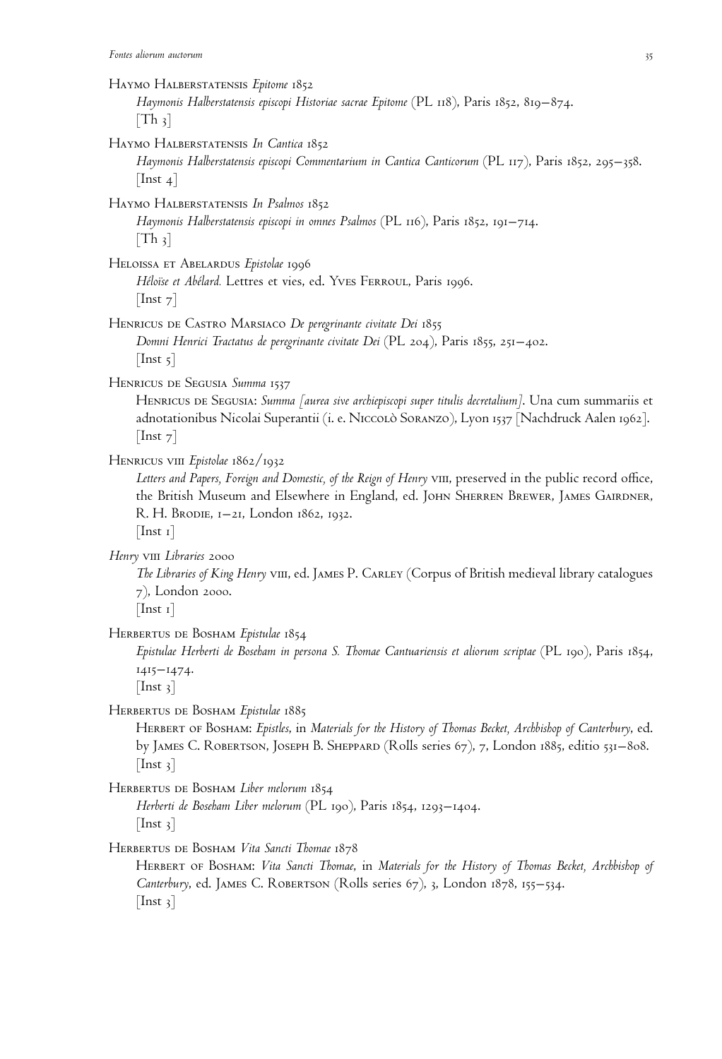Haymo Halberstatensis *Epitome* 1852
*Haymonis Halberstatensis episcopi Historiae sacrae Epitome* (PL 118), Paris 1852, 819–874.
[Th 3]

Haymo Halberstatensis *In Cantica* 1852
*Haymonis Halberstatensis episcopi Commentarium in Cantica Canticorum* (PL 117), Paris 1852, 295–358.
[Inst 4]

Haymo Halberstatensis *In Psalmos* 1852
*Haymonis Halberstatensis episcopi in omnes Psalmos* (PL 116), Paris 1852, 191–714.
[Th 3]

Heloissa et Abelardus *Epistolae* 1996
*Héloïse et Abélard.* Lettres et vies, ed. Yves Ferroul, Paris 1996.
[Inst 7]

Henricus de Castro Marsiaco *De peregrinante civitate Dei* 1855
*Domni Henrici Tractatus de peregrinante civitate Dei* (PL 204), Paris 1855, 251–402.
[Inst 5]

Henricus de Segusia *Summa* 1537
Henricus de Segusia: *Summa [aurea sive archiepiscopi super titulis decretalium]*. Una cum summariis et adnotationibus Nicolai Superantii (i. e. Niccolò Soranzo), Lyon 1537 [Nachdruck Aalen 1962].
[Inst 7]

Henricus VIII *Epistolae* 1862/1932
*Letters and Papers, Foreign and Domestic, of the Reign of Henry* VIII, preserved in the public record office, the British Museum and Elsewhere in England, ed. John Sherren Brewer, James Gairdner, R. H. Brodie, 1–21, London 1862, 1932.
[Inst 1]

*Henry* VIII *Libraries* 2000
*The Libraries of King Henry* VIII, ed. James P. Carley (Corpus of British medieval library catalogues 7), London 2000.
[Inst 1]

Herbertus de Bosham *Epistulae* 1854
*Epistulae Herberti de Boseham in persona S. Thomae Cantuariensis et aliorum scriptae* (PL 190), Paris 1854, 1415–1474.
[Inst 3]

Herbertus de Bosham *Epistulae* 1885
Herbert of Bosham: *Epistles*, in *Materials for the History of Thomas Becket, Archbishop of Canterbury*, ed. by James C. Robertson, Joseph B. Sheppard (Rolls series 67), 7, London 1885, editio 531–808.
[Inst 3]

Herbertus de Bosham *Liber melorum* 1854
*Herberti de Boseham Liber melorum* (PL 190), Paris 1854, 1293–1404.
[Inst 3]

Herbertus de Bosham *Vita Sancti Thomae* 1878
Herbert of Bosham: *Vita Sancti Thomae*, in *Materials for the History of Thomas Becket, Archbishop of Canterbury*, ed. James C. Robertson (Rolls series 67), 3, London 1878, 155–534.
[Inst 3]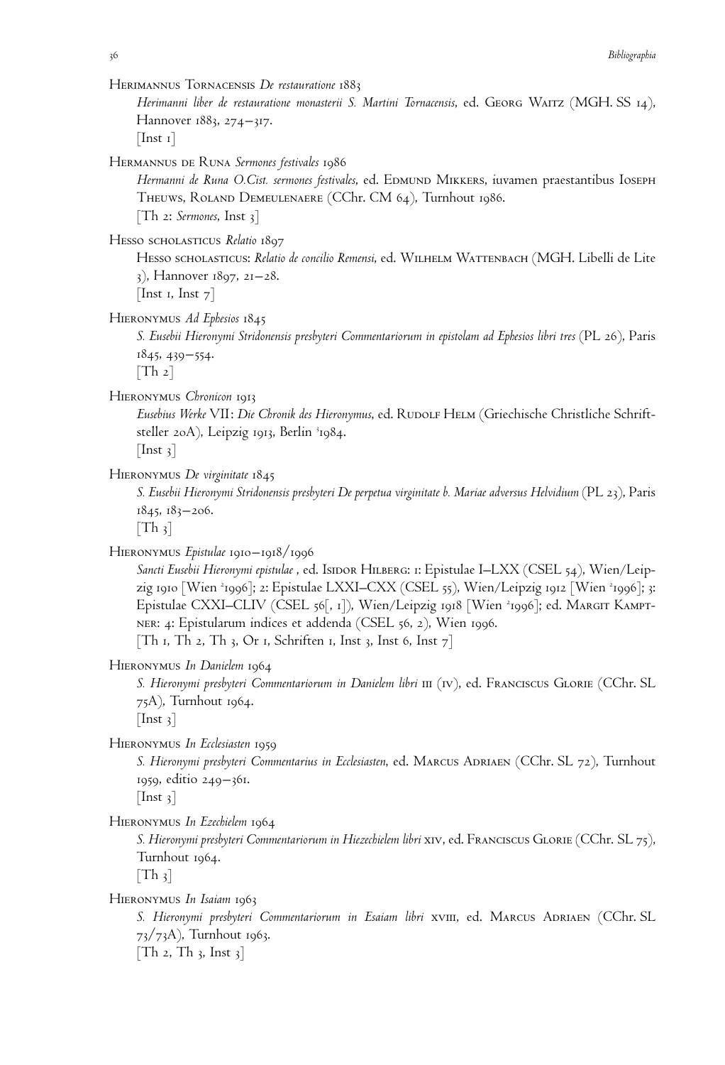Herimannus Tornacensis *De restauratione* 1883

*Herimanni liber de restauratione monasterii S. Martini Tornacensis*, ed. Georg Waitz (MGH. SS 14), Hannover 1883, 274–317.

[Inst 1]

Hermannus de Runa *Sermones festivales* 1986

*Hermanni de Runa O.Cist. sermones festivales*, ed. Edmund Mikkers, iuvamen praestantibus Ioseph Theuws, Roland Demeulenaere (CChr. CM 64), Turnhout 1986.

[Th 2: *Sermones*, Inst 3]

Hesso scholasticus *Relatio* 1897

Hesso scholasticus: *Relatio de concilio Remensi*, ed. Wilhelm Wattenbach (MGH. Libelli de Lite 3), Hannover 1897, 21–28.

[Inst 1, Inst 7]

Hieronymus *Ad Ephesios* 1845

*S. Eusebii Hieronymi Stridonensis presbyteri Commentariorum in epistolam ad Ephesios libri tres* (PL 26), Paris 1845, 439–554.

[Th 2]

Hieronymus *Chronicon* 1913

*Eusebius Werke* VII: *Die Chronik des Hieronymus*, ed. Rudolf Helm (Griechische Christliche Schriftsteller 20A), Leipzig 1913, Berlin [3]1984.

[Inst 3]

Hieronymus *De virginitate* 1845

*S. Eusebii Hieronymi Stridonensis presbyteri De perpetua virginitate b. Mariae adversus Helvidium* (PL 23), Paris 1845, 183–206.

[Th 3]

Hieronymus *Epistulae* 1910–1918/1996

*Sancti Eusebii Hieronymi epistulae* , ed. Isidor Hilberg: 1: Epistulae I–LXX (CSEL 54), Wien/Leipzig 1910 [Wien [2]1996]; 2: Epistulae LXXI–CXX (CSEL 55), Wien/Leipzig 1912 [Wien [2]1996]; 3: Epistulae CXXI–CLIV (CSEL 56[, 1]), Wien/Leipzig 1918 [Wien [2]1996]; ed. Margit Kamptner: 4: Epistularum indices et addenda (CSEL 56, 2), Wien 1996.

[Th 1, Th 2, Th 3, Or 1, Schriften 1, Inst 3, Inst 6, Inst 7]

Hieronymus *In Danielem* 1964

*S. Hieronymi presbyteri Commentariorum in Danielem libri* iii (iv), ed. Franciscus Glorie (CChr. SL 75A), Turnhout 1964.

[Inst 3]

Hieronymus *In Ecclesiasten* 1959

*S. Hieronymi presbyteri Commentarius in Ecclesiasten*, ed. Marcus Adriaen (CChr. SL 72), Turnhout 1959, editio 249–361.

[Inst 3]

Hieronymus *In Ezechielem* 1964

*S. Hieronymi presbyteri Commentariorum in Hiezechielem libri* xiv, ed. Franciscus Glorie (CChr. SL 75), Turnhout 1964.

[Th 3]

Hieronymus *In Isaiam* 1963

*S. Hieronymi presbyteri Commentariorum in Esaiam libri* xviii, ed. Marcus Adriaen (CChr. SL 73/73A), Turnhout 1963.

[Th 2, Th 3, Inst 3]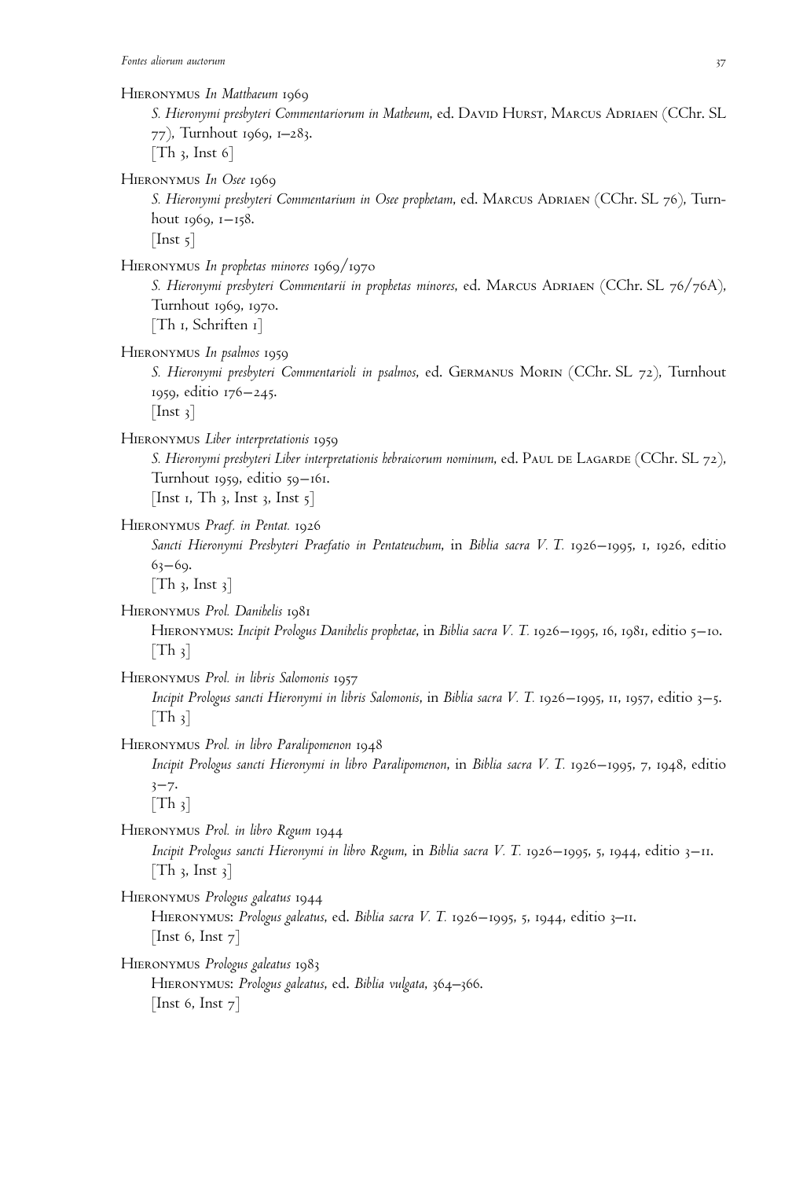Hieronymus *In Matthaeum* 1969

*S. Hieronymi presbyteri Commentariorum in Matheum*, ed. David Hurst, Marcus Adriaen (CChr. SL 77), Turnhout 1969, 1–283.
[Th 3, Inst 6]

Hieronymus *In Osee* 1969

*S. Hieronymi presbyteri Commentarium in Osee prophetam*, ed. Marcus Adriaen (CChr. SL 76), Turnhout 1969, 1–158.
[Inst 5]

Hieronymus *In prophetas minores* 1969/1970

*S. Hieronymi presbyteri Commentarii in prophetas minores*, ed. Marcus Adriaen (CChr. SL 76/76A), Turnhout 1969, 1970.
[Th 1, Schriften 1]

Hieronymus *In psalmos* 1959

*S. Hieronymi presbyteri Commentarioli in psalmos*, ed. Germanus Morin (CChr. SL 72), Turnhout 1959, editio 176–245.
[Inst 3]

Hieronymus *Liber interpretationis* 1959

*S. Hieronymi presbyteri Liber interpretationis hebraicorum nominum*, ed. Paul de Lagarde (CChr. SL 72), Turnhout 1959, editio 59–161.
[Inst 1, Th 3, Inst 3, Inst 5]

Hieronymus *Praef. in Pentat.* 1926

*Sancti Hieronymi Presbyteri Praefatio in Pentateuchum*, in *Biblia sacra V. T.* 1926–1995, 1, 1926, editio 63–69.
[Th 3, Inst 3]

Hieronymus *Prol. Danihelis* 1981

Hieronymus: *Incipit Prologus Danihelis prophetae*, in *Biblia sacra V. T.* 1926–1995, 16, 1981, editio 5–10.
[Th 3]

Hieronymus *Prol. in libris Salomonis* 1957

*Incipit Prologus sancti Hieronymi in libris Salomonis*, in *Biblia sacra V. T.* 1926–1995, 11, 1957, editio 3–5.
[Th 3]

Hieronymus *Prol. in libro Paralipomenon* 1948

*Incipit Prologus sancti Hieronymi in libro Paralipomenon*, in *Biblia sacra V. T.* 1926–1995, 7, 1948, editio 3–7.
[Th 3]

Hieronymus *Prol. in libro Regum* 1944

*Incipit Prologus sancti Hieronymi in libro Regum*, in *Biblia sacra V. T.* 1926–1995, 5, 1944, editio 3–11.
[Th 3, Inst 3]

Hieronymus *Prologus galeatus* 1944

Hieronymus: *Prologus galeatus*, ed. *Biblia sacra V. T.* 1926–1995, 5, 1944, editio 3–11.
[Inst 6, Inst 7]

Hieronymus *Prologus galeatus* 1983

Hieronymus: *Prologus galeatus*, ed. *Biblia vulgata*, 364–366.
[Inst 6, Inst 7]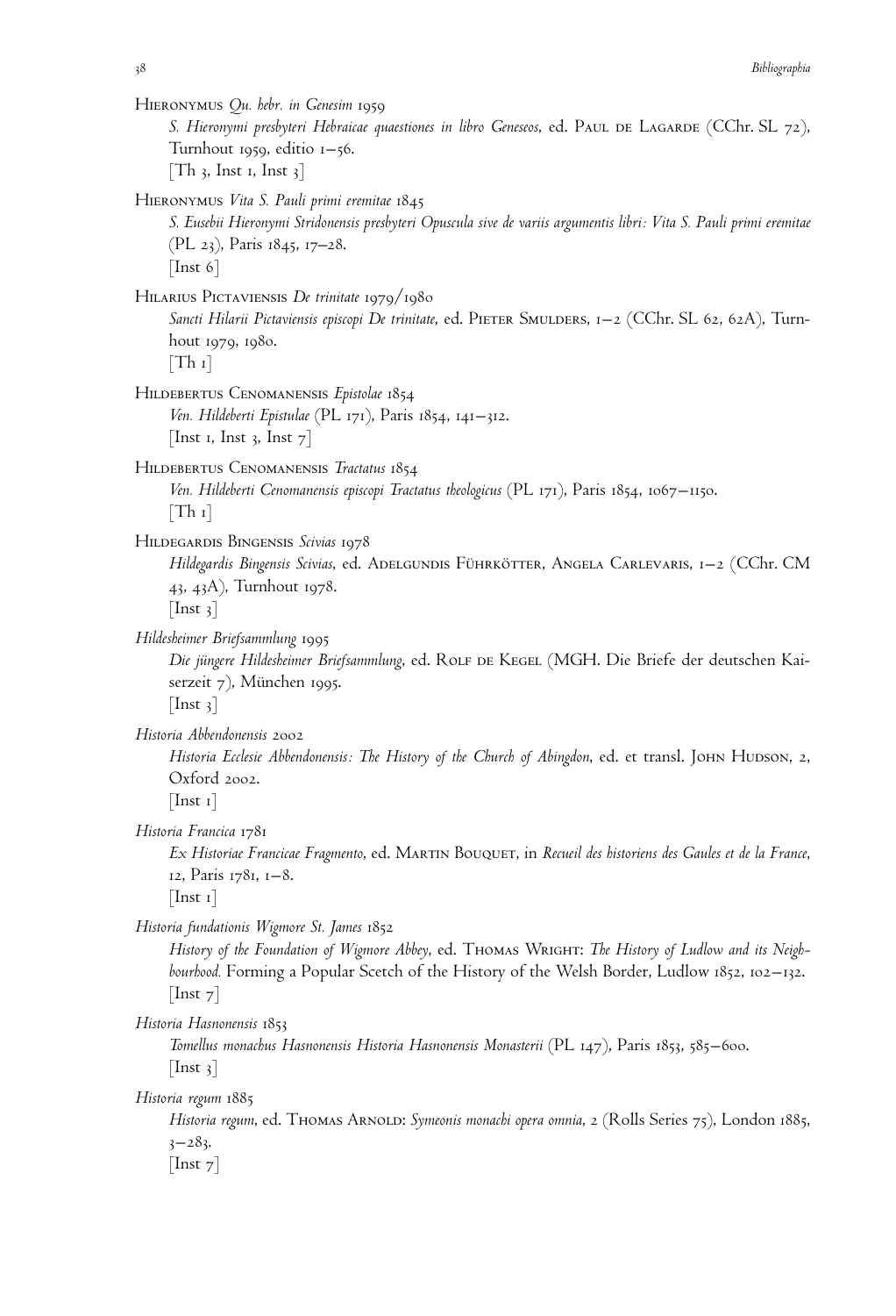Hieronymus *Qu. hebr. in Genesim* 1959

*S. Hieronymi presbyteri Hebraicae quaestiones in libro Geneseos*, ed. Paul de Lagarde (CChr. SL 72), Turnhout 1959, editio 1–56.
[Th 3, Inst 1, Inst 3]

Hieronymus *Vita S. Pauli primi eremitae* 1845

*S. Eusebii Hieronymi Stridonensis presbyteri Opuscula sive de variis argumentis libri: Vita S. Pauli primi eremitae* (PL 23), Paris 1845, 17–28.
[Inst 6]

Hilarius Pictaviensis *De trinitate* 1979/1980

*Sancti Hilarii Pictaviensis episcopi De trinitate*, ed. Pieter Smulders, 1–2 (CChr. SL 62, 62A), Turnhout 1979, 1980.
[Th 1]

Hildebertus Cenomanensis *Epistolae* 1854

*Ven. Hildeberti Epistulae* (PL 171), Paris 1854, 141–312.
[Inst 1, Inst 3, Inst 7]

Hildebertus Cenomanensis *Tractatus* 1854

*Ven. Hildeberti Cenomanensis episcopi Tractatus theologicus* (PL 171), Paris 1854, 1067–1150.
[Th 1]

Hildegardis Bingensis *Scivias* 1978

*Hildegardis Bingensis Scivias*, ed. Adelgundis Führkötter, Angela Carlevaris, 1–2 (CChr. CM 43, 43A), Turnhout 1978.
[Inst 3]

*Hildesheimer Briefsammlung* 1995

*Die jüngere Hildesheimer Briefsammlung*, ed. Rolf de Kegel (MGH. Die Briefe der deutschen Kaiserzeit 7), München 1995.
[Inst 3]

*Historia Abbendonensis* 2002

*Historia Ecclesie Abbendonensis: The History of the Church of Abingdon*, ed. et transl. John Hudson, 2, Oxford 2002.
[Inst 1]

*Historia Francica* 1781

*Ex Historiae Francicae Fragmento*, ed. Martin Bouquet, in *Recueil des historiens des Gaules et de la France*, 12, Paris 1781, 1–8.
[Inst 1]

*Historia fundationis Wigmore St. James* 1852

*History of the Foundation of Wigmore Abbey*, ed. Thomas Wright: *The History of Ludlow and its Neighbourhood.* Forming a Popular Scetch of the History of the Welsh Border, Ludlow 1852, 102–132.
[Inst 7]

*Historia Hasnonensis* 1853

*Tomellus monachus Hasnonensis Historia Hasnonensis Monasterii* (PL 147), Paris 1853, 585–600.
[Inst 3]

*Historia regum* 1885

*Historia regum*, ed. Thomas Arnold: *Symeonis monachi opera omnia*, 2 (Rolls Series 75), London 1885, 3–283.
[Inst 7]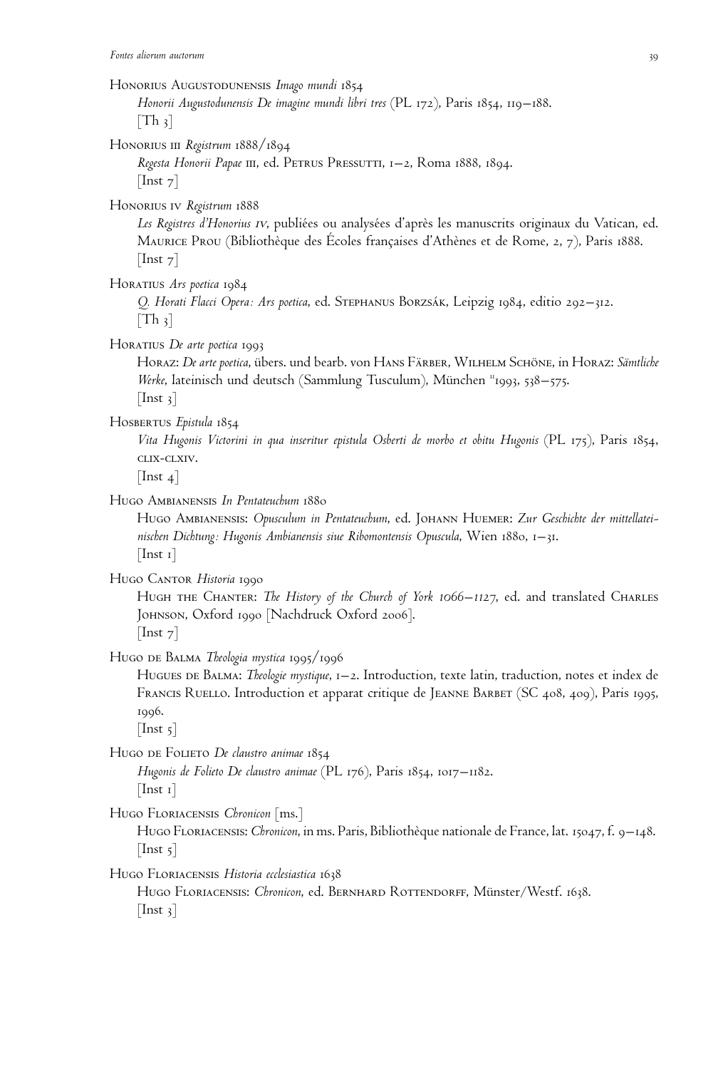Honorius Augustodunensis *Imago mundi* 1854
*Honorii Augustodunensis De imagine mundi libri tres* (PL 172), Paris 1854, 119–188.
[Th 3]

Honorius III *Registrum* 1888/1894
*Regesta Honorii Papae* III, ed. Petrus Pressutti, 1–2, Roma 1888, 1894.
[Inst 7]

Honorius IV *Registrum* 1888
*Les Registres d'Honorius IV*, publiées ou analysées d'après les manuscrits originaux du Vatican, ed. Maurice Prou (Bibliothèque des Écoles françaises d'Athènes et de Rome, 2, 7), Paris 1888.
[Inst 7]

Horatius *Ars poetica* 1984
*Q. Horati Flacci Opera: Ars poetica*, ed. Stephanus Borzsák, Leipzig 1984, editio 292–312.
[Th 3]

Horatius *De arte poetica* 1993
Horaz: *De arte poetica*, übers. und bearb. von Hans Färber, Wilhelm Schöne, in Horaz: *Sämtliche Werke*, lateinisch und deutsch (Sammlung Tusculum), München [11]1993, 538–575.
[Inst 3]

Hosbertus *Epistula* 1854
*Vita Hugonis Victorini in qua inseritur epistula Osberti de morbo et obitu Hugonis* (PL 175), Paris 1854, CLIX-CLXIV.
[Inst 4]

Hugo Ambianensis *In Pentateuchum* 1880
Hugo Ambianensis: *Opusculum in Pentateuchum*, ed. Johann Huemer: *Zur Geschichte der mittellateinischen Dichtung: Hugonis Ambianensis siue Ribomontensis Opuscula*, Wien 1880, 1–31.
[Inst 1]

Hugo Cantor *Historia* 1990
Hugh the Chanter: *The History of the Church of York 1066–1127*, ed. and translated Charles Johnson, Oxford 1990 [Nachdruck Oxford 2006].
[Inst 7]

Hugo de Balma *Theologia mystica* 1995/1996
Hugues de Balma: *Theologie mystique*, 1–2. Introduction, texte latin, traduction, notes et index de Francis Ruello. Introduction et apparat critique de Jeanne Barbet (SC 408, 409), Paris 1995, 1996.
[Inst 5]

Hugo de Folieto *De claustro animae* 1854
*Hugonis de Folieto De claustro animae* (PL 176), Paris 1854, 1017–1182.
[Inst 1]

Hugo Floriacensis *Chronicon* [ms.]
Hugo Floriacensis: *Chronicon*, in ms. Paris, Bibliothèque nationale de France, lat. 15047, f. 9–148.
[Inst 5]

Hugo Floriacensis *Historia ecclesiastica* 1638
Hugo Floriacensis: *Chronicon*, ed. Bernhard Rottendorff, Münster/Westf. 1638.
[Inst 3]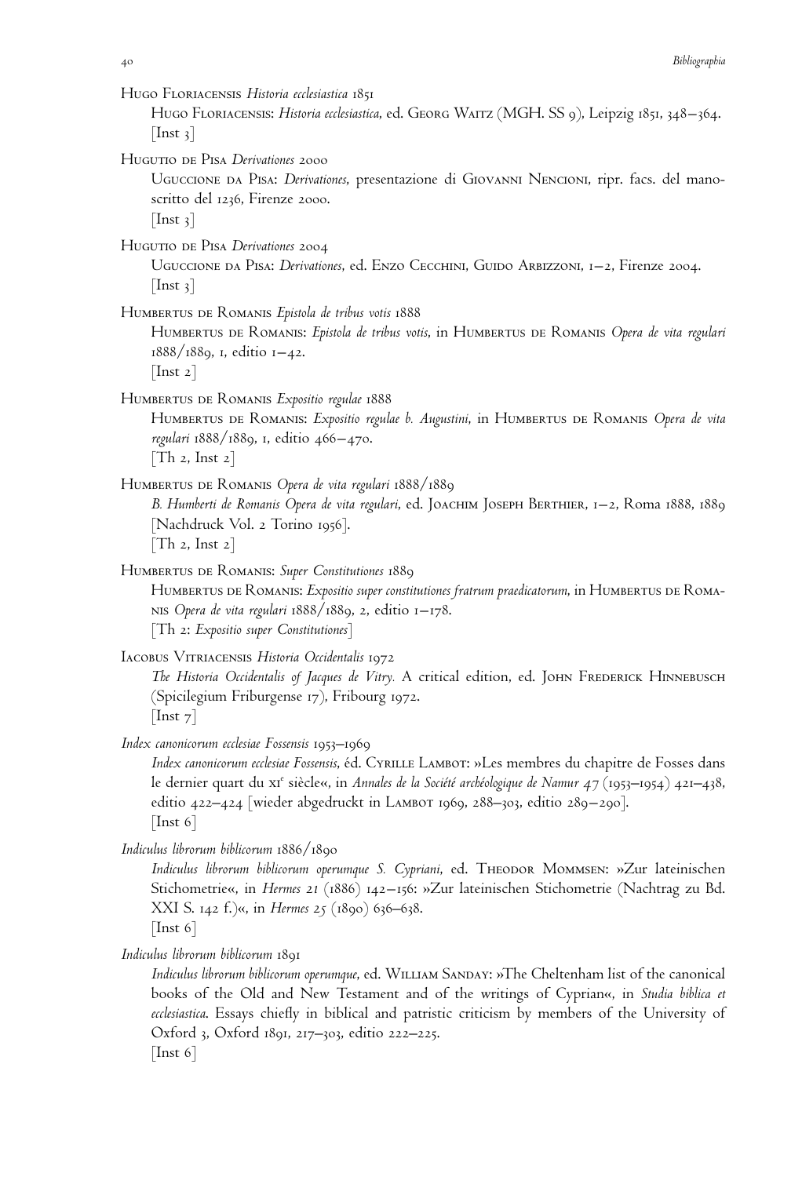Hugo Floriacensis *Historia ecclesiastica* 1851

Hugo Floriacensis: *Historia ecclesiastica*, ed. Georg Waitz (MGH. SS 9), Leipzig 1851, 348–364.
[Inst 3]

Hugutio de Pisa *Derivationes* 2000

Uguccione da Pisa: *Derivationes*, presentazione di Giovanni Nencioni, ripr. facs. del manoscritto del 1236, Firenze 2000.
[Inst 3]

Hugutio de Pisa *Derivationes* 2004

Uguccione da Pisa: *Derivationes*, ed. Enzo Cecchini, Guido Arbizzoni, 1–2, Firenze 2004.
[Inst 3]

Humbertus de Romanis *Epistola de tribus votis* 1888

Humbertus de Romanis: *Epistola de tribus votis*, in Humbertus de Romanis *Opera de vita regulari* 1888/1889, 1, editio 1–42.
[Inst 2]

Humbertus de Romanis *Expositio regulae* 1888

Humbertus de Romanis: *Expositio regulae b. Augustini*, in Humbertus de Romanis *Opera de vita regulari* 1888/1889, 1, editio 466–470.
[Th 2, Inst 2]

Humbertus de Romanis *Opera de vita regulari* 1888/1889

*B. Humberti de Romanis Opera de vita regulari*, ed. Joachim Joseph Berthier, 1–2, Roma 1888, 1889 [Nachdruck Vol. 2 Torino 1956].
[Th 2, Inst 2]

Humbertus de Romanis: *Super Constitutiones* 1889

Humbertus de Romanis: *Expositio super constitutiones fratrum praedicatorum*, in Humbertus de Romanis *Opera de vita regulari* 1888/1889, 2, editio 1–178.
[Th 2: *Expositio super Constitutiones*]

Iacobus Vitriacensis *Historia Occidentalis* 1972

*The Historia Occidentalis of Jacques de Vitry.* A critical edition, ed. John Frederick Hinnebusch (Spicilegium Friburgense 17), Fribourg 1972.
[Inst 7]

*Index canonicorum ecclesiae Fossensis* 1953–1969

*Index canonicorum ecclesiae Fossensis*, éd. Cyrille Lambot: »Les membres du chapitre de Fosses dans le dernier quart du XI[e] siècle«, in *Annales de la Société archéologique de Namur* 47 (1953–1954) 421–438, editio 422–424 [wieder abgedruckt in Lambot 1969, 288–303, editio 289–290].
[Inst 6]

*Indiculus librorum biblicorum* 1886/1890

*Indiculus librorum biblicorum operumque S. Cypriani*, ed. Theodor Mommsen: »Zur lateinischen Stichometrie«, in *Hermes* 21 (1886) 142–156: »Zur lateinischen Stichometrie (Nachtrag zu Bd. XXI S. 142 f.)«, in *Hermes* 25 (1890) 636–638.
[Inst 6]

*Indiculus librorum biblicorum* 1891

*Indiculus librorum biblicorum operumque*, ed. William Sanday: »The Cheltenham list of the canonical books of the Old and New Testament and of the writings of Cyprian«, in *Studia biblica et ecclesiastica*. Essays chiefly in biblical and patristic criticism by members of the University of Oxford 3, Oxford 1891, 217–303, editio 222–225.
[Inst 6]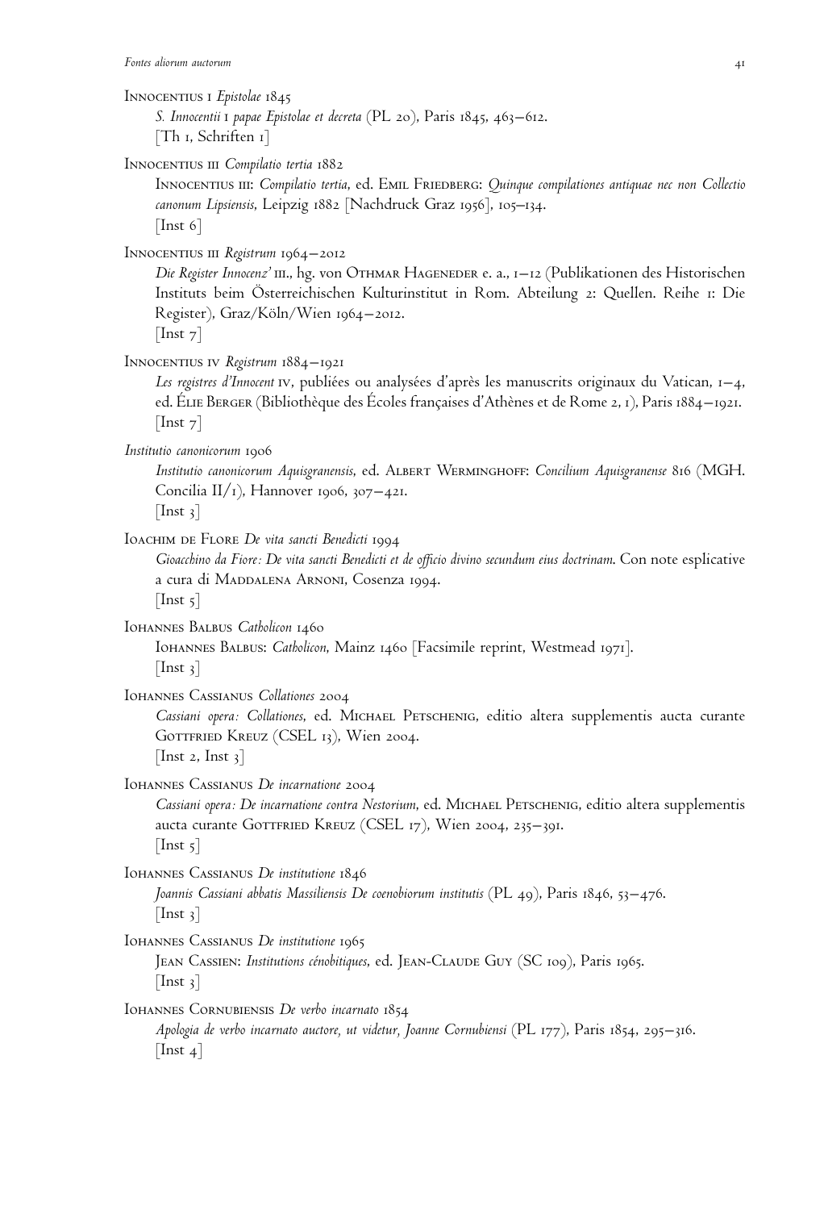Innocentius I *Epistolae* 1845
*S. Innocentii I papae Epistolae et decreta* (PL 20), Paris 1845, 463–612.
[Th 1, Schriften 1]

Innocentius III *Compilatio tertia* 1882
Innocentius III: *Compilatio tertia*, ed. Emil Friedberg: *Quinque compilationes antiquae nec non Collectio canonum Lipsiensis*, Leipzig 1882 [Nachdruck Graz 1956], 105–134.
[Inst 6]

Innocentius III *Registrum* 1964–2012
*Die Register Innocenz'* III., hg. von Othmar Hageneder e. a., 1–12 (Publikationen des Historischen Instituts beim Österreichischen Kulturinstitut in Rom. Abteilung 2: Quellen. Reihe 1: Die Register), Graz/Köln/Wien 1964–2012.
[Inst 7]

Innocentius IV *Registrum* 1884–1921
*Les registres d'Innocent* IV, publiées ou analysées d'après les manuscrits originaux du Vatican, 1–4, ed. Élie Berger (Bibliothèque des Écoles françaises d'Athènes et de Rome 2, 1), Paris 1884–1921.
[Inst 7]

*Institutio canonicorum* 1906
*Institutio canonicorum Aquisgranensis*, ed. Albert Werminghoff: *Concilium Aquisgranense* 816 (MGH. Concilia II/1), Hannover 1906, 307–421.
[Inst 3]

Ioachim de Flore *De vita sancti Benedicti* 1994
*Gioacchino da Fiore: De vita sancti Benedicti et de officio divino secundum eius doctrinam*. Con note esplicative a cura di Maddalena Arnoni, Cosenza 1994.
[Inst 5]

Iohannes Balbus *Catholicon* 1460
Iohannes Balbus: *Catholicon*, Mainz 1460 [Facsimile reprint, Westmead 1971].
[Inst 3]

Iohannes Cassianus *Collationes* 2004
*Cassiani opera: Collationes*, ed. Michael Petschenig, editio altera supplementis aucta curante Gottfried Kreuz (CSEL 13), Wien 2004.
[Inst 2, Inst 3]

Iohannes Cassianus *De incarnatione* 2004
*Cassiani opera: De incarnatione contra Nestorium*, ed. Michael Petschenig, editio altera supplementis aucta curante Gottfried Kreuz (CSEL 17), Wien 2004, 235–391.
[Inst 5]

Iohannes Cassianus *De institutione* 1846
*Joannis Cassiani abbatis Massiliensis De coenobiorum institutis* (PL 49), Paris 1846, 53–476.
[Inst 3]

Iohannes Cassianus *De institutione* 1965
Jean Cassien: *Institutions cénobitiques*, ed. Jean-Claude Guy (SC 109), Paris 1965.
[Inst 3]

Iohannes Cornubiensis *De verbo incarnato* 1854
*Apologia de verbo incarnato auctore, ut videtur, Joanne Cornubiensi* (PL 177), Paris 1854, 295–316.
[Inst 4]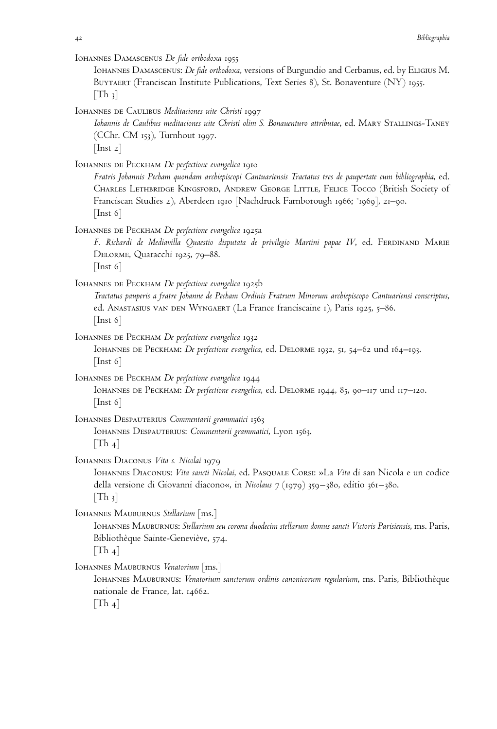Iohannes Damascenus *De fide orthodoxa* 1955

Iohannes Damascenus: *De fide orthodoxa*, versions of Burgundio and Cerbanus, ed. by Eligius M. Buytaert (Franciscan Institute Publications, Text Series 8), St. Bonaventure (NY) 1955.
[Th 3]

Iohannes de Caulibus *Meditaciones uite Christi* 1997

*Iohannis de Caulibus meditaciones uite Christi olim S. Bonauenturo attributae*, ed. Mary Stallings-Taney (CChr. CM 153), Turnhout 1997.
[Inst 2]

Iohannes de Peckham *De perfectione evangelica* 1910

*Fratris Johannis Pecham quondam archiepiscopi Cantuariensis Tractatus tres de paupertate cum bibliographia*, ed. Charles Lethbridge Kingsford, Andrew George Little, Felice Tocco (British Society of Franciscan Studies 2), Aberdeen 1910 [Nachdruck Farnborough 1966; [2]1969], 21–90.
[Inst 6]

Iohannes de Peckham *De perfectione evangelica* 1925a

*F. Richardi de Mediavilla Quaestio disputata de privilegio Martini papae IV*, ed. Ferdinand Marie Delorme, Quaracchi 1925, 79–88.
[Inst 6]

Iohannes de Peckham *De perfectione evangelica* 1925b

*Tractatus pauperis a fratre Johanne de Pecham Ordinis Fratrum Minorum archiepiscopo Cantuariensi conscriptus*, ed. Anastasius van den Wyngaert (La France franciscaine 1), Paris 1925, 5–86.
[Inst 6]

Iohannes de Peckham *De perfectione evangelica* 1932

Iohannes de Peckham: *De perfectione evangelica*, ed. Delorme 1932, 51, 54–62 und 164–193.
[Inst 6]

Iohannes de Peckham *De perfectione evangelica* 1944

Iohannes de Peckham: *De perfectione evangelica*, ed. Delorme 1944, 85, 90–117 und 117–120.
[Inst 6]

Iohannes Despauterius *Commentarii grammatici* 1563

Iohannes Despauterius: *Commentarii grammatici*, Lyon 1563.
[Th 4]

Iohannes Diaconus *Vita s. Nicolai* 1979

Iohannes Diaconus: *Vita sancti Nicolai*, ed. Pasquale Corsi: »La *Vita* di san Nicola e un codice della versione di Giovanni diacono«, in *Nicolaus* 7 (1979) 359–380, editio 361–380.
[Th 3]

Iohannes Mauburnus *Stellarium* [ms.]

Iohannes Mauburnus: *Stellarium seu corona duodecim stellarum domus sancti Victoris Parisiensis*, ms. Paris, Bibliothèque Sainte-Geneviève, 574.
[Th 4]

Iohannes Mauburnus *Venatorium* [ms.]

Iohannes Mauburnus: *Venatorium sanctorum ordinis canonicorum regularium*, ms. Paris, Bibliothèque nationale de France, lat. 14662.
[Th 4]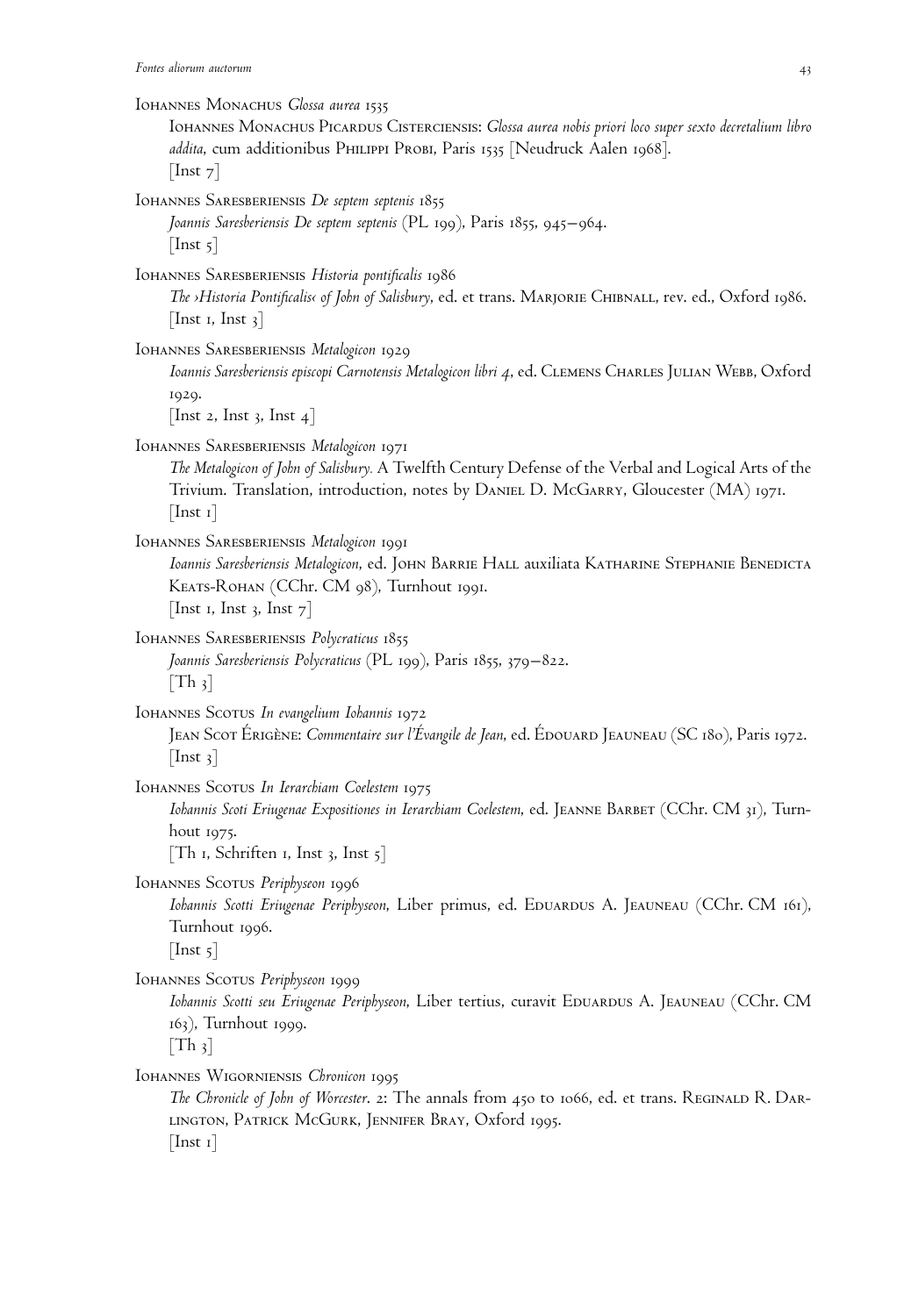Iohannes Monachus *Glossa aurea* 1535
Iohannes Monachus Picardus Cisterciensis: *Glossa aurea nobis priori loco super sexto decretalium libro addita*, cum additionibus Philippi Probi, Paris 1535 [Neudruck Aalen 1968].
[Inst 7]

Iohannes Saresberiensis *De septem septenis* 1855
*Joannis Saresberiensis De septem septenis* (PL 199), Paris 1855, 945–964.
[Inst 5]

Iohannes Saresberiensis *Historia pontificalis* 1986
*The ›Historia Pontificalis‹ of John of Salisbury*, ed. et trans. Marjorie Chibnall, rev. ed., Oxford 1986.
[Inst 1, Inst 3]

Iohannes Saresberiensis *Metalogicon* 1929
*Ioannis Saresberiensis episcopi Carnotensis Metalogicon libri 4*, ed. Clemens Charles Julian Webb, Oxford 1929.
[Inst 2, Inst 3, Inst 4]

Iohannes Saresberiensis *Metalogicon* 1971
*The Metalogicon of John of Salisbury.* A Twelfth Century Defense of the Verbal and Logical Arts of the Trivium. Translation, introduction, notes by Daniel D. McGarry, Gloucester (MA) 1971.
[Inst 1]

Iohannes Saresberiensis *Metalogicon* 1991
*Ioannis Saresberiensis Metalogicon*, ed. John Barrie Hall auxiliata Katharine Stephanie Benedicta Keats-Rohan (CChr. CM 98), Turnhout 1991.
[Inst 1, Inst 3, Inst 7]

Iohannes Saresberiensis *Polycraticus* 1855
*Joannis Saresberiensis Polycraticus* (PL 199), Paris 1855, 379–822.
[Th 3]

Iohannes Scotus *In evangelium Iohannis* 1972
Jean Scot Érigène: *Commentaire sur l'Évangile de Jean*, ed. Édouard Jeauneau (SC 180), Paris 1972.
[Inst 3]

Iohannes Scotus *In Ierarchiam Coelestem* 1975
*Iohannis Scoti Eriugenae Expositiones in Ierarchiam Coelestem*, ed. Jeanne Barbet (CChr. CM 31), Turnhout 1975.
[Th 1, Schriften 1, Inst 3, Inst 5]

Iohannes Scotus *Periphyseon* 1996
*Iohannis Scotti Eriugenae Periphyseon*, Liber primus, ed. Eduardus A. Jeauneau (CChr. CM 161), Turnhout 1996.
[Inst 5]

Iohannes Scotus *Periphyseon* 1999
*Iohannis Scotti seu Eriugenae Periphyseon*, Liber tertius, curavit Eduardus A. Jeauneau (CChr. CM 163), Turnhout 1999.
[Th 3]

Iohannes Wigorniensis *Chronicon* 1995
*The Chronicle of John of Worcester*. 2: The annals from 450 to 1066, ed. et trans. Reginald R. Darlington, Patrick McGurk, Jennifer Bray, Oxford 1995.
[Inst 1]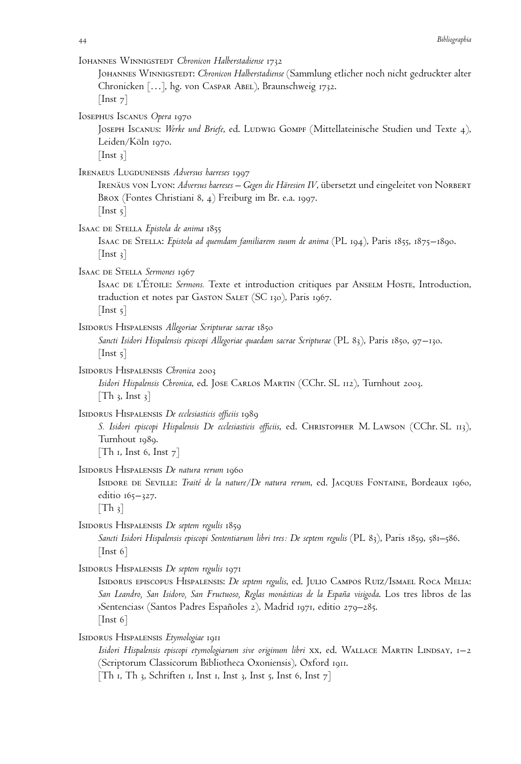Iohannes Winnigstedt *Chronicon Halberstadiense* 1732

Johannes Winnigstedt: *Chronicon Halberstadiense* (Sammlung etlicher noch nicht gedruckter alter Chronicken […], hg. von Caspar Abel), Braunschweig 1732.
[Inst 7]

Iosephus Iscanus *Opera* 1970

Joseph Iscanus: *Werke und Briefe*, ed. Ludwig Gompf (Mittellateinische Studien und Texte 4), Leiden/Köln 1970.
[Inst 3]

Irenaeus Lugdunensis *Adversus haereses* 1997

Irenäus von Lyon: *Adversus haereses – Gegen die Häresien IV*, übersetzt und eingeleitet von Norbert Brox (Fontes Christiani 8, 4) Freiburg im Br. e.a. 1997.
[Inst 5]

Isaac de Stella *Epistola de anima* 1855

Isaac de Stella: *Epistola ad quemdam familiarem suum de anima* (PL 194), Paris 1855, 1875–1890.
[Inst 3]

Isaac de Stella *Sermones* 1967

Isaac de l'Étoile: *Sermons.* Texte et introduction critiques par Anselm Hoste, Introduction, traduction et notes par Gaston Salet (SC 130), Paris 1967.
[Inst 5]

Isidorus Hispalensis *Allegoriae Scripturae sacrae* 1850

*Sancti Isidori Hispalensis episcopi Allegoriae quaedam sacrae Scripturae* (PL 83), Paris 1850, 97–130.
[Inst 5]

Isidorus Hispalensis *Chronica* 2003

*Isidori Hispalensis Chronica*, ed. Jose Carlos Martin (CChr. SL 112), Turnhout 2003.
[Th 3, Inst 3]

Isidorus Hispalensis *De ecclesiasticis officiis* 1989

*S. Isidori episcopi Hispalensis De ecclesiasticis officiis*, ed. Christopher M. Lawson (CChr. SL 113), Turnhout 1989.
[Th 1, Inst 6, Inst 7]

Isidorus Hispalensis *De natura rerum* 1960

Isidore de Seville: *Traité de la nature/De natura rerum*, ed. Jacques Fontaine, Bordeaux 1960, editio 165–327.
[Th 3]

Isidorus Hispalensis *De septem regulis* 1859

*Sancti Isidori Hispalensis episcopi Sententiarum libri tres: De septem regulis* (PL 83), Paris 1859, 581–586.
[Inst 6]

Isidorus Hispalensis *De septem regulis* 1971

Isidorus episcopus Hispalensis: *De septem regulis*, ed. Julio Campos Ruiz/Ismael Roca Melia: *San Leandro, San Isidoro, San Fructuoso, Reglas monásticas de la España visigoda*. Los tres libros de las ›Sentencias‹ (Santos Padres Españoles 2), Madrid 1971, editio 279–285.
[Inst 6]

Isidorus Hispalensis *Etymologiae* 1911

*Isidori Hispalensis episcopi etymologiarum sive originum libri* xx, ed. Wallace Martin Lindsay, 1–2 (Scriptorum Classicorum Bibliotheca Oxoniensis), Oxford 1911.
[Th 1, Th 3, Schriften 1, Inst 1, Inst 3, Inst 5, Inst 6, Inst 7]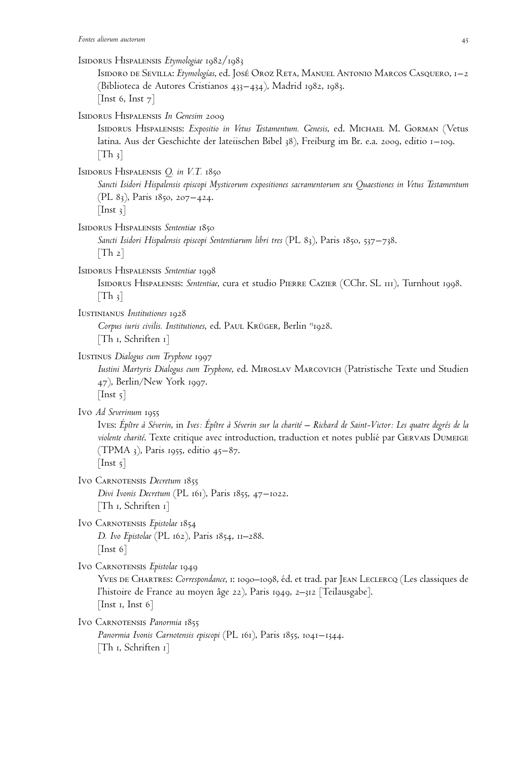Isidorus Hispalensis *Etymologiae* 1982/1983
Isidoro de Sevilla: *Etymologías*, ed. José Oroz Reta, Manuel Antonio Marcos Casquero, 1–2 (Biblioteca de Autores Cristianos 433–434), Madrid 1982, 1983.
[Inst 6, Inst 7]

Isidorus Hispalensis *In Genesim* 2009
Isidorus Hispalensis: *Expositio in Vetus Testamentum. Genesis*, ed. Michael M. Gorman (Vetus latina. Aus der Geschichte der lateiischen Bibel 38), Freiburg im Br. e.a. 2009, editio 1–109.
[Th 3]

Isidorus Hispalensis *Q. in V.T.* 1850
*Sancti Isidori Hispalensis episcopi Mysticorum expositiones sacramentorum seu Quaestiones in Vetus Testamentum* (PL 83), Paris 1850, 207–424.
[Inst 3]

Isidorus Hispalensis *Sententiae* 1850
*Sancti Isidori Hispalensis episcopi Sententiarum libri tres* (PL 83), Paris 1850, 537–738.
[Th 2]

Isidorus Hispalensis *Sententiae* 1998
Isidorus Hispalensis: *Sententiae*, cura et studio Pierre Cazier (CChr. SL 111), Turnhout 1998.
[Th 3]

Iustinianus *Institutiones* 1928
*Corpus iuris civilis. Institutiones*, ed. Paul Krüger, Berlin [15]1928.
[Th 1, Schriften 1]

Iustinus *Dialogus cum Tryphone* 1997
*Iustini Martyris Dialogus cum Tryphone*, ed. Miroslav Marcovich (Patristische Texte und Studien 47), Berlin/New York 1997.
[Inst 5]

Ivo *Ad Severinum* 1955
Ives: *Épître à Séverin*, in *Ives: Épître à Séverin sur la charité – Richard de Saint-Victor: Les quatre degrés de la violente charité*. Texte critique avec introduction, traduction et notes publié par Gervais Dumeige (TPMA 3), Paris 1955, editio 45–87.
[Inst 5]

Ivo Carnotensis *Decretum* 1855
*Divi Ivonis Decretum* (PL 161), Paris 1855, 47–1022.
[Th 1, Schriften 1]

Ivo Carnotensis *Epistolae* 1854
*D. Ivo Epistolae* (PL 162), Paris 1854, 11–288.
[Inst 6]

Ivo Carnotensis *Epistolae* 1949
Yves de Chartres: *Correspondance*, 1: 1090–1098, éd. et trad. par Jean Leclercq (Les classiques de l'histoire de France au moyen âge 22), Paris 1949, 2–312 [Teilausgabe].
[Inst 1, Inst 6]

Ivo Carnotensis *Panormia* 1855
*Panormia Ivonis Carnotensis episcopi* (PL 161), Paris 1855, 1041–1344.
[Th 1, Schriften 1]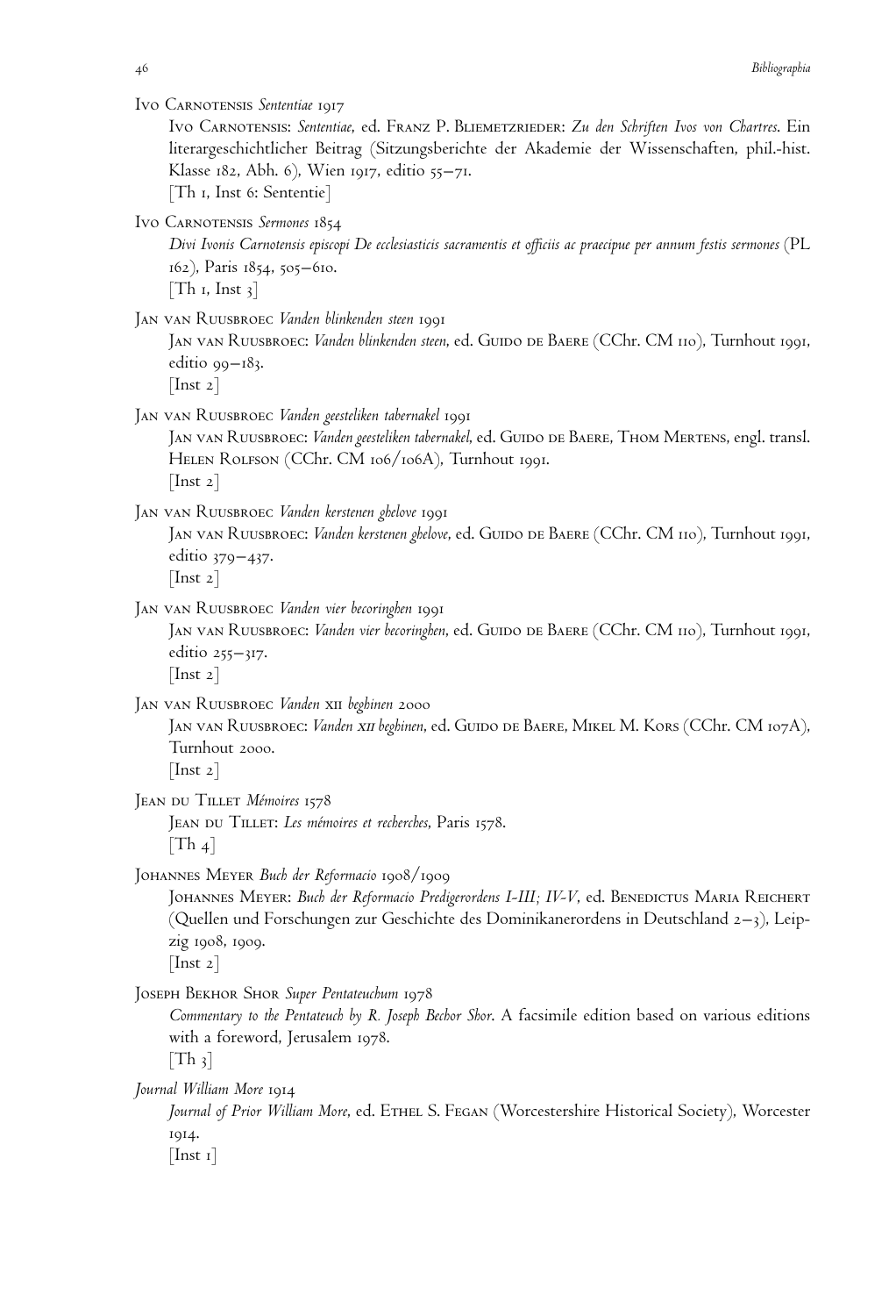Ivo Carnotensis *Sententiae* 1917

Ivo Carnotensis: *Sententiae*, ed. Franz P. Bliemetzrieder: *Zu den Schriften Ivos von Chartres*. Ein literargeschichtlicher Beitrag (Sitzungsberichte der Akademie der Wissenschaften, phil.-hist. Klasse 182, Abh. 6), Wien 1917, editio 55–71.
[Th 1, Inst 6: Sententie]

Ivo Carnotensis *Sermones* 1854

*Divi Ivonis Carnotensis episcopi De ecclesiasticis sacramentis et officiis ac praecipue per annum festis sermones* (PL 162), Paris 1854, 505–610.
[Th 1, Inst 3]

Jan van Ruusbroec *Vanden blinkenden steen* 1991

Jan van Ruusbroec: *Vanden blinkenden steen*, ed. Guido de Baere (CChr. CM 110), Turnhout 1991, editio 99–183.
[Inst 2]

Jan van Ruusbroec *Vanden geesteliken tabernakel* 1991

Jan van Ruusbroec: *Vanden geesteliken tabernakel*, ed. Guido de Baere, Thom Mertens, engl. transl. Helen Rolfson (CChr. CM 106/106A), Turnhout 1991.
[Inst 2]

Jan van Ruusbroec *Vanden kerstenen ghelove* 1991

Jan van Ruusbroec: *Vanden kerstenen ghelove*, ed. Guido de Baere (CChr. CM 110), Turnhout 1991, editio 379–437.
[Inst 2]

Jan van Ruusbroec *Vanden vier becoringhen* 1991

Jan van Ruusbroec: *Vanden vier becoringhen*, ed. Guido de Baere (CChr. CM 110), Turnhout 1991, editio 255–317.
[Inst 2]

Jan van Ruusbroec *Vanden* xii *beghinen* 2000

Jan van Ruusbroec: *Vanden xii beghinen*, ed. Guido de Baere, Mikel M. Kors (CChr. CM 107A), Turnhout 2000.
[Inst 2]

Jean du Tillet *Mémoires* 1578

Jean du Tillet: *Les mémoires et recherches*, Paris 1578.
[Th 4]

Johannes Meyer *Buch der Reformacio* 1908/1909

Johannes Meyer: *Buch der Reformacio Predigerordens I-III; IV-V*, ed. Benedictus Maria Reichert (Quellen und Forschungen zur Geschichte des Dominikanerordens in Deutschland 2–3), Leipzig 1908, 1909.
[Inst 2]

Joseph Bekhor Shor *Super Pentateuchum* 1978

*Commentary to the Pentateuch by R. Joseph Bechor Shor*. A facsimile edition based on various editions with a foreword, Jerusalem 1978.
[Th 3]

*Journal William More* 1914

*Journal of Prior William More*, ed. Ethel S. Fegan (Worcestershire Historical Society), Worcester 1914.
[Inst 1]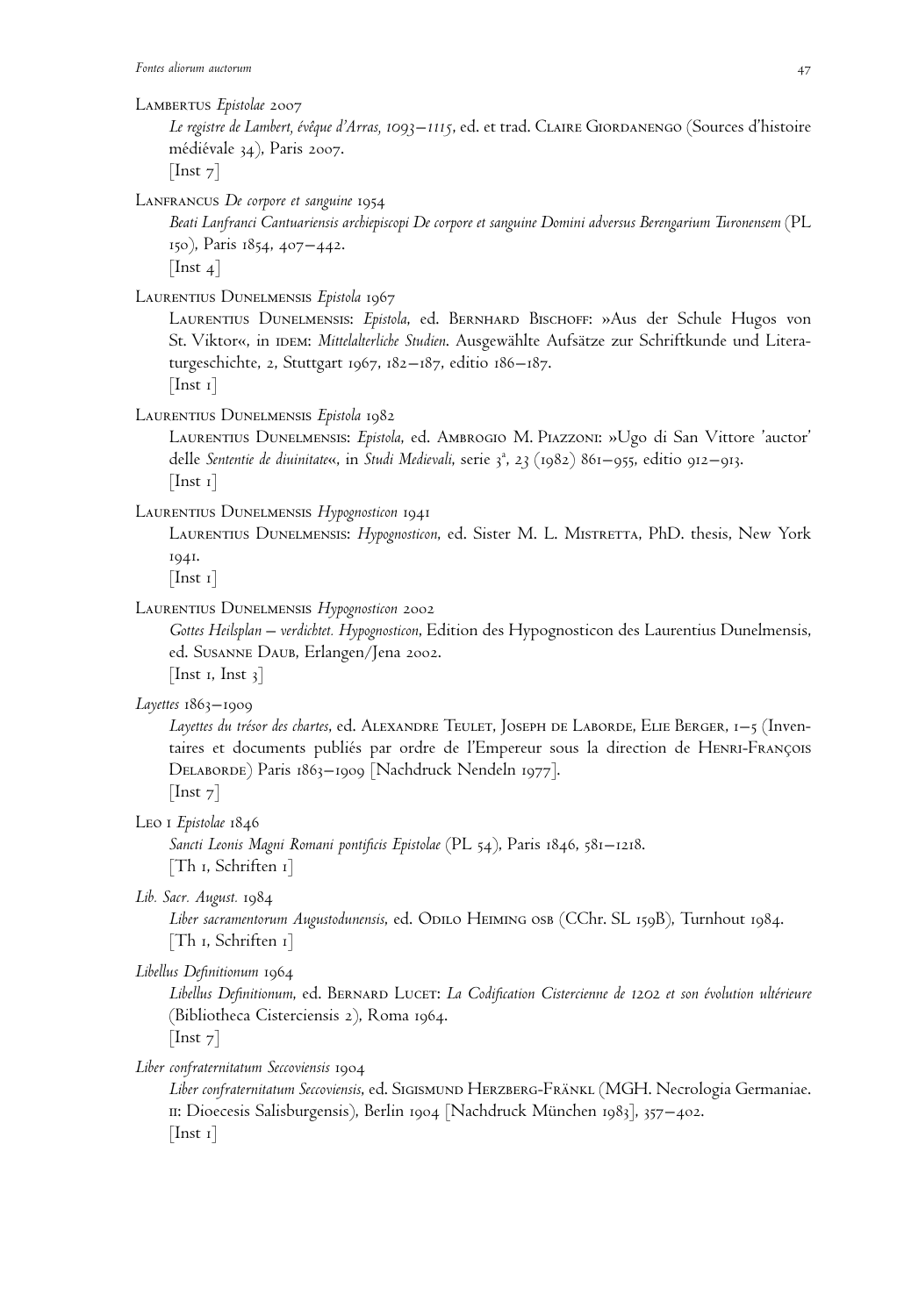Lambertus *Epistolae* 2007

*Le registre de Lambert, évêque d'Arras, 1093–1115*, ed. et trad. Claire Giordanengo (Sources d'histoire médiévale 34), Paris 2007.
[Inst 7]

Lanfrancus *De corpore et sanguine* 1954

*Beati Lanfranci Cantuariensis archiepiscopi De corpore et sanguine Domini adversus Berengarium Turonensem* (PL 150), Paris 1854, 407–442.
[Inst 4]

Laurentius Dunelmensis *Epistola* 1967

Laurentius Dunelmensis: *Epistola*, ed. Bernhard Bischoff: »Aus der Schule Hugos von St. Viktor«, in idem: *Mittelalterliche Studien*. Ausgewählte Aufsätze zur Schriftkunde und Literaturgeschichte, 2, Stuttgart 1967, 182–187, editio 186–187.
[Inst 1]

Laurentius Dunelmensis *Epistola* 1982

Laurentius Dunelmensis: *Epistola*, ed. Ambrogio M. Piazzoni: »Ugo di San Vittore 'auctor' delle *Sententie de diuinitate*«, in *Studi Medievali*, serie 3[a], 23 (1982) 861–955, editio 912–913.
[Inst 1]

Laurentius Dunelmensis *Hypognosticon* 1941

Laurentius Dunelmensis: *Hypognosticon*, ed. Sister M. L. Mistretta, PhD. thesis, New York 1941.
[Inst 1]

Laurentius Dunelmensis *Hypognosticon* 2002

*Gottes Heilsplan – verdichtet. Hypognosticon*, Edition des Hypognosticon des Laurentius Dunelmensis, ed. Susanne Daub, Erlangen/Jena 2002.
[Inst 1, Inst 3]

*Layettes* 1863–1909

*Layettes du trésor des chartes*, ed. Alexandre Teulet, Joseph de Laborde, Elie Berger, 1–5 (Inventaires et documents publiés par ordre de l'Empereur sous la direction de Henri-François Delaborde) Paris 1863–1909 [Nachdruck Nendeln 1977].
[Inst 7]

Leo I *Epistolae* 1846

*Sancti Leonis Magni Romani pontificis Epistolae* (PL 54), Paris 1846, 581–1218.
[Th 1, Schriften 1]

*Lib. Sacr. August.* 1984

*Liber sacramentorum Augustodunensis*, ed. Odilo Heiming OSB (CChr. SL 159B), Turnhout 1984.
[Th 1, Schriften 1]

*Libellus Definitionum* 1964

*Libellus Definitionum*, ed. Bernard Lucet: *La Codification Cistercienne de 1202 et son évolution ultérieure* (Bibliotheca Cisterciensis 2), Roma 1964.
[Inst 7]

*Liber confraternitatum Seccoviensis* 1904

*Liber confraternitatum Seccoviensis*, ed. Sigismund Herzberg-Fränkl (MGH. Necrologia Germaniae. II: Dioecesis Salisburgensis), Berlin 1904 [Nachdruck München 1983], 357–402.
[Inst 1]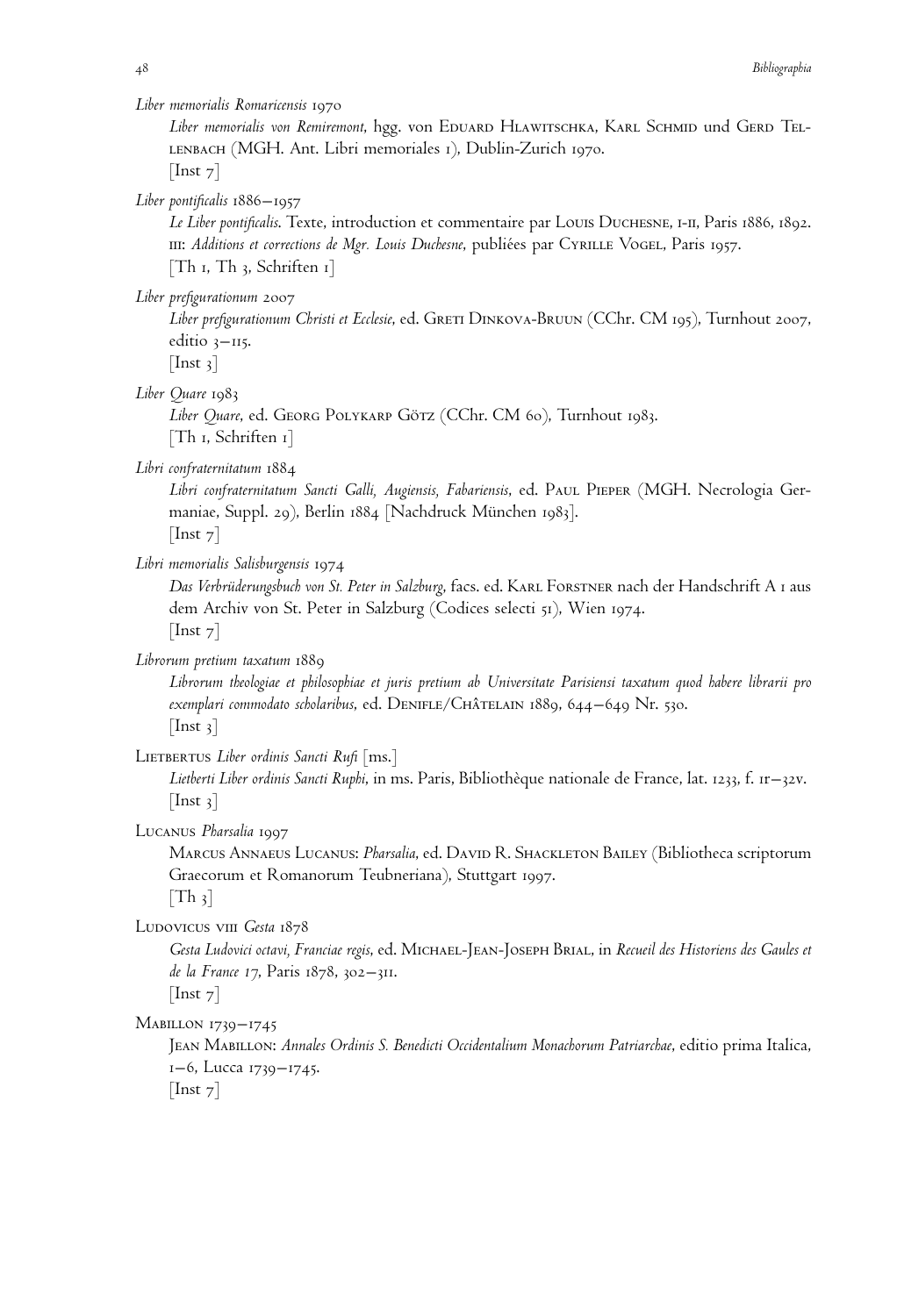*Liber memorialis Romaricensis* 1970

Liber memorialis von Remiremont, hgg. von Eduard Hlawitschka, Karl Schmid und Gerd Tellenbach (MGH. Ant. Libri memoriales 1), Dublin-Zurich 1970.
[Inst 7]

*Liber pontificalis* 1886–1957

*Le Liber pontificalis*. Texte, introduction et commentaire par Louis Duchesne, I-II, Paris 1886, 1892. III: *Additions et corrections de Mgr. Louis Duchesne*, publiées par Cyrille Vogel, Paris 1957.
[Th 1, Th 3, Schriften 1]

*Liber prefigurationum* 2007

*Liber prefigurationum Christi et Ecclesie*, ed. Greti Dinkova-Bruun (CChr. CM 195), Turnhout 2007, editio 3–115.
[Inst 3]

*Liber Quare* 1983

*Liber Quare*, ed. Georg Polykarp Götz (CChr. CM 60), Turnhout 1983.
[Th 1, Schriften 1]

*Libri confraternitatum* 1884

*Libri confraternitatum Sancti Galli, Augiensis, Fabariensis*, ed. Paul Pieper (MGH. Necrologia Germaniae, Suppl. 29), Berlin 1884 [Nachdruck München 1983].
[Inst 7]

*Libri memorialis Salisburgensis* 1974

*Das Verbrüderungsbuch von St. Peter in Salzburg*, facs. ed. Karl Forstner nach der Handschrift A 1 aus dem Archiv von St. Peter in Salzburg (Codices selecti 51), Wien 1974.
[Inst 7]

*Librorum pretium taxatum* 1889

*Librorum theologiae et philosophiae et juris pretium ab Universitate Parisiensi taxatum quod habere librarii pro exemplari commodato scholaribus*, ed. Denifle/Châtelain 1889, 644–649 Nr. 530.
[Inst 3]

Lietbertus *Liber ordinis Sancti Rufi* [ms.]

*Lietberti Liber ordinis Sancti Ruphi*, in ms. Paris, Bibliothèque nationale de France, lat. 1233, f. 1r–32v.
[Inst 3]

Lucanus *Pharsalia* 1997

Marcus Annaeus Lucanus: *Pharsalia*, ed. David R. Shackleton Bailey (Bibliotheca scriptorum Graecorum et Romanorum Teubneriana), Stuttgart 1997.
[Th 3]

Ludovicus VIII *Gesta* 1878

*Gesta Ludovici octavi, Franciae regis*, ed. Michael-Jean-Joseph Brial, in *Recueil des Historiens des Gaules et de la France 17*, Paris 1878, 302–311.
[Inst 7]

Mabillon 1739–1745

Jean Mabillon: *Annales Ordinis S. Benedicti Occidentalium Monachorum Patriarchae*, editio prima Italica, 1–6, Lucca 1739–1745.
[Inst 7]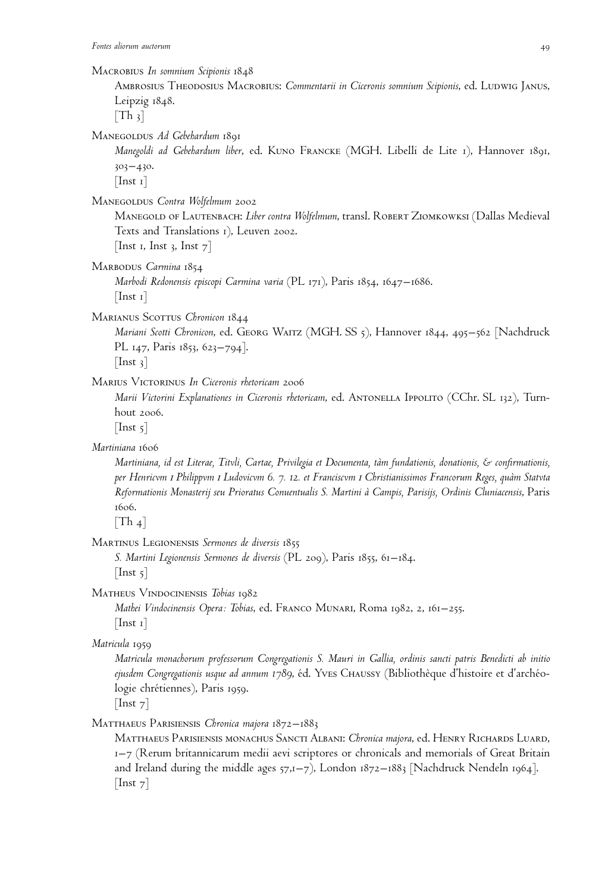Macrobius *In somnium Scipionis* 1848

Ambrosius Theodosius Macrobius: *Commentarii in Ciceronis somnium Scipionis*, ed. Ludwig Janus, Leipzig 1848.
[Th 3]

Manegoldus *Ad Gebehardum* 1891

*Manegoldi ad Gebehardum liber*, ed. Kuno Francke (MGH. Libelli de Lite 1), Hannover 1891, 303–430.
[Inst 1]

Manegoldus *Contra Wolfelmum* 2002

Manegold of Lautenbach: *Liber contra Wolfelmum*, transl. Robert Ziomkowksi (Dallas Medieval Texts and Translations 1), Leuven 2002.
[Inst 1, Inst 3, Inst 7]

Marbodus *Carmina* 1854

*Marbodi Redonensis episcopi Carmina varia* (PL 171), Paris 1854, 1647–1686.
[Inst 1]

Marianus Scottus *Chronicon* 1844

*Mariani Scotti Chronicon*, ed. Georg Waitz (MGH. SS 5), Hannover 1844, 495–562 [Nachdruck PL 147, Paris 1853, 623–794].
[Inst 3]

Marius Victorinus *In Ciceronis rhetoricam* 2006

*Marii Victorini Explanationes in Ciceronis rhetoricam*, ed. Antonella Ippolito (CChr. SL 132), Turnhout 2006.
[Inst 5]

*Martiniana* 1606

*Martiniana, id est Literae, Titvli, Cartae, Privilegia et Documenta, tàm fundationis, donationis, & confirmationis, per Henricvm I Philippvm I Ludovicvm 6. 7. 12. et Franciscvm I Christianissimos Francorum Reges, quàm Statvta Reformationis Monasterij seu Prioratus Conuentualis S. Martini à Campis, Parisijs, Ordinis Cluniacensis*, Paris 1606.
[Th 4]

Martinus Legionensis *Sermones de diversis* 1855

*S. Martini Legionensis Sermones de diversis* (PL 209), Paris 1855, 61–184.
[Inst 5]

Matheus Vindocinensis *Tobias* 1982

*Mathei Vindocinensis Opera: Tobias*, ed. Franco Munari, Roma 1982, 2, 161–255.
[Inst 1]

*Matricula* 1959

*Matricula monachorum professorum Congregationis S. Mauri in Gallia, ordinis sancti patris Benedicti ab initio ejusdem Congregationis usque ad annum 1789*, éd. Yves Chaussy (Bibliothèque d'histoire et d'archéologie chrétiennes), Paris 1959.
[Inst 7]

Matthaeus Parisiensis *Chronica majora* 1872–1883

Matthaeus Parisiensis monachus Sancti Albani: *Chronica majora*, ed. Henry Richards Luard, 1–7 (Rerum britannicarum medii aevi scriptores or chronicals and memorials of Great Britain and Ireland during the middle ages 57,1–7), London 1872–1883 [Nachdruck Nendeln 1964].
[Inst 7]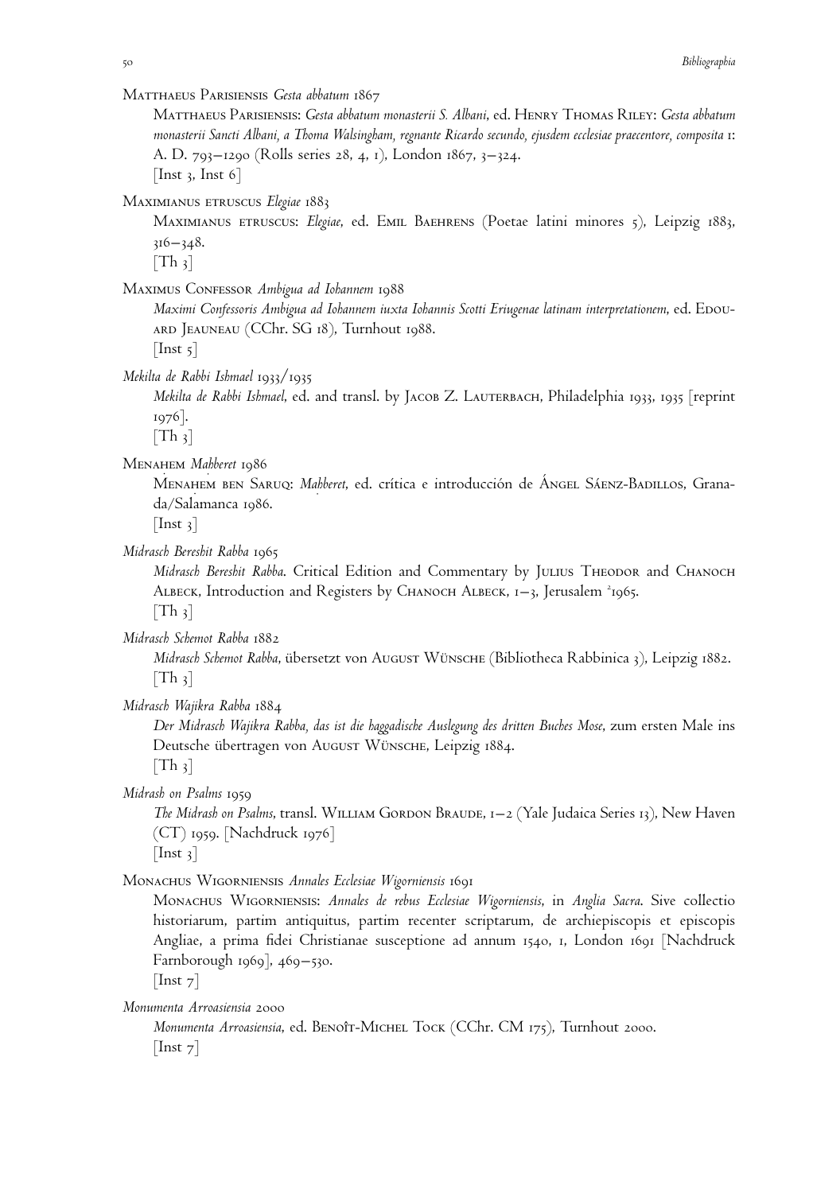Matthaeus Parisiensis *Gesta abbatum* 1867

Matthaeus Parisiensis: *Gesta abbatum monasterii S. Albani*, ed. Henry Thomas Riley: *Gesta abbatum monasterii Sancti Albani, a Thoma Walsingham, regnante Ricardo secundo, ejusdem ecclesiae praecentore, composita* 1: A. D. 793–1290 (Rolls series 28, 4, 1), London 1867, 3–324.
[Inst 3, Inst 6]

Maximianus etruscus *Elegiae* 1883

Maximianus etruscus: *Elegiae*, ed. Emil Baehrens (Poetae latini minores 5), Leipzig 1883, 316–348.
[Th 3]

Maximus Confessor *Ambigua ad Iohannem* 1988

*Maximi Confessoris Ambigua ad Iohannem iuxta Iohannis Scotti Eriugenae latinam interpretationem*, ed. Edouard Jeauneau (CChr. SG 18), Turnhout 1988.
[Inst 5]

*Mekilta de Rabbi Ishmael* 1933/1935

*Mekilta de Rabbi Ishmael*, ed. and transl. by Jacob Z. Lauterbach, Philadelphia 1933, 1935 [reprint 1976].
[Th 3]

Menaḥem *Maḥberet* 1986

Menaḥem ben Saruq: *Maḥberet*, ed. crítica e introducción de Ángel Sáenz-Badillos, Granada/Salamanca 1986.
[Inst 3]

*Midrasch Bereshit Rabba* 1965

*Midrasch Bereshit Rabba*. Critical Edition and Commentary by Julius Theodor and Chanoch Albeck, Introduction and Registers by Chanoch Albeck, 1–3, Jerusalem [2]1965.
[Th 3]

*Midrasch Schemot Rabba* 1882

*Midrasch Schemot Rabba*, übersetzt von August Wünsche (Bibliotheca Rabbinica 3), Leipzig 1882.
[Th 3]

*Midrasch Wajikra Rabba* 1884

*Der Midrasch Wajikra Rabba, das ist die haggadische Auslegung des dritten Buches Mose*, zum ersten Male ins Deutsche übertragen von August Wünsche, Leipzig 1884.
[Th 3]

*Midrash on Psalms* 1959

*The Midrash on Psalms*, transl. William Gordon Braude, 1–2 (Yale Judaica Series 13), New Haven (CT) 1959. [Nachdruck 1976]
[Inst 3]

Monachus Wigorniensis *Annales Ecclesiae Wigorniensis* 1691

Monachus Wigorniensis: *Annales de rebus Ecclesiae Wigorniensis*, in *Anglia Sacra*. Sive collectio historiarum, partim antiquitus, partim recenter scriptarum, de archiepiscopis et episcopis Angliae, a prima fidei Christianae susceptione ad annum 1540, 1, London 1691 [Nachdruck Farnborough 1969], 469–530.
[Inst 7]

*Monumenta Arroasiensia* 2000

*Monumenta Arroasiensia*, ed. Benoît-Michel Tock (CChr. CM 175), Turnhout 2000.
[Inst 7]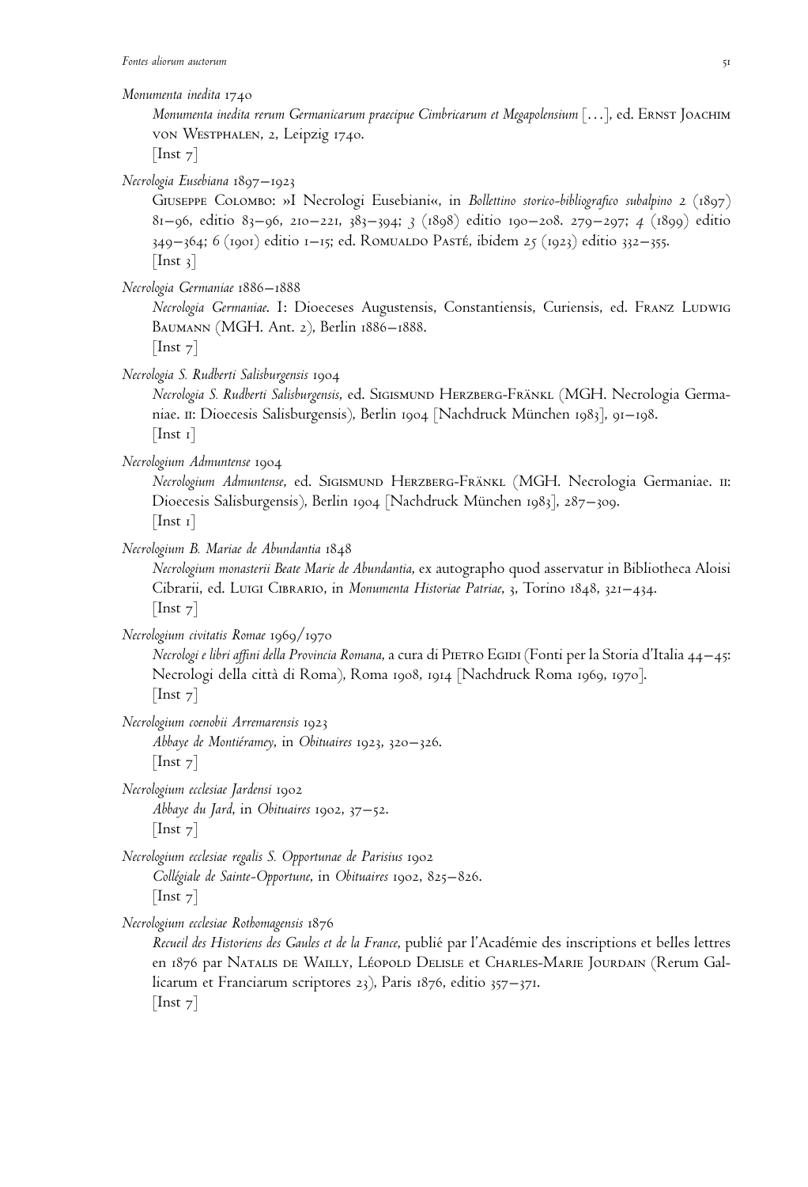*Monumenta inedita* 1740

Monumenta inedita rerum Germanicarum praecipue Cimbricarum et Megapolensium [...], ed. Ernst Joachim von Westphalen, 2, Leipzig 1740.
[Inst 7]

*Necrologia Eusebiana* 1897–1923

Giuseppe Colombo: »I Necrologi Eusebiani«, in *Bollettino storico-bibliografico subalpino* 2 (1897) 81–96, editio 83–96, 210–221, 383–394; 3 (1898) editio 190–208. 279–297; 4 (1899) editio 349–364; 6 (1901) editio 1–15; ed. Romualdo Pasté, ibidem 25 (1923) editio 332–355.
[Inst 3]

*Necrologia Germaniae* 1886–1888

*Necrologia Germaniae*. I: Dioeceses Augustensis, Constantiensis, Curiensis, ed. Franz Ludwig Baumann (MGH. Ant. 2), Berlin 1886–1888.
[Inst 7]

*Necrologia S. Rudberti Salisburgensis* 1904

*Necrologia S. Rudberti Salisburgensis*, ed. Sigismund Herzberg-Fränkl (MGH. Necrologia Germaniae. II: Dioecesis Salisburgensis), Berlin 1904 [Nachdruck München 1983], 91–198.
[Inst 1]

*Necrologium Admuntense* 1904

*Necrologium Admuntense*, ed. Sigismund Herzberg-Fränkl (MGH. Necrologia Germaniae. II: Dioecesis Salisburgensis), Berlin 1904 [Nachdruck München 1983], 287–309.
[Inst 1]

*Necrologium B. Mariae de Abundantia* 1848

*Necrologium monasterii Beate Marie de Abundantia*, ex autographo quod asservatur in Bibliotheca Aloisi Cibrarii, ed. Luigi Cibrario, in *Monumenta Historiae Patriae*, 3, Torino 1848, 321–434.
[Inst 7]

*Necrologium civitatis Romae* 1969/1970

*Necrologi e libri affini della Provincia Romana*, a cura di Pietro Egidi (Fonti per la Storia d'Italia 44–45: Necrologi della città di Roma), Roma 1908, 1914 [Nachdruck Roma 1969, 1970].
[Inst 7]

*Necrologium coenobii Arremarensis* 1923

*Abbaye de Montiéramey*, in *Obituaires* 1923, 320–326.
[Inst 7]

*Necrologium ecclesiae Jardensi* 1902

*Abbaye du Jard*, in *Obituaires* 1902, 37–52.
[Inst 7]

*Necrologium ecclesiae regalis S. Opportunae de Parisius* 1902

*Collégiale de Sainte-Opportune*, in *Obituaires* 1902, 825–826.
[Inst 7]

*Necrologium ecclesiae Rothomagensis* 1876

*Recueil des Historiens des Gaules et de la France*, publié par l'Académie des inscriptions et belles lettres en 1876 par Natalis de Wailly, Léopold Delisle et Charles-Marie Jourdain (Rerum Gallicarum et Franciarum scriptores 23), Paris 1876, editio 357–371.
[Inst 7]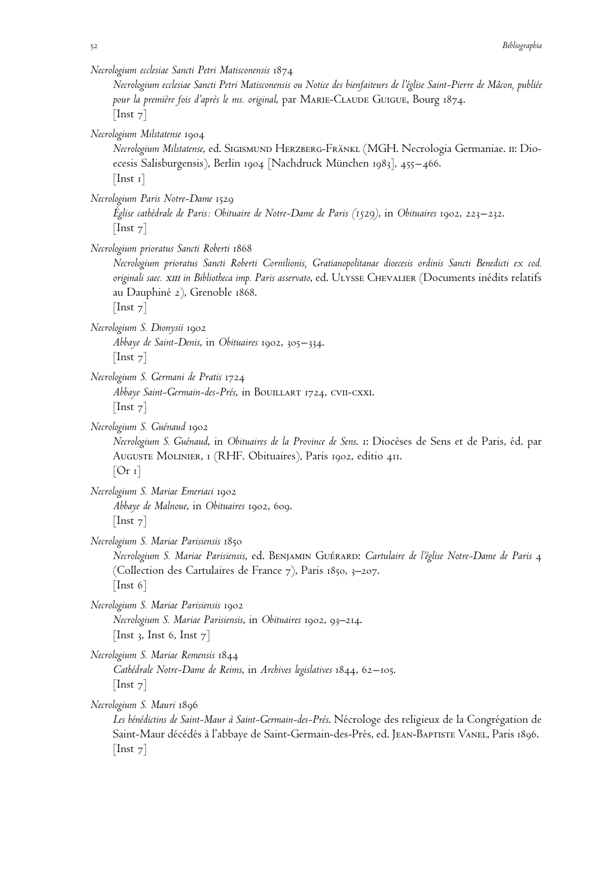*Necrologium ecclesiae Sancti Petri Matisconensis* 1874
*Necrologium ecclesiae Sancti Petri Matisconensis ou Notice des bienfaiteurs de l'église Saint-Pierre de Mâcon, publiée pour la première fois d'après le ms. original*, par Marie-Claude Guigue, Bourg 1874.
[Inst 7]

*Necrologium Milstatense* 1904
*Necrologium Milstatense*, ed. Sigismund Herzberg-Fränkl (MGH. Necrologia Germaniae. II: Dioecesis Salisburgensis), Berlin 1904 [Nachdruck München 1983], 455–466.
[Inst 1]

*Necrologium Paris Notre-Dame* 1529
*Église cathédrale de Paris: Obituaire de Notre-Dame de Paris (1529)*, in *Obituaires* 1902, 223–232.
[Inst 7]

*Necrologium prioratus Sancti Roberti* 1868
*Necrologium prioratus Sancti Roberti Cornilionis, Gratianopolitanae dioecesis ordinis Sancti Benedicti ex cod. originali saec. XIII in Bibliotheca imp. Paris asservato*, ed. Ulysse Chevalier (Documents inédits relatifs au Dauphiné 2), Grenoble 1868.
[Inst 7]

*Necrologium S. Dionysii* 1902
*Abbaye de Saint-Denis*, in *Obituaires* 1902, 305–334.
[Inst 7]

*Necrologium S. Germani de Pratis* 1724
*Abbaye Saint-Germain-des-Prés*, in Bouillart 1724, CVII-CXXI.
[Inst 7]

*Necrologium S. Guénaud* 1902
*Necrologium S. Guénaud*, in *Obituaires de la Province de Sens*. I: Diocèses de Sens et de Paris, éd. par Auguste Molinier, I (RHF. Obituaires), Paris 1902, editio 411.
[Or 1]

*Necrologium S. Mariae Emeriaci* 1902
*Abbaye de Malnoue*, in *Obituaires* 1902, 609.
[Inst 7]

*Necrologium S. Mariae Parisiensis* 1850
*Necrologium S. Mariae Parisiensis*, ed. Benjamin Guérard: *Cartulaire de l'église Notre-Dame de Paris* 4 (Collection des Cartulaires de France 7), Paris 1850, 3–207.
[Inst 6]

*Necrologium S. Mariae Parisiensis* 1902
*Necrologium S. Mariae Parisiensis*, in *Obituaires* 1902, 93–214.
[Inst 3, Inst 6, Inst 7]

*Necrologium S. Mariae Remensis* 1844
*Cathédrale Notre-Dame de Reims*, in *Archives legislatives* 1844, 62–105.
[Inst 7]

*Necrologium S. Mauri* 1896
*Les bénédictins de Saint-Maur à Saint-Germain-des-Prés*. Nécrologe des religieux de la Congrégation de Saint-Maur décédés à l'abbaye de Saint-Germain-des-Prés, ed. Jean-Baptiste Vanel, Paris 1896.
[Inst 7]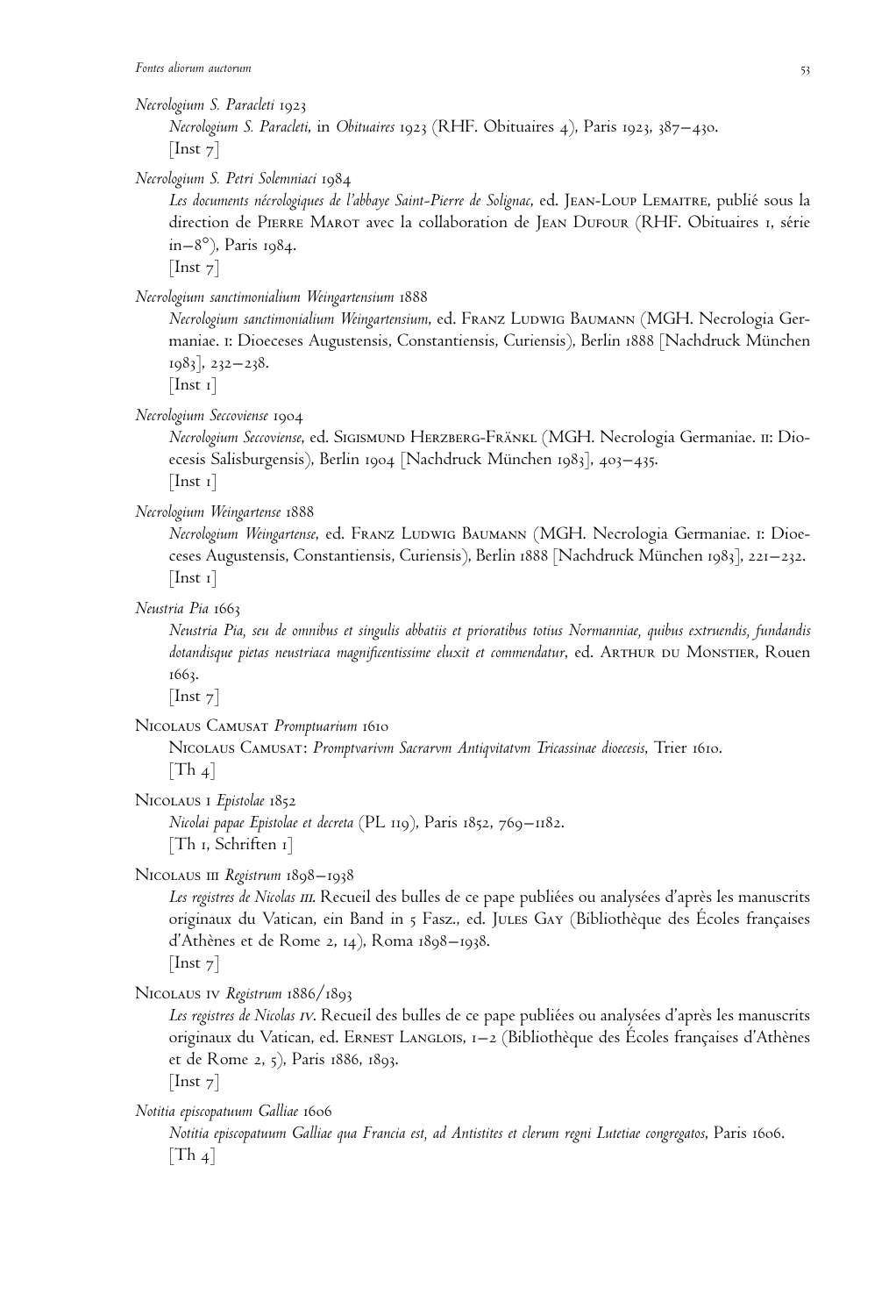*Necrologium S. Paracleti* 1923

*Necrologium S. Paracleti*, in *Obituaires* 1923 (RHF. Obituaires 4), Paris 1923, 387–430.
[Inst 7]

*Necrologium S. Petri Solemniaci* 1984

*Les documents nécrologiques de l'abbaye Saint-Pierre de Solignac*, ed. Jean-Loup Lemaitre, publié sous la direction de Pierre Marot avec la collaboration de Jean Dufour (RHF. Obituaires 1, série in–8°), Paris 1984.
[Inst 7]

*Necrologium sanctimonialium Weingartensium* 1888

*Necrologium sanctimonialium Weingartensium*, ed. Franz Ludwig Baumann (MGH. Necrologia Germaniae. I: Dioeceses Augustensis, Constantiensis, Curiensis), Berlin 1888 [Nachdruck München 1983], 232–238.
[Inst 1]

*Necrologium Seccoviense* 1904

*Necrologium Seccoviense*, ed. Sigismund Herzberg-Fränkl (MGH. Necrologia Germaniae. II: Dioecesis Salisburgensis), Berlin 1904 [Nachdruck München 1983], 403–435.
[Inst 1]

*Necrologium Weingartense* 1888

*Necrologium Weingartense*, ed. Franz Ludwig Baumann (MGH. Necrologia Germaniae. I: Dioeceses Augustensis, Constantiensis, Curiensis), Berlin 1888 [Nachdruck München 1983], 221–232.
[Inst 1]

*Neustria Pia* 1663

*Neustria Pia, seu de omnibus et singulis abbatiis et prioratibus totius Normanniae, quibus extruendis, fundandis dotandisque pietas neustriaca magnificentissime eluxit et commendatur*, ed. Arthur du Monstier, Rouen 1663.
[Inst 7]

Nicolaus Camusat *Promptuarium* 1610

Nicolaus Camusat: *Promptvarivm Sacrarvm Antiqvitatvm Tricassinae dioecesis*, Trier 1610.
[Th 4]

Nicolaus I *Epistolae* 1852

*Nicolai papae Epistolae et decreta* (PL 119), Paris 1852, 769–1182.
[Th 1, Schriften 1]

Nicolaus III *Registrum* 1898–1938

*Les registres de Nicolas III*. Recueil des bulles de ce pape publiées ou analysées d'après les manuscrits originaux du Vatican, ein Band in 5 Fasz., ed. Jules Gay (Bibliothèque des Écoles françaises d'Athènes et de Rome 2, 14), Roma 1898–1938.
[Inst 7]

Nicolaus IV *Registrum* 1886/1893

*Les registres de Nicolas IV*. Recueil des bulles de ce pape publiées ou analysées d'après les manuscrits originaux du Vatican, ed. Ernest Langlois, 1–2 (Bibliothèque des Écoles françaises d'Athènes et de Rome 2, 5), Paris 1886, 1893.
[Inst 7]

*Notitia episcopatuum Galliae* 1606

*Notitia episcopatuum Galliae qua Francia est, ad Antistites et clerum regni Lutetiae congregatos*, Paris 1606.
[Th 4]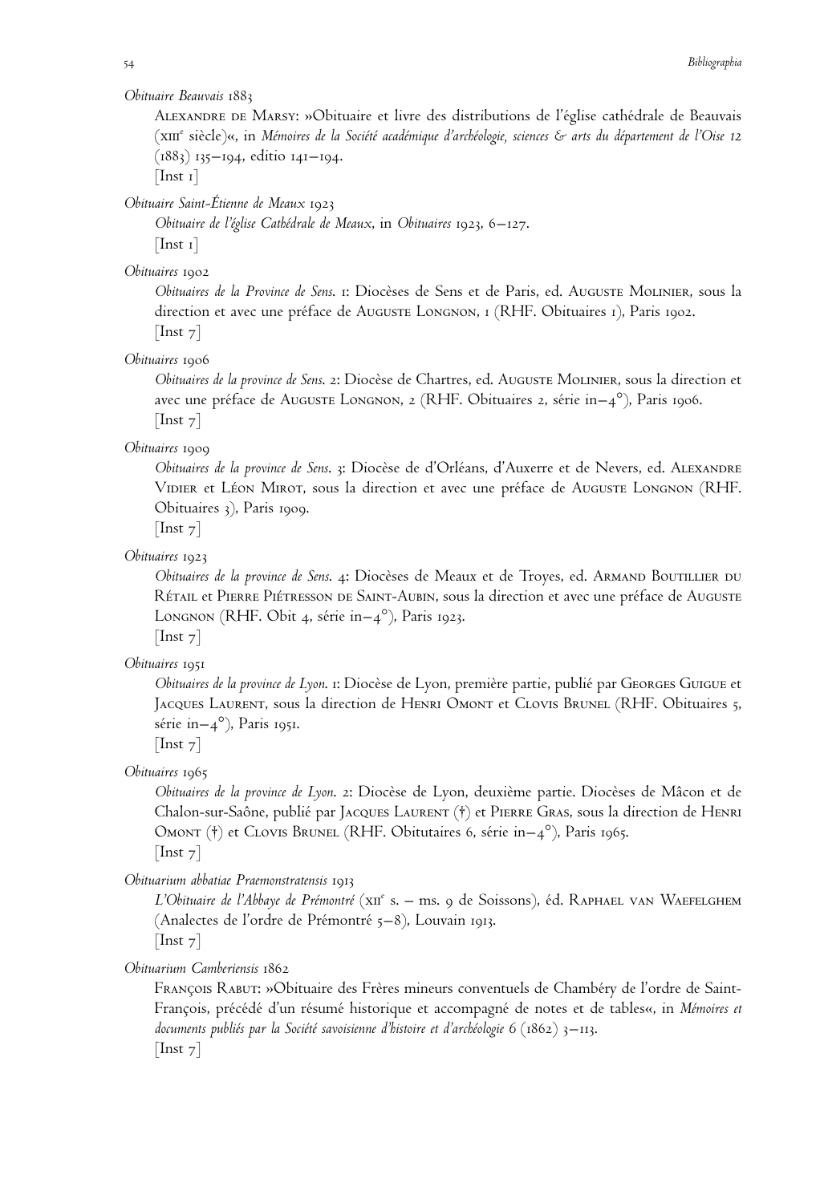*Obituaire Beauvais* 1883

Alexandre de Marsy: »Obituaire et livre des distributions de l'église cathédrale de Beauvais (XIIIe siècle)«, in *Mémoires de la Société académique d'archéologie, sciences & arts du département de l'Oise* 12 (1883) 135–194, editio 141–194.

[Inst 1]

*Obituaire Saint-Étienne de Meaux* 1923

*Obituaire de l'église Cathédrale de Meaux*, in *Obituaires* 1923, 6–127.

[Inst 1]

*Obituaires* 1902

*Obituaires de la Province de Sens*. 1: Diocèses de Sens et de Paris, ed. Auguste Molinier, sous la direction et avec une préface de Auguste Longnon, 1 (RHF. Obituaires 1), Paris 1902.

[Inst 7]

*Obituaires* 1906

*Obituaires de la province de Sens*. 2: Diocèse de Chartres, ed. Auguste Molinier, sous la direction et avec une préface de Auguste Longnon, 2 (RHF. Obituaires 2, série in–4°), Paris 1906.

[Inst 7]

*Obituaires* 1909

*Obituaires de la province de Sens*. 3: Diocèse de d'Orléans, d'Auxerre et de Nevers, ed. Alexandre Vidier et Léon Mirot, sous la direction et avec une préface de Auguste Longnon (RHF. Obituaires 3), Paris 1909.

[Inst 7]

*Obituaires* 1923

*Obituaires de la province de Sens*. 4: Diocèses de Meaux et de Troyes, ed. Armand Boutillier du Rétail et Pierre Piétresson de Saint-Aubin, sous la direction et avec une préface de Auguste Longnon (RHF. Obit 4, série in–4°), Paris 1923.

[Inst 7]

*Obituaires* 1951

*Obituaires de la province de Lyon*. 1: Diocèse de Lyon, première partie, publié par Georges Guigue et Jacques Laurent, sous la direction de Henri Omont et Clovis Brunel (RHF. Obituaires 5, série in–4°), Paris 1951.

[Inst 7]

*Obituaires* 1965

*Obituaires de la province de Lyon*. 2: Diocèse de Lyon, deuxième partie. Diocèses de Mâcon et de Chalon-sur-Saône, publié par Jacques Laurent (†) et Pierre Gras, sous la direction de Henri Omont (†) et Clovis Brunel (RHF. Obitutaires 6, série in–4°), Paris 1965.

[Inst 7]

*Obituarium abbatiae Praemonstratensis* 1913

*L'Obituaire de l'Abbaye de Prémontré* (XIIe s. – ms. 9 de Soissons), éd. Raphael van Waefelghem (Analectes de l'ordre de Prémontré 5–8), Louvain 1913.

[Inst 7]

*Obituarium Camberiensis* 1862

François Rabut: »Obituaire des Frères mineurs conventuels de Chambéry de l'ordre de Saint-François, précédé d'un résumé historique et accompagné de notes et de tables«, in *Mémoires et documents publiés par la Société savoisienne d'histoire et d'archéologie* 6 (1862) 3–113.

[Inst 7]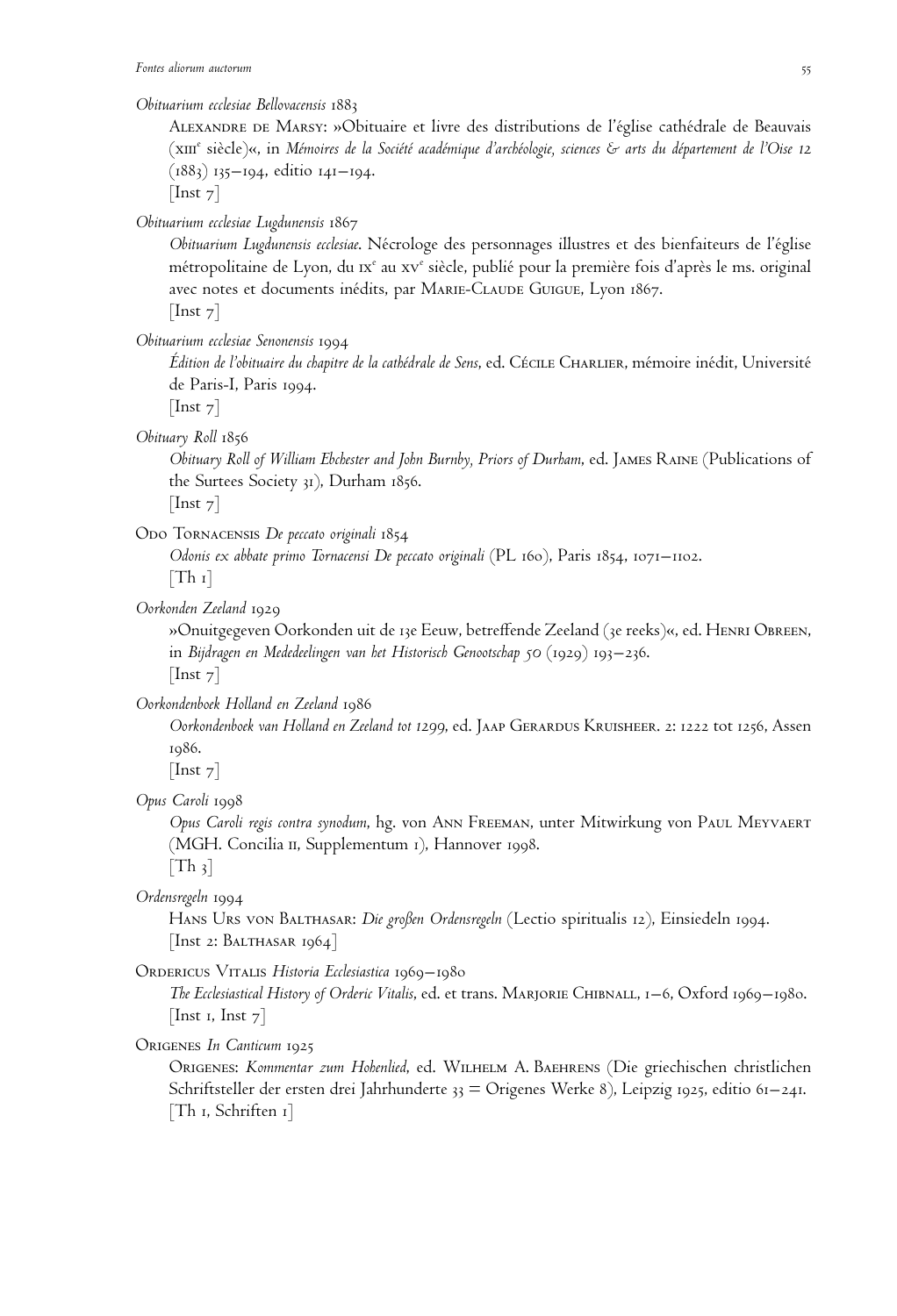*Obituarium ecclesiae Bellovacensis* 1883

Alexandre de Marsy: »Obituaire et livre des distributions de l'église cathédrale de Beauvais (XIII[e] siècle)«, in *Mémoires de la Société académique d'archéologie, sciences & arts du département de l'Oise 12* (1883) 135–194, editio 141–194.
[Inst 7]

*Obituarium ecclesiae Lugdunensis* 1867

*Obituarium Lugdunensis ecclesiae*. Nécrologe des personnages illustres et des bienfaiteurs de l'église métropolitaine de Lyon, du IX[e] au XV[e] siècle, publié pour la première fois d'après le ms. original avec notes et documents inédits, par Marie-Claude Guigue, Lyon 1867.
[Inst 7]

*Obituarium ecclesiae Senonensis* 1994

*Édition de l'obituaire du chapitre de la cathédrale de Sens*, ed. Cécile Charlier, mémoire inédit, Université de Paris-I, Paris 1994.
[Inst 7]

*Obituary Roll* 1856

*Obituary Roll of William Ebchester and John Burnby, Priors of Durham*, ed. James Raine (Publications of the Surtees Society 31), Durham 1856.
[Inst 7]

Odo Tornacensis *De peccato originali* 1854

*Odonis ex abbate primo Tornacensi De peccato originali* (PL 160), Paris 1854, 1071–1102.
[Th 1]

*Oorkonden Zeeland* 1929

»Onuitgegeven Oorkonden uit de 13e Eeuw, betreffende Zeeland (3e reeks)«, ed. Henri Obreen, in *Bijdragen en Mededeelingen van het Historisch Genootschap 50* (1929) 193–236.
[Inst 7]

*Oorkondenboek Holland en Zeeland* 1986

*Oorkondenboek van Holland en Zeeland tot 1299*, ed. Jaap Gerardus Kruisheer. 2: 1222 tot 1256, Assen 1986.
[Inst 7]

*Opus Caroli* 1998

*Opus Caroli regis contra synodum*, hg. von Ann Freeman, unter Mitwirkung von Paul Meyvaert (MGH. Concilia II, Supplementum 1), Hannover 1998.
[Th 3]

*Ordensregeln* 1994

Hans Urs von Balthasar: *Die großen Ordensregeln* (Lectio spiritualis 12), Einsiedeln 1994.
[Inst 2: Balthasar 1964]

Ordericus Vitalis *Historia Ecclesiastica* 1969–1980

*The Ecclesiastical History of Orderic Vitalis*, ed. et trans. Marjorie Chibnall, 1–6, Oxford 1969–1980.
[Inst 1, Inst 7]

Origenes *In Canticum* 1925

Origenes: *Kommentar zum Hohenlied*, ed. Wilhelm A. Baehrens (Die griechischen christlichen Schriftsteller der ersten drei Jahrhunderte 33 = Origenes Werke 8), Leipzig 1925, editio 61–241.
[Th 1, Schriften 1]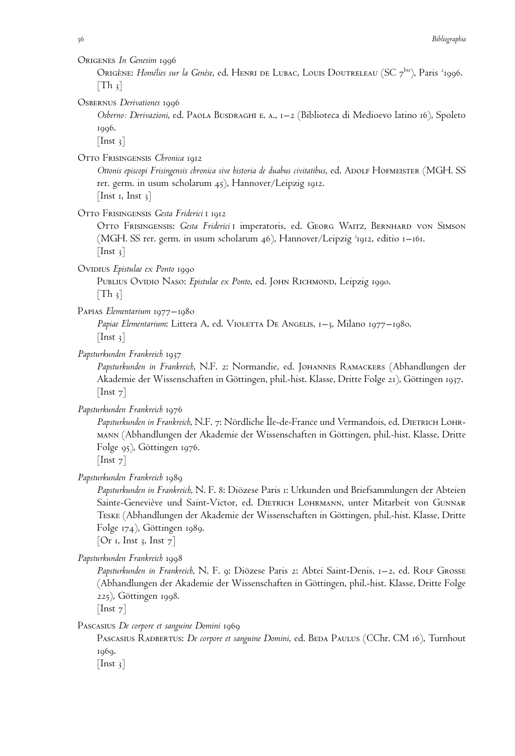Origenes *In Genesim* 1996

Origène: *Homélies sur la Genèse*, ed. Henri de Lubac, Louis Doutreleau (SC 7[bis]), Paris [2]1996.
[Th 3]

Osbernus *Derivationes* 1996

*Osberno: Derivazioni*, ed. Paola Busdraghi e. a., 1–2 (Biblioteca di Medioevo latino 16), Spoleto 1996.
[Inst 3]

Otto Frisingensis *Chronica* 1912

*Ottonis episcopi Frisingensis chronica sive historia de duabus civitatibus*, ed. Adolf Hofmeister (MGH. SS rer. germ. in usum scholarum 45), Hannover/Leipzig 1912.
[Inst 1, Inst 3]

Otto Frisingensis *Gesta Friderici* I 1912

Otto Frisingensis: *Gesta Friderici* I imperatoris, ed. Georg Waitz, Bernhard von Simson (MGH. SS rer. germ. in usum scholarum 46), Hannover/Leipzig [3]1912, editio 1–161.
[Inst 3]

Ovidius *Epistulae ex Ponto* 1990

Publius Ovidio Naso: *Epistulae ex Ponto*, ed. John Richmond, Leipzig 1990.
[Th 3]

Papias *Elementarium* 1977–1980

*Papiae Elementarium*: Littera A, ed. Violetta De Angelis, 1–3, Milano 1977–1980.
[Inst 3]

*Papsturkunden Frankreich* 1937

*Papsturkunden in Frankreich*, N.F. 2: Normandie, ed. Johannes Ramackers (Abhandlungen der Akademie der Wissenschaften in Göttingen, phil.-hist. Klasse, Dritte Folge 21), Göttingen 1937.
[Inst 7]

*Papsturkunden Frankreich* 1976

*Papsturkunden in Frankreich*, N.F. 7: Nördliche Île-de-France und Vermandois, ed. Dietrich Lohrmann (Abhandlungen der Akademie der Wissenschaften in Göttingen, phil.-hist. Klasse, Dritte Folge 95), Göttingen 1976.
[Inst 7]

*Papsturkunden Frankreich* 1989

*Papsturkunden in Frankreich*, N. F. 8: Diözese Paris 1: Urkunden und Briefsammlungen der Abteien Sainte-Geneviève und Saint-Victor, ed. Dietrich Lohrmann, unter Mitarbeit von Gunnar Teske (Abhandlungen der Akademie der Wissenschaften in Göttingen, phil.-hist. Klasse, Dritte Folge 174), Göttingen 1989.
[Or 1, Inst 3, Inst 7]

*Papsturkunden Frankreich* 1998

*Papsturkunden in Frankreich*, N. F. 9: Diözese Paris 2: Abtei Saint-Denis, 1–2, ed. Rolf Grosse (Abhandlungen der Akademie der Wissenschaften in Göttingen, phil.-hist. Klasse, Dritte Folge 225), Göttingen 1998.
[Inst 7]

Pascasius *De corpore et sanguine Domini* 1969

Pascasius Radbertus: *De corpore et sanguine Domini*, ed. Beda Paulus (CChr. CM 16), Turnhout 1969.
[Inst 3]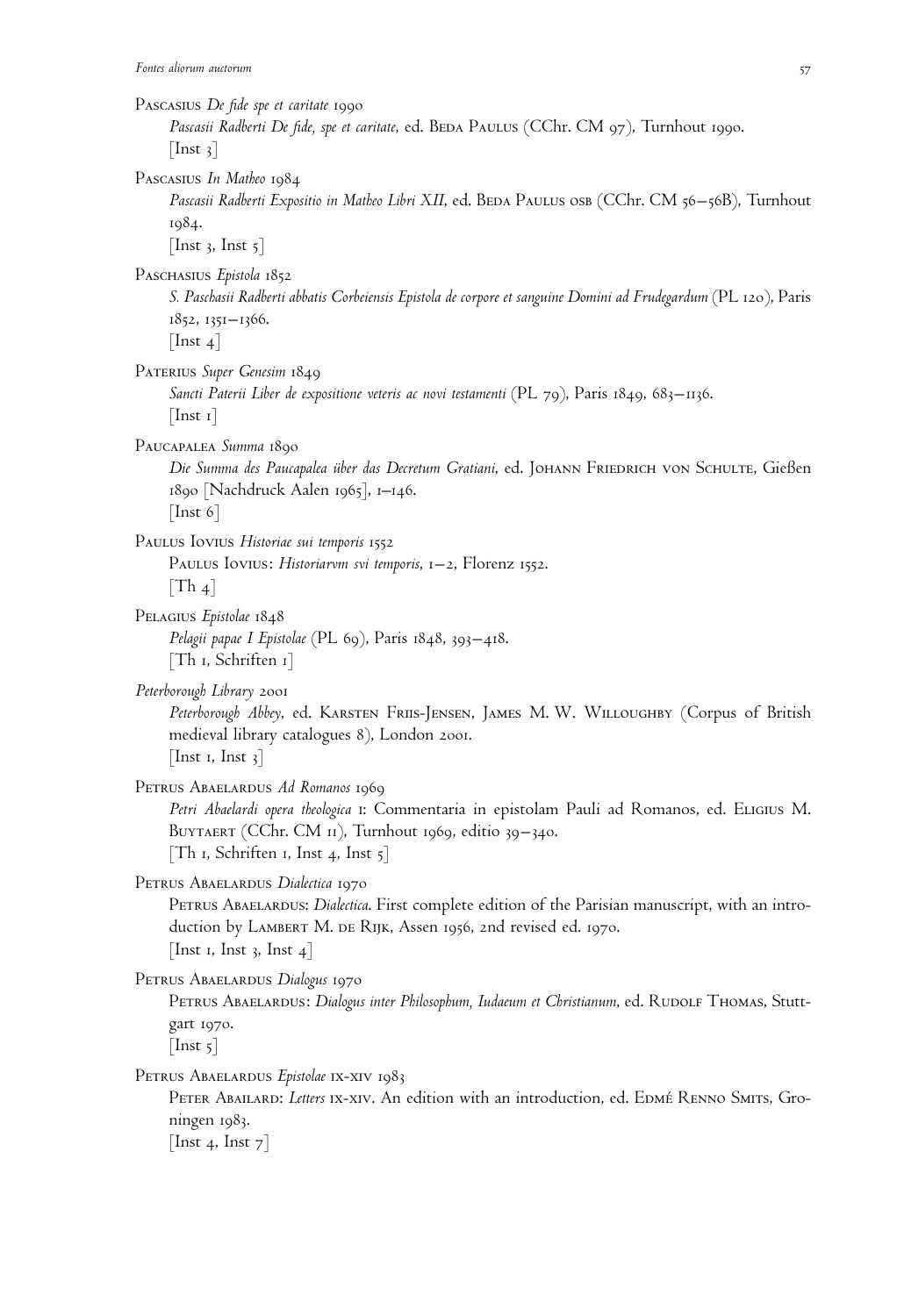Pascasius *De fide spe et caritate* 1990
*Pascasii Radberti De fide, spe et caritate*, ed. Beda Paulus (CChr. CM 97), Turnhout 1990.
[Inst 3]

Pascasius *In Matheo* 1984
*Pascasii Radberti Expositio in Matheo Libri XII*, ed. Beda Paulus osb (CChr. CM 56–56B), Turnhout 1984.
[Inst 3, Inst 5]

Paschasius *Epistola* 1852
*S. Paschasii Radberti abbatis Corbeiensis Epistola de corpore et sanguine Domini ad Frudegardum* (PL 120), Paris 1852, 1351–1366.
[Inst 4]

Paterius *Super Genesim* 1849
*Sancti Paterii Liber de expositione veteris ac novi testamenti* (PL 79), Paris 1849, 683–1136.
[Inst 1]

Paucapalea *Summa* 1890
*Die Summa des Paucapalea über das Decretum Gratiani*, ed. Johann Friedrich von Schulte, Gießen 1890 [Nachdruck Aalen 1965], 1–146.
[Inst 6]

Paulus Iovius *Historiae sui temporis* 1552
Paulus Iovius: *Historiarvm svi temporis*, 1–2, Florenz 1552.
[Th 4]

Pelagius *Epistolae* 1848
*Pelagii papae I Epistolae* (PL 69), Paris 1848, 393–418.
[Th 1, Schriften 1]

*Peterborough Library* 2001
*Peterborough Abbey*, ed. Karsten Friis-Jensen, James M. W. Willoughby (Corpus of British medieval library catalogues 8), London 2001.
[Inst 1, Inst 3]

Petrus Abaelardus *Ad Romanos* 1969
*Petri Abaelardi opera theologica* 1: Commentaria in epistolam Pauli ad Romanos, ed. Eligius M. Buytaert (CChr. CM 11), Turnhout 1969, editio 39–340.
[Th 1, Schriften 1, Inst 4, Inst 5]

Petrus Abaelardus *Dialectica* 1970
Petrus Abaelardus: *Dialectica*. First complete edition of the Parisian manuscript, with an introduction by Lambert M. de Rijk, Assen 1956, 2nd revised ed. 1970.
[Inst 1, Inst 3, Inst 4]

Petrus Abaelardus *Dialogus* 1970
Petrus Abaelardus: *Dialogus inter Philosophum, Iudaeum et Christianum*, ed. Rudolf Thomas, Stuttgart 1970.
[Inst 5]

Petrus Abaelardus *Epistolae* ix-xiv 1983
Peter Abailard: *Letters* ix-xiv. An edition with an introduction, ed. Edmé Renno Smits, Groningen 1983.
[Inst 4, Inst 7]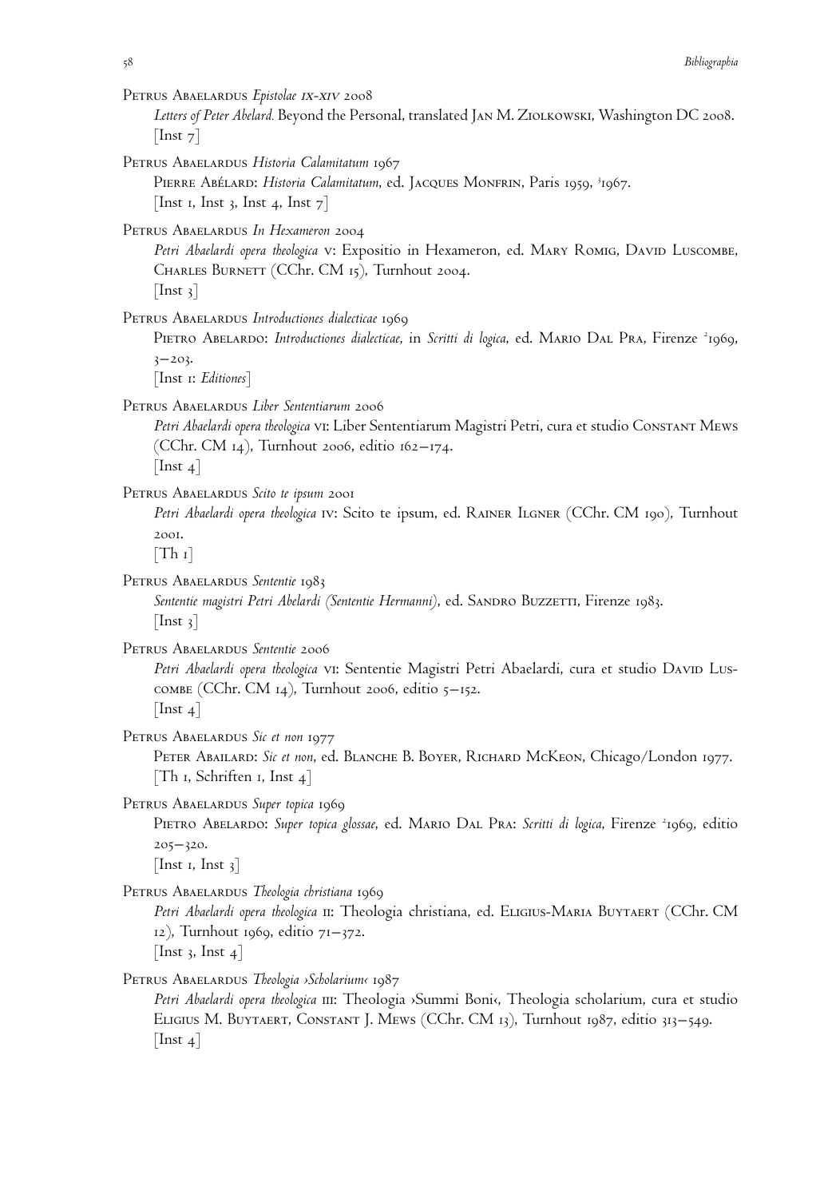Petrus Abaelardus *Epistolae IX-XIV* 2008

*Letters of Peter Abelard.* Beyond the Personal, translated Jan M. Ziolkowski, Washington DC 2008.
[Inst 7]

Petrus Abaelardus *Historia Calamitatum* 1967

Pierre Abélard: *Historia Calamitatum*, ed. Jacques Monfrin, Paris 1959, ³1967.
[Inst 1, Inst 3, Inst 4, Inst 7]

Petrus Abaelardus *In Hexameron* 2004

*Petri Abaelardi opera theologica* V: Expositio in Hexameron, ed. Mary Romig, David Luscombe, Charles Burnett (CChr. CM 15), Turnhout 2004.
[Inst 3]

Petrus Abaelardus *Introductiones dialecticae* 1969

Pietro Abelardo: *Introductiones dialecticae*, in *Scritti di logica*, ed. Mario Dal Pra, Firenze ²1969, 3–203.
[Inst 1: *Editiones*]

Petrus Abaelardus *Liber Sententiarum* 2006

*Petri Abaelardi opera theologica* VI: Liber Sententiarum Magistri Petri, cura et studio Constant Mews (CChr. CM 14), Turnhout 2006, editio 162–174.
[Inst 4]

Petrus Abaelardus *Scito te ipsum* 2001

*Petri Abaelardi opera theologica* IV: Scito te ipsum, ed. Rainer Ilgner (CChr. CM 190), Turnhout 2001.
[Th 1]

Petrus Abaelardus *Sententie* 1983

*Sententie magistri Petri Abelardi (Sententie Hermanni)*, ed. Sandro Buzzetti, Firenze 1983.
[Inst 3]

Petrus Abaelardus *Sententie* 2006

*Petri Abaelardi opera theologica* VI: Sententie Magistri Petri Abaelardi, cura et studio David Luscombe (CChr. CM 14), Turnhout 2006, editio 5–152.
[Inst 4]

Petrus Abaelardus *Sic et non* 1977

Peter Abailard: *Sic et non*, ed. Blanche B. Boyer, Richard McKeon, Chicago/London 1977.
[Th 1, Schriften 1, Inst 4]

Petrus Abaelardus *Super topica* 1969

Pietro Abelardo: *Super topica glossae*, ed. Mario Dal Pra: *Scritti di logica*, Firenze ²1969, editio 205–320.
[Inst 1, Inst 3]

Petrus Abaelardus *Theologia christiana* 1969

*Petri Abaelardi opera theologica* II: Theologia christiana, ed. Eligius-Maria Buytaert (CChr. CM 12), Turnhout 1969, editio 71–372.
[Inst 3, Inst 4]

Petrus Abaelardus *Theologia ›Scholarium‹* 1987

*Petri Abaelardi opera theologica* III: Theologia ›Summi Boni‹, Theologia scholarium, cura et studio Eligius M. Buytaert, Constant J. Mews (CChr. CM 13), Turnhout 1987, editio 313–549.
[Inst 4]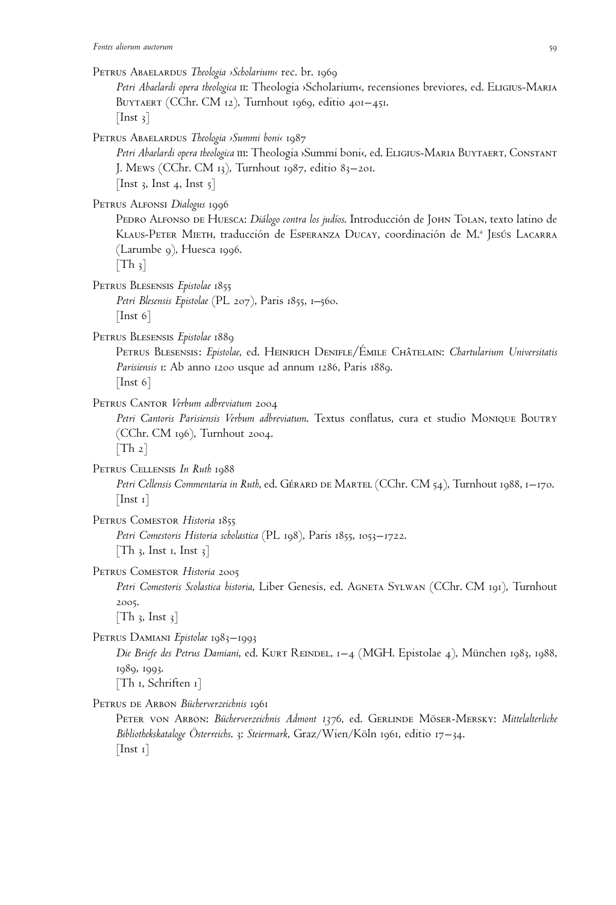Petrus Abaelardus *Theologia ›Scholarium‹* rec. br. 1969
*Petri Abaelardi opera theologica* II: Theologia ›Scholarium‹, recensiones breviores, ed. Eligius-Maria Buytaert (CChr. CM 12), Turnhout 1969, editio 401–451.
[Inst 3]

Petrus Abaelardus *Theologia ›Summi boni‹* 1987
*Petri Abaelardi opera theologica* III: Theologia ›Summi boni‹, ed. Eligius-Maria Buytaert, Constant J. Mews (CChr. CM 13), Turnhout 1987, editio 83–201.
[Inst 3, Inst 4, Inst 5]

Petrus Alfonsi *Dialogus* 1996
Pedro Alfonso de Huesca: *Diálogo contra los judíos*. Introducción de John Tolan, texto latino de Klaus-Peter Mieth, traducción de Esperanza Ducay, coordinación de M.ª Jesús Lacarra (Larumbe 9), Huesca 1996.
[Th 3]

Petrus Blesensis *Epistolae* 1855
*Petri Blesensis Epistolae* (PL 207), Paris 1855, 1–560.
[Inst 6]

Petrus Blesensis *Epistolae* 1889
Petrus Blesensis: *Epistolae*, ed. Heinrich Denifle/Émile Châtelain: *Chartularium Universitatis Parisiensis* I: Ab anno 1200 usque ad annum 1286, Paris 1889.
[Inst 6]

Petrus Cantor *Verbum adbreviatum* 2004
*Petri Cantoris Parisiensis Verbum adbreviatum*. Textus conflatus, cura et studio Monique Boutry (CChr. CM 196), Turnhout 2004.
[Th 2]

Petrus Cellensis *In Ruth* 1988
*Petri Cellensis Commentaria in Ruth*, ed. Gérard de Martel (CChr. CM 54), Turnhout 1988, 1–170.
[Inst 1]

Petrus Comestor *Historia* 1855
*Petri Comestoris Historia scholastica* (PL 198), Paris 1855, 1053–1722.
[Th 3, Inst 1, Inst 3]

Petrus Comestor *Historia* 2005
*Petri Comestoris Scolastica historia*, Liber Genesis, ed. Agneta Sylwan (CChr. CM 191), Turnhout 2005.
[Th 3, Inst 3]

Petrus Damiani *Epistolae* 1983–1993
*Die Briefe des Petrus Damiani*, ed. Kurt Reindel, 1–4 (MGH. Epistolae 4), München 1983, 1988, 1989, 1993.
[Th 1, Schriften 1]

Petrus de Arbon *Bücherverzeichnis* 1961
Peter von Arbon: *Bücherverzeichnis Admont 1376*, ed. Gerlinde Möser-Mersky: *Mittelalterliche Bibliothekskataloge Österreichs*. 3: *Steiermark*, Graz/Wien/Köln 1961, editio 17–34.
[Inst 1]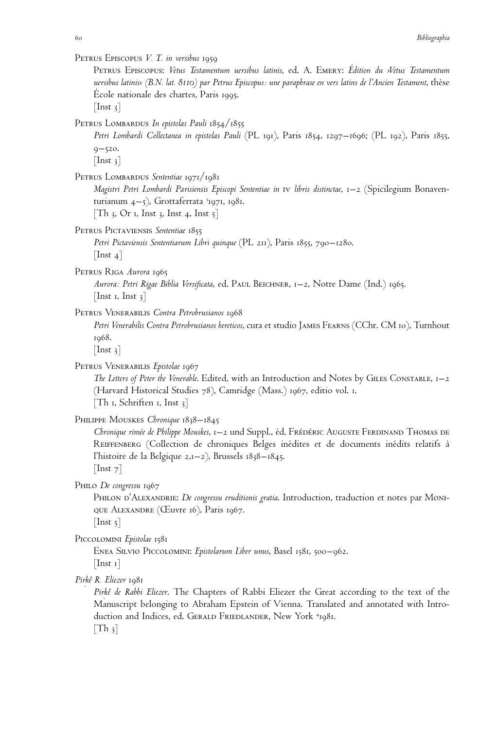Petrus Episcopus *V. T. in versibus* 1959

Petrus Episcopus: *Vetus Testamentum uersibus latinis*, ed. A. Emery: *Édition du ›Vetus Testamentum uersibus latinis‹ (B.N. lat. 8110) par Petrus Episcopus: une paraphrase en vers latins de l'Ancien Testament*, thèse École nationale des chartes, Paris 1995.

[Inst 3]

Petrus Lombardus *In epistolas Pauli* 1854/1855

*Petri Lombardi Collectanea in epistolas Pauli* (PL 191), Paris 1854, 1297–1696; (PL 192), Paris 1855, 9–520.

[Inst 3]

Petrus Lombardus *Sententiae* 1971/1981

*Magistri Petri Lombardi Parisiensis Episcopi Sententiae in* IV *libris distinctae*, 1–2 (Spicilegium Bonaventurianum 4–5), Grottaferrata [3]1971, 1981.

[Th 3, Or 1, Inst 3, Inst 4, Inst 5]

Petrus Pictaviensis *Sententiae* 1855

*Petri Pictaviensis Sententiarum Libri quinque* (PL 211), Paris 1855, 790–1280.

[Inst 4]

Petrus Riga *Aurora* 1965

*Aurora: Petri Rigae Biblia Versificata*, ed. Paul Beichner, 1–2, Notre Dame (Ind.) 1965.

[Inst 1, Inst 3]

Petrus Venerabilis *Contra Petrobrusianos* 1968

*Petri Venerabilis Contra Petrobrusianos hereticos*, cura et studio James Fearns (CChr. CM 10), Turnhout 1968.

[Inst 3]

Petrus Venerabilis *Epistolae* 1967

*The Letters of Peter the Venerable*. Edited, with an Introduction and Notes by Giles Constable, 1–2 (Harvard Historical Studies 78), Camridge (Mass.) 1967, editio vol. 1.

[Th 1, Schriften 1, Inst 3]

Philippe Mouskes *Chronique* 1838–1845

*Chronique rimée de Philippe Mouskes*, 1–2 und Suppl., éd. Frédéric Auguste Ferdinand Thomas de Reiffenberg (Collection de chroniques Belges inédites et de documents inédits relatifs à l'histoire de la Belgique 2,1–2), Brussels 1838–1845.

[Inst 7]

Philo *De congressu* 1967

Philon d'Alexandrie: *De congressu eruditionis gratia*. Introduction, traduction et notes par Monique Alexandre (Œuvre 16), Paris 1967.

[Inst 5]

Piccolomini *Epistolae* 1581

Enea Silvio Piccolomini: *Epistolarum Liber unus*, Basel 1581, 500–962.

[Inst 1]

*Pirkê R. Eliezer* 1981

*Pirkê de Rabbi Eliezer*. The Chapters of Rabbi Eliezer the Great according to the text of the Manuscript belonging to Abraham Epstein of Vienna. Translated and annotated with Introduction and Indices, ed. Gerald Friedlander, New York [4]1981.

[Th 3]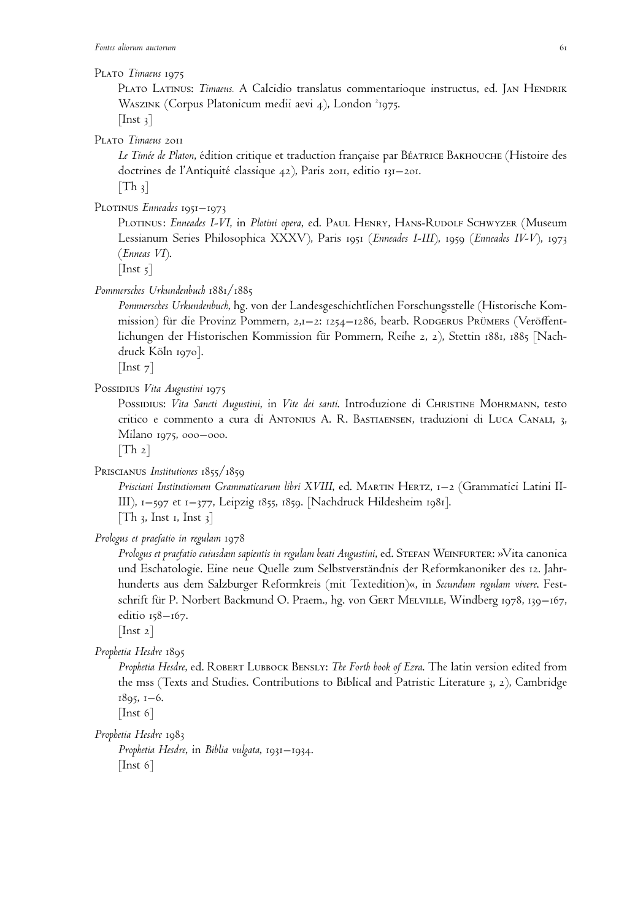Plato *Timaeus* 1975

Plato Latinus: *Timaeus.* A Calcidio translatus commentarioque instructus, ed. Jan Hendrik Waszink (Corpus Platonicum medii aevi 4), London [2]1975.
[Inst 3]

Plato *Timaeus* 2011

*Le Timée de Platon*, édition critique et traduction française par Béatrice Bakhouche (Histoire des doctrines de l'Antiquité classique 42), Paris 2011, editio 131–201.
[Th 3]

Plotinus *Enneades* 1951–1973

Plotinus: *Enneades I-VI*, in *Plotini opera*, ed. Paul Henry, Hans-Rudolf Schwyzer (Museum Lessianum Series Philosophica XXXV), Paris 1951 (*Enneades I-III*), 1959 (*Enneades IV-V*), 1973 (*Enneas VI*).
[Inst 5]

*Pommersches Urkundenbuch* 1881/1885

*Pommersches Urkundenbuch*, hg. von der Landesgeschichtlichen Forschungsstelle (Historische Kommission) für die Provinz Pommern, 2,1–2: 1254–1286, bearb. Rodgerus Prümers (Veröffentlichungen der Historischen Kommission für Pommern, Reihe 2, 2), Stettin 1881, 1885 [Nachdruck Köln 1970].
[Inst 7]

Possidius *Vita Augustini* 1975

Possidius: *Vita Sancti Augustini*, in *Vite dei santi*. Introduzione di Christine Mohrmann, testo critico e commento a cura di Antonius A. R. Bastiaensen, traduzioni di Luca Canali, 3, Milano 1975, 000–000.
[Th 2]

Priscianus *Institutiones* 1855/1859

*Prisciani Institutionum Grammaticarum libri XVIII*, ed. Martin Hertz, 1–2 (Grammatici Latini II-III), 1–597 et 1–377, Leipzig 1855, 1859. [Nachdruck Hildesheim 1981].
[Th 3, Inst 1, Inst 3]

*Prologus et praefatio in regulam* 1978

*Prologus et praefatio cuiusdam sapientis in regulam beati Augustini*, ed. Stefan Weinfurter: »Vita canonica und Eschatologie. Eine neue Quelle zum Selbstverständnis der Reformkanoniker des 12. Jahrhunderts aus dem Salzburger Reformkreis (mit Textedition)«, in *Secundum regulam vivere*. Festschrift für P. Norbert Backmund O. Praem., hg. von Gert Melville, Windberg 1978, 139–167, editio 158–167.
[Inst 2]

*Prophetia Hesdre* 1895

*Prophetia Hesdre*, ed. Robert Lubbock Bensly: *The Forth book of Ezra*. The latin version edited from the mss (Texts and Studies. Contributions to Biblical and Patristic Literature 3, 2), Cambridge 1895, 1–6.
[Inst 6]

*Prophetia Hesdre* 1983

*Prophetia Hesdre*, in *Biblia vulgata*, 1931–1934.
[Inst 6]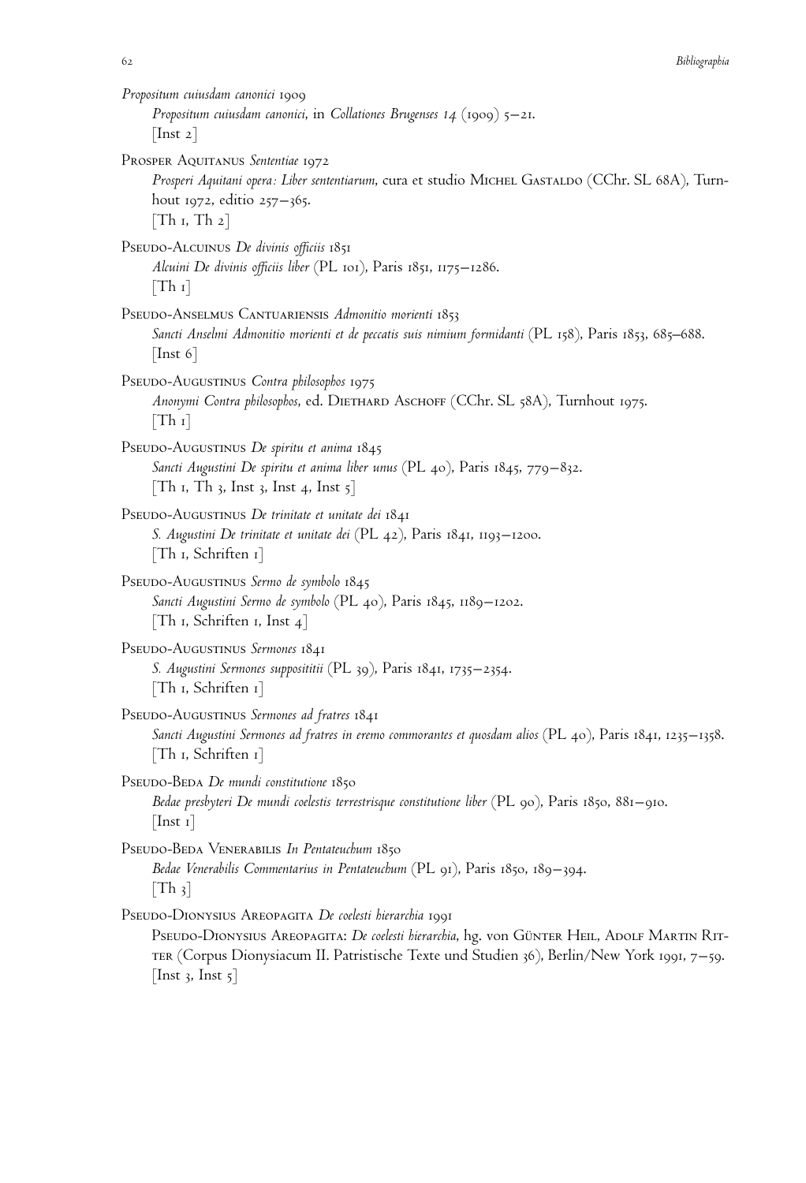*Propositum cuiusdam canonici* 1909
*Propositum cuiusdam canonici*, in *Collationes Brugenses 14* (1909) 5–21.
[Inst 2]

Prosper Aquitanus *Sententiae* 1972
*Prosperi Aquitani opera: Liber sententiarum*, cura et studio Michel Gastaldo (CChr. SL 68A), Turnhout 1972, editio 257–365.
[Th 1, Th 2]

Pseudo-Alcuinus *De divinis officiis* 1851
*Alcuini De divinis officiis liber* (PL 101), Paris 1851, 1175–1286.
[Th 1]

Pseudo-Anselmus Cantuariensis *Admonitio morienti* 1853
*Sancti Anselmi Admonitio morienti et de peccatis suis nimium formidanti* (PL 158), Paris 1853, 685–688.
[Inst 6]

Pseudo-Augustinus *Contra philosophos* 1975
*Anonymi Contra philosophos*, ed. Diethard Aschoff (CChr. SL 58A), Turnhout 1975.
[Th 1]

Pseudo-Augustinus *De spiritu et anima* 1845
*Sancti Augustini De spiritu et anima liber unus* (PL 40), Paris 1845, 779–832.
[Th 1, Th 3, Inst 3, Inst 4, Inst 5]

Pseudo-Augustinus *De trinitate et unitate dei* 1841
*S. Augustini De trinitate et unitate dei* (PL 42), Paris 1841, 1193–1200.
[Th 1, Schriften 1]

Pseudo-Augustinus *Sermo de symbolo* 1845
*Sancti Augustini Sermo de symbolo* (PL 40), Paris 1845, 1189–1202.
[Th 1, Schriften 1, Inst 4]

Pseudo-Augustinus *Sermones* 1841
*S. Augustini Sermones supposititii* (PL 39), Paris 1841, 1735–2354.
[Th 1, Schriften 1]

Pseudo-Augustinus *Sermones ad fratres* 1841
*Sancti Augustini Sermones ad fratres in eremo commorantes et quosdam alios* (PL 40), Paris 1841, 1235–1358.
[Th 1, Schriften 1]

Pseudo-Beda *De mundi constitutione* 1850
*Bedae presbyteri De mundi coelestis terrestrisque constitutione liber* (PL 90), Paris 1850, 881–910.
[Inst 1]

Pseudo-Beda Venerabilis *In Pentateuchum* 1850
*Bedae Venerabilis Commentarius in Pentateuchum* (PL 91), Paris 1850, 189–394.
[Th 3]

Pseudo-Dionysius Areopagita *De coelesti hierarchia* 1991
Pseudo-Dionysius Areopagita: *De coelesti hierarchia*, hg. von Günter Heil, Adolf Martin Ritter (Corpus Dionysiacum II. Patristische Texte und Studien 36), Berlin/New York 1991, 7–59.
[Inst 3, Inst 5]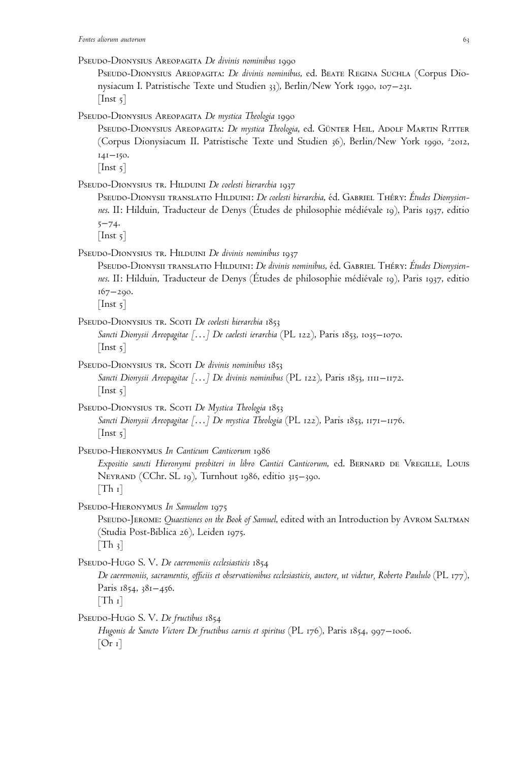Pseudo-Dionysius Areopagita *De divinis nominibus* 1990

Pseudo-Dionysius Areopagita: *De divinis nominibus*, ed. Beate Regina Suchla (Corpus Dionysiacum I. Patristische Texte und Studien 33), Berlin/New York 1990, 107–231.
[Inst 5]

Pseudo-Dionysius Areopagita *De mystica Theologia* 1990

Pseudo-Dionysius Areopagita: *De mystica Theologia*, ed. Günter Heil, Adolf Martin Ritter (Corpus Dionysiacum II. Patristische Texte und Studien 36), Berlin/New York 1990, [2]2012, 141–150.
[Inst 5]

Pseudo-Dionysius tr. Hilduini *De coelesti hierarchia* 1937

Pseudo-Dionysii translatio Hilduini: *De coelesti hierarchia*, éd. Gabriel Théry: *Études Dionysiennes*. II: Hilduin, Traducteur de Denys (Études de philosophie médiévale 19), Paris 1937, editio 5–74.
[Inst 5]

Pseudo-Dionysius tr. Hilduini *De divinis nominibus* 1937

Pseudo-Dionysii translatio Hilduini: *De divinis nominibus*, éd. Gabriel Théry: *Études Dionysiennes*. II: Hilduin, Traducteur de Denys (Études de philosophie médiévale 19), Paris 1937, editio 167–290.
[Inst 5]

Pseudo-Dionysius tr. Scoti *De coelesti hierarchia* 1853

*Sancti Dionysii Areopagitae [...] De caelesti ierarchia* (PL 122), Paris 1853, 1035–1070.
[Inst 5]

Pseudo-Dionysius tr. Scoti *De divinis nominibus* 1853

*Sancti Dionysii Areopagitae [...] De divinis nominibus* (PL 122), Paris 1853, 1111–1172.
[Inst 5]

Pseudo-Dionysius tr. Scoti *De Mystica Theologia* 1853

*Sancti Dionysii Areopagitae [...] De mystica Theologia* (PL 122), Paris 1853, 1171–1176.
[Inst 5]

Pseudo-Hieronymus *In Canticum Canticorum* 1986

*Expositio sancti Hieronymi presbiteri in libro Cantici Canticorum*, ed. Bernard de Vregille, Louis Neyrand (CChr. SL 19), Turnhout 1986, editio 315–390.
[Th 1]

Pseudo-Hieronymus *In Samuelem* 1975

Pseudo-Jerome: *Quaestiones on the Book of Samuel*, edited with an Introduction by Avrom Saltman (Studia Post-Biblica 26), Leiden 1975.
[Th 3]

Pseudo-Hugo S. V. *De caeremoniis ecclesiasticis* 1854

*De caeremoniis, sacramentis, officiis et observationibus ecclesiasticis, auctore, ut videtur, Roberto Paululo* (PL 177), Paris 1854, 381–456.
[Th 1]

Pseudo-Hugo S. V. *De fructibus* 1854

*Hugonis de Sancto Victore De fructibus carnis et spiritus* (PL 176), Paris 1854, 997–1006.
[Or 1]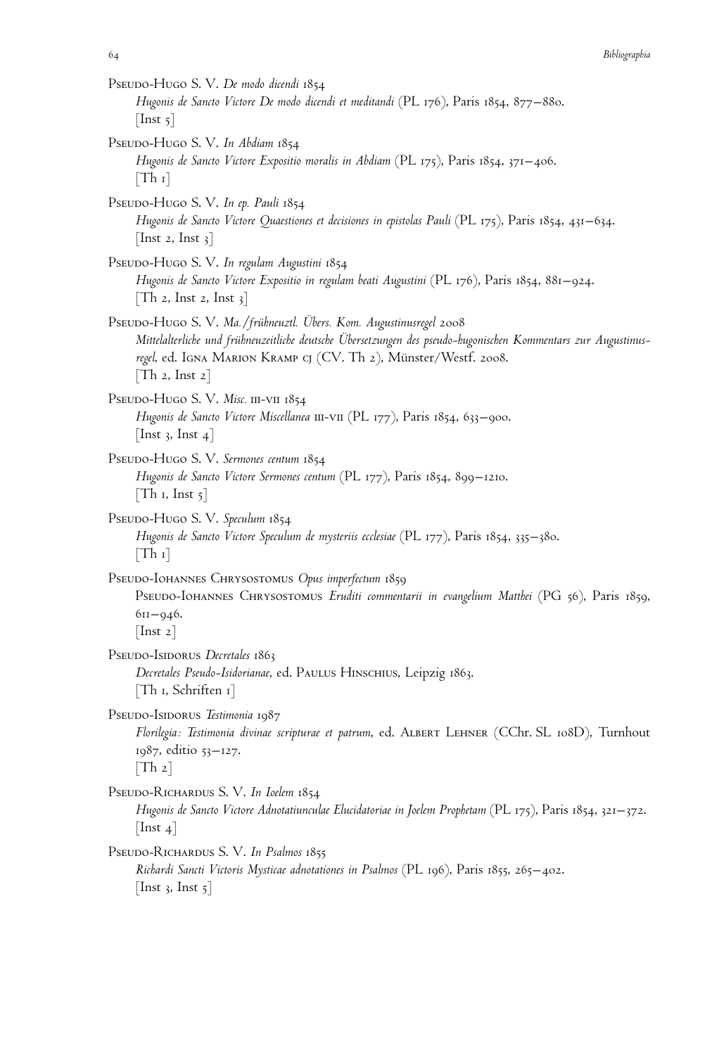Pseudo-Hugo S. V. *De modo dicendi* 1854
*Hugonis de Sancto Victore De modo dicendi et meditandi* (PL 176), Paris 1854, 877–880.
[Inst 5]

Pseudo-Hugo S. V. *In Abdiam* 1854
*Hugonis de Sancto Victore Expositio moralis in Abdiam* (PL 175), Paris 1854, 371–406.
[Th 1]

Pseudo-Hugo S. V. *In ep. Pauli* 1854
*Hugonis de Sancto Victore Quaestiones et decisiones in epistolas Pauli* (PL 175), Paris 1854, 431–634.
[Inst 2, Inst 3]

Pseudo-Hugo S. V. *In regulam Augustini* 1854
*Hugonis de Sancto Victore Expositio in regulam beati Augustini* (PL 176), Paris 1854, 881–924.
[Th 2, Inst 2, Inst 3]

Pseudo-Hugo S. V. *Ma./frühneuztl. Übers. Kom. Augustinusregel* 2008
*Mittelalterliche und frühneuzeitliche deutsche Übersetzungen des pseudo-hugonischen Kommentars zur Augustinusregel*, ed. Igna Marion Kramp CJ (CV. Th 2), Münster/Westf. 2008.
[Th 2, Inst 2]

Pseudo-Hugo S. V. *Misc.* III-VII 1854
*Hugonis de Sancto Victore Miscellanea* III-VII (PL 177), Paris 1854, 633–900.
[Inst 3, Inst 4]

Pseudo-Hugo S. V. *Sermones centum* 1854
*Hugonis de Sancto Victore Sermones centum* (PL 177), Paris 1854, 899–1210.
[Th 1, Inst 5]

Pseudo-Hugo S. V. *Speculum* 1854
*Hugonis de Sancto Victore Speculum de mysteriis ecclesiae* (PL 177), Paris 1854, 335–380.
[Th 1]

Pseudo-Iohannes Chrysostomus *Opus imperfectum* 1859
Pseudo-Iohannes Chrysostomus *Eruditi commentarii in evangelium Matthei* (PG 56), Paris 1859, 611–946.
[Inst 2]

Pseudo-Isidorus *Decretales* 1863
*Decretales Pseudo-Isidorianae*, ed. Paulus Hinschius, Leipzig 1863.
[Th 1, Schriften 1]

Pseudo-Isidorus *Testimonia* 1987
*Florilegia: Testimonia divinae scripturae et patrum*, ed. Albert Lehner (CChr. SL 108D), Turnhout 1987, editio 53–127.
[Th 2]

Pseudo-Richardus S. V. *In Ioelem* 1854
*Hugonis de Sancto Victore Adnotatiunculae Elucidatoriae in Joelem Prophetam* (PL 175), Paris 1854, 321–372.
[Inst 4]

Pseudo-Richardus S. V. *In Psalmos* 1855
*Richardi Sancti Victoris Mysticae adnotationes in Psalmos* (PL 196), Paris 1855, 265–402.
[Inst 3, Inst 5]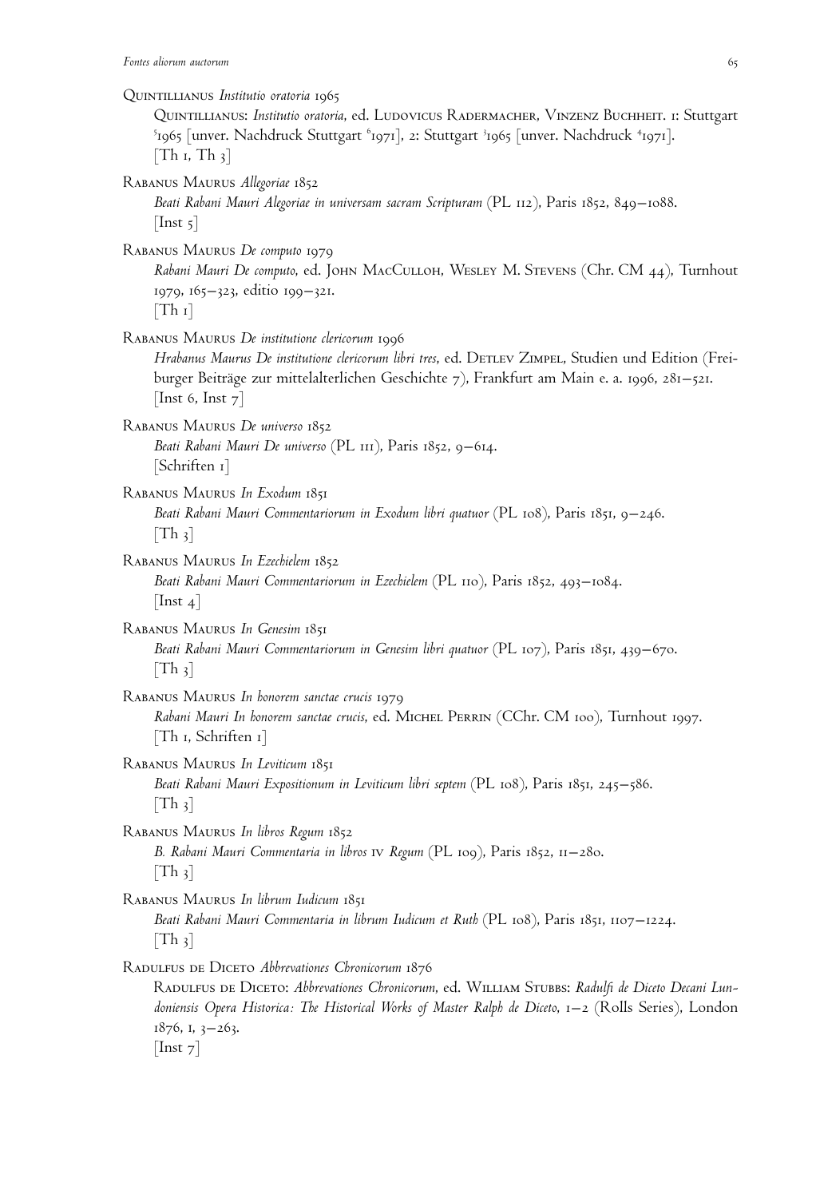Quintillianus *Institutio oratoria* 1965

Quintillianus: *Institutio oratoria*, ed. Ludovicus Radermacher, Vinzenz Buchheit. 1: Stuttgart [5]1965 [unver. Nachdruck Stuttgart [6]1971], 2: Stuttgart [3]1965 [unver. Nachdruck [4]1971].
[Th 1, Th 3]

Rabanus Maurus *Allegoriae* 1852

*Beati Rabani Mauri Alegoriae in universam sacram Scripturam* (PL 112), Paris 1852, 849–1088.
[Inst 5]

Rabanus Maurus *De computo* 1979

*Rabani Mauri De computo*, ed. John MacCulloh, Wesley M. Stevens (Chr. CM 44), Turnhout 1979, 165–323, editio 199–321.
[Th 1]

Rabanus Maurus *De institutione clericorum* 1996

*Hrabanus Maurus De institutione clericorum libri tres*, ed. Detlev Zimpel, Studien und Edition (Freiburger Beiträge zur mittelalterlichen Geschichte 7), Frankfurt am Main e. a. 1996, 281–521.
[Inst 6, Inst 7]

Rabanus Maurus *De universo* 1852

*Beati Rabani Mauri De universo* (PL 111), Paris 1852, 9–614.
[Schriften 1]

Rabanus Maurus *In Exodum* 1851

*Beati Rabani Mauri Commentariorum in Exodum libri quatuor* (PL 108), Paris 1851, 9–246.
[Th 3]

Rabanus Maurus *In Ezechielem* 1852

*Beati Rabani Mauri Commentariorum in Ezechielem* (PL 110), Paris 1852, 493–1084.
[Inst 4]

Rabanus Maurus *In Genesim* 1851

*Beati Rabani Mauri Commentariorum in Genesim libri quatuor* (PL 107), Paris 1851, 439–670.
[Th 3]

Rabanus Maurus *In honorem sanctae crucis* 1979

*Rabani Mauri In honorem sanctae crucis*, ed. Michel Perrin (CChr. CM 100), Turnhout 1997.
[Th 1, Schriften 1]

Rabanus Maurus *In Leviticum* 1851

*Beati Rabani Mauri Expositionum in Leviticum libri septem* (PL 108), Paris 1851, 245–586.
[Th 3]

Rabanus Maurus *In libros Regum* 1852

*B. Rabani Mauri Commentaria in libros* IV *Regum* (PL 109), Paris 1852, 11–280.
[Th 3]

Rabanus Maurus *In librum Iudicum* 1851

*Beati Rabani Mauri Commentaria in librum Iudicum et Ruth* (PL 108), Paris 1851, 1107–1224.
[Th 3]

Radulfus de Diceto *Abbrevationes Chronicorum* 1876

Radulfus de Diceto: *Abbrevationes Chronicorum*, ed. William Stubbs: *Radulfi de Diceto Decani Lundoniensis Opera Historica: The Historical Works of Master Ralph de Diceto*, 1–2 (Rolls Series), London 1876, 1, 3–263.
[Inst 7]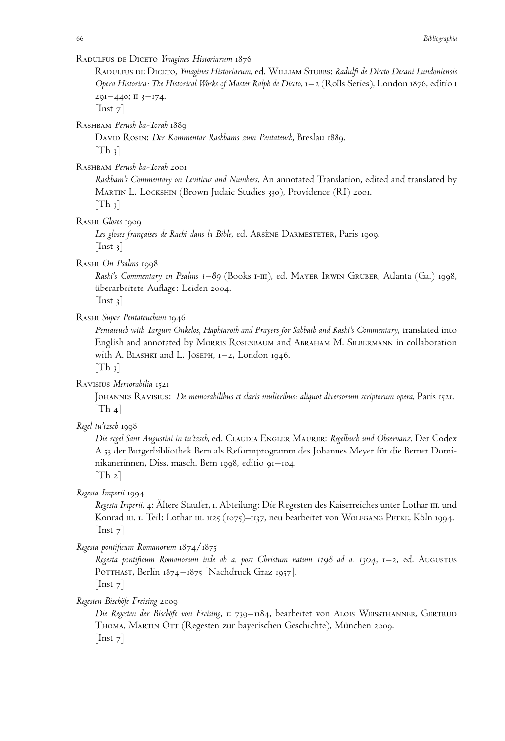Radulfus de Diceto *Ymagines Historiarum* 1876

Radulfus de Diceto, *Ymagines Historiarum*, ed. William Stubbs: *Radulfi de Diceto Decani Lundoniensis Opera Historica: The Historical Works of Master Ralph de Diceto*, 1–2 (Rolls Series), London 1876, editio I 291–440; II 3–174.
[Inst 7]

Rashbam *Perush ha-Torah* 1889

David Rosin: *Der Kommentar Rashbams zum Pentateuch*, Breslau 1889.
[Th 3]

Rashbam *Perush ha-Torah* 2001

*Rashbam's Commentary on Leviticus and Numbers*. An annotated Translation, edited and translated by Martin L. Lockshin (Brown Judaic Studies 330), Providence (RI) 2001.
[Th 3]

Rashi *Gloses* 1909

*Les gloses françaises de Rachi dans la Bible*, ed. Arsène Darmesteter, Paris 1909.
[Inst 3]

Rashi *On Psalms* 1998

*Rashi's Commentary on Psalms 1–89* (Books I-III), ed. Mayer Irwin Gruber, Atlanta (Ga.) 1998, überarbeitete Auflage: Leiden 2004.
[Inst 3]

Rashi *Super Pentateuchum* 1946

*Pentateuch with Targum Onkelos, Haphtaroth and Prayers for Sabbath and Rashi's Commentary*, translated into English and annotated by Morris Rosenbaum and Abraham M. Silbermann in collaboration with A. Blashki and L. Joseph, 1–2, London 1946.
[Th 3]

Ravisius *Memorabilia* 1521

Johannes Ravisius: *De memorabilibus et claris mulieribus: aliquot diversorum scriptorum opera*, Paris 1521.
[Th 4]

*Regel tu'tzsch* 1998

*Die regel Sant Augustini in tu'tzsch*, ed. Claudia Engler Maurer: *Regelbuch und Observanz*. Der Codex A 53 der Burgerbibliothek Bern als Reformprogramm des Johannes Meyer für die Berner Dominikanerinnen, Diss. masch. Bern 1998, editio 91–104.
[Th 2]

*Regesta Imperii* 1994

*Regesta Imperii*. 4: Ältere Staufer, 1. Abteilung: Die Regesten des Kaiserreiches unter Lothar III. und Konrad III. 1. Teil: Lothar III. 1125 (1075)–1137, neu bearbeitet von Wolfgang Petke, Köln 1994.
[Inst 7]

*Regesta pontificum Romanorum* 1874/1875

*Regesta pontificum Romanorum inde ab a. post Christum natum 1198 ad a. 1304*, 1–2, ed. Augustus Potthast, Berlin 1874–1875 [Nachdruck Graz 1957].
[Inst 7]

*Regesten Bischöfe Freising* 2009

*Die Regesten der Bischöfe von Freising*, 1: 739–1184, bearbeitet von Alois Weissthanner, Gertrud Thoma, Martin Ott (Regesten zur bayerischen Geschichte), München 2009.
[Inst 7]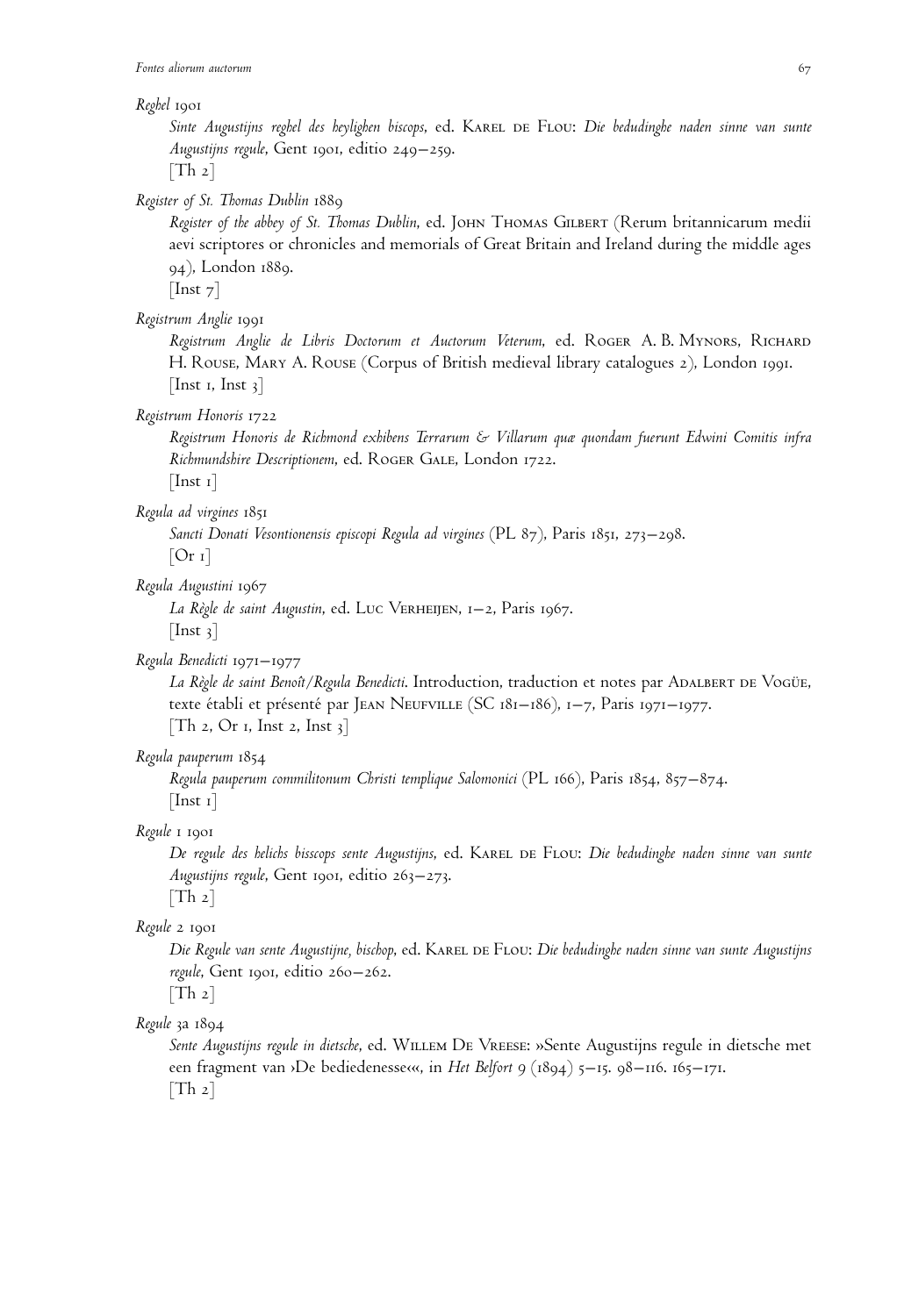*Reghel* 1901

*Sinte Augustijns reghel des heylighen biscops,* ed. Karel de Flou: *Die bedudinghe naden sinne van sunte Augustijns regule,* Gent 1901, editio 249–259.
[Th 2]

*Register of St. Thomas Dublin* 1889

*Register of the abbey of St. Thomas Dublin,* ed. John Thomas Gilbert (Rerum britannicarum medii aevi scriptores or chronicles and memorials of Great Britain and Ireland during the middle ages 94), London 1889.
[Inst 7]

*Registrum Anglie* 1991

*Registrum Anglie de Libris Doctorum et Auctorum Veterum,* ed. Roger A. B. Mynors, Richard H. Rouse, Mary A. Rouse (Corpus of British medieval library catalogues 2), London 1991.
[Inst 1, Inst 3]

*Registrum Honoris* 1722

*Registrum Honoris de Richmond exhibens Terrarum & Villarum quæ quondam fuerunt Edwini Comitis infra Richmundshire Descriptionem,* ed. Roger Gale, London 1722.
[Inst 1]

*Regula ad virgines* 1851

*Sancti Donati Vesontionensis episcopi Regula ad virgines* (PL 87), Paris 1851, 273–298.
[Or 1]

*Regula Augustini* 1967

*La Règle de saint Augustin,* ed. Luc Verheijen, 1–2, Paris 1967.
[Inst 3]

*Regula Benedicti* 1971–1977

*La Règle de saint Benoît/Regula Benedicti.* Introduction, traduction et notes par Adalbert de Vogüe, texte établi et présenté par Jean Neufville (SC 181–186), 1–7, Paris 1971–1977.
[Th 2, Or 1, Inst 2, Inst 3]

*Regula pauperum* 1854

*Regula pauperum commilitonum Christi templique Salomonici* (PL 166), Paris 1854, 857–874.
[Inst 1]

*Regule 1* 1901

*De regule des helichs bisscops sente Augustijns,* ed. Karel de Flou: *Die bedudinghe naden sinne van sunte Augustijns regule,* Gent 1901, editio 263–273.
[Th 2]

*Regule 2* 1901

*Die Regule van sente Augustijne, bischop,* ed. Karel de Flou: *Die bedudinghe naden sinne van sunte Augustijns regule,* Gent 1901, editio 260–262.
[Th 2]

*Regule 3a* 1894

*Sente Augustijns regule in dietsche,* ed. Willem De Vreese: »Sente Augustijns regule in dietsche met een fragment van ›De bediedenesse‹«, in *Het Belfort* 9 (1894) 5–15. 98–116. 165–171.
[Th 2]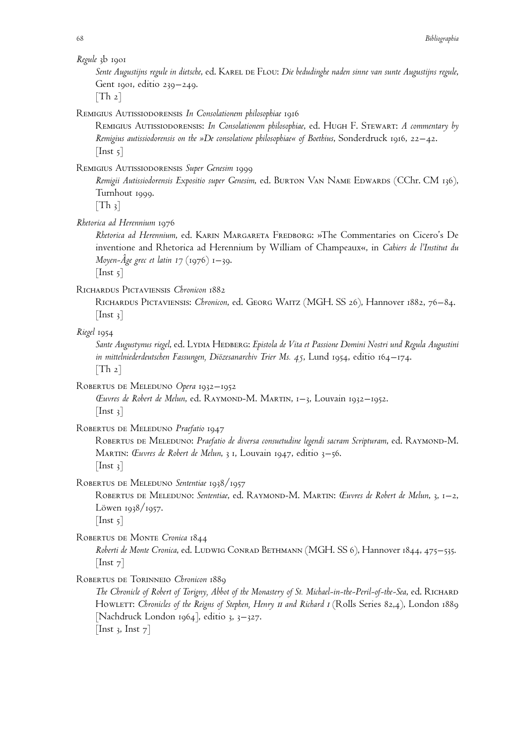*Regule* 3b 1901

Sente Augustijns regule in dietsche, ed. Karel de Flou: *Die bedudinghe naden sinne van sunte Augustijns regule,* Gent 1901, editio 239–249.
[Th 2]

Remigius Autissiodorensis *In Consolationem philosophiae* 1916

Remigius Autissiodorensis: *In Consolationem philosophiae,* ed. Hugh F. Stewart: *A commentary by Remigius autissiodorensis on the »De consolatione philosophiae« of Boethius,* Sonderdruck 1916, 22–42.
[Inst 5]

Remigius Autissiodorensis *Super Genesim* 1999

*Remigii Autissiodorensis Expositio super Genesim,* ed. Burton Van Name Edwards (CChr. CM 136), Turnhout 1999.
[Th 3]

*Rhetorica ad Herennium* 1976

*Rhetorica ad Herennium,* ed. Karin Margareta Fredborg: »The Commentaries on Cicero's De inventione and Rhetorica ad Herennium by William of Champeaux«, in *Cahiers de l'Institut du Moyen-Âge grec et latin 17* (1976) 1–39.
[Inst 5]

Richardus Pictaviensis *Chronicon* 1882

Richardus Pictaviensis: *Chronicon,* ed. Georg Waitz (MGH. SS 26), Hannover 1882, 76–84.
[Inst 3]

*Riegel* 1954

*Sante Augustynus riegel,* ed. Lydia Hedberg: *Epistola de Vita et Passione Domini Nostri und Regula Augustini in mittelniederdeutschen Fassungen, Diözesanarchiv Trier Ms. 45,* Lund 1954, editio 164–174.
[Th 2]

Robertus de Meleduno *Opera* 1932–1952

*Œuvres de Robert de Melun,* ed. Raymond-M. Martin, 1–3, Louvain 1932–1952.
[Inst 3]

Robertus de Meleduno *Praefatio* 1947

Robertus de Meleduno: *Praefatio de diversa consuetudine legendi sacram Scripturam,* ed. Raymond-M. Martin: *Œuvres de Robert de Melun,* 3 1, Louvain 1947, editio 3–56.
[Inst 3]

Robertus de Meleduno *Sententiae* 1938/1957

Robertus de Meleduno: *Sententiae,* ed. Raymond-M. Martin: *Œuvres de Robert de Melun,* 3, 1–2, Löwen 1938/1957.
[Inst 5]

Robertus de Monte *Cronica* 1844

*Roberti de Monte Cronica,* ed. Ludwig Conrad Bethmann (MGH. SS 6), Hannover 1844, 475–535.
[Inst 7]

Robertus de Torinneio *Chronicon* 1889

*The Chronicle of Robert of Torigny, Abbot of the Monastery of St. Michael-in-the-Peril-of-the-Sea,* ed. Richard Howlett: *Chronicles of the Reigns of Stephen, Henry II and Richard I* (Rolls Series 82,4), London 1889 [Nachdruck London 1964], editio 3, 3–327.
[Inst 3, Inst 7]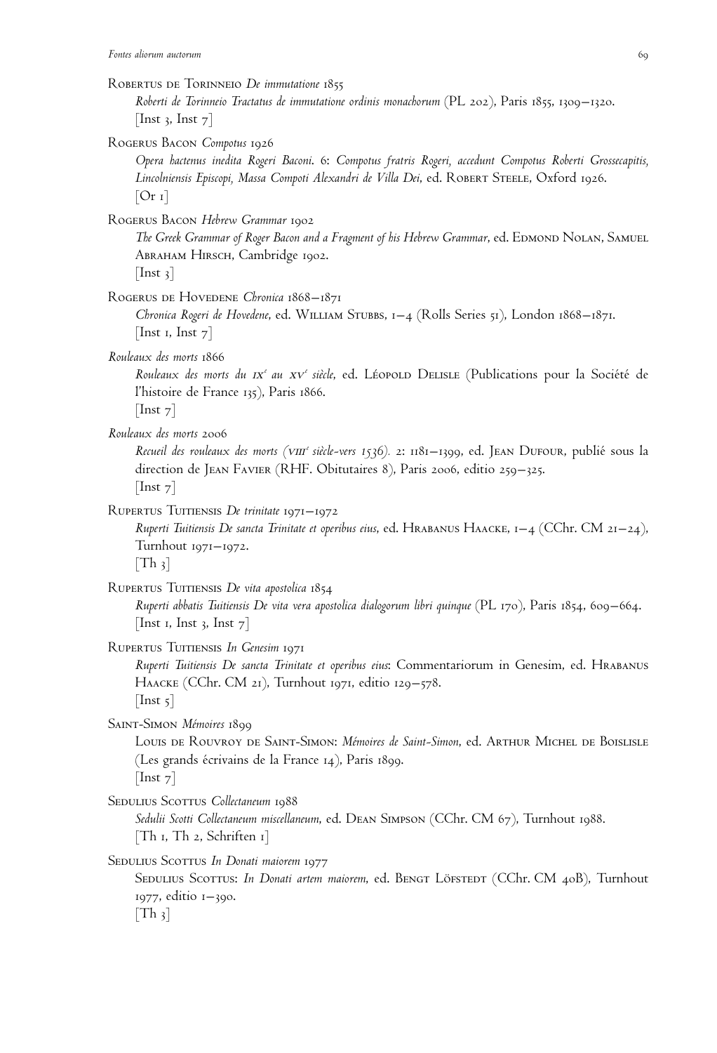Robertus de Torinneio *De immutatione* 1855
*Roberti de Torinneio Tractatus de immutatione ordinis monachorum* (PL 202), Paris 1855, 1309–1320.
[Inst 3, Inst 7]

Rogerus Bacon *Compotus* 1926
*Opera hactenus inedita Rogeri Baconi*. 6: *Compotus fratris Rogeri, accedunt Compotus Roberti Grossecapitis, Lincolniensis Episcopi, Massa Compoti Alexandri de Villa Dei*, ed. Robert Steele, Oxford 1926.
[Or 1]

Rogerus Bacon *Hebrew Grammar* 1902
*The Greek Grammar of Roger Bacon and a Fragment of his Hebrew Grammar*, ed. Edmond Nolan, Samuel Abraham Hirsch, Cambridge 1902.
[Inst 3]

Rogerus de Hovedene *Chronica* 1868–1871
*Chronica Rogeri de Hovedene*, ed. William Stubbs, 1–4 (Rolls Series 51), London 1868–1871.
[Inst 1, Inst 7]

*Rouleaux des morts* 1866
*Rouleaux des morts du IX[e] au XV[e] siècle*, ed. Léopold Delisle (Publications pour la Société de l'histoire de France 135), Paris 1866.
[Inst 7]

*Rouleaux des morts* 2006
*Recueil des rouleaux des morts (VIII[e] siècle-vers 1536)*. 2: 1181–1399, ed. Jean Dufour, publié sous la direction de Jean Favier (RHF. Obitutaires 8), Paris 2006, editio 259–325.
[Inst 7]

Rupertus Tuitiensis *De trinitate* 1971–1972
*Ruperti Tuitiensis De sancta Trinitate et operibus eius*, ed. Hrabanus Haacke, 1–4 (CChr. CM 21–24), Turnhout 1971–1972.
[Th 3]

Rupertus Tuitiensis *De vita apostolica* 1854
*Ruperti abbatis Tuitiensis De vita vera apostolica dialogorum libri quinque* (PL 170), Paris 1854, 609–664.
[Inst 1, Inst 3, Inst 7]

Rupertus Tuitiensis *In Genesim* 1971
*Ruperti Tuitiensis De sancta Trinitate et operibus eius*: Commentariorum in Genesim, ed. Hrabanus Haacke (CChr. CM 21), Turnhout 1971, editio 129–578.
[Inst 5]

Saint-Simon *Mémoires* 1899
Louis de Rouvroy de Saint-Simon: *Mémoires de Saint-Simon*, ed. Arthur Michel de Boislisle (Les grands écrivains de la France 14), Paris 1899.
[Inst 7]

Sedulius Scottus *Collectaneum* 1988
*Sedulii Scotti Collectaneum miscellaneum*, ed. Dean Simpson (CChr. CM 67), Turnhout 1988.
[Th 1, Th 2, Schriften 1]

Sedulius Scottus *In Donati maiorem* 1977
Sedulius Scottus: *In Donati artem maiorem*, ed. Bengt Löfstedt (CChr. CM 40B), Turnhout 1977, editio 1–390.
[Th 3]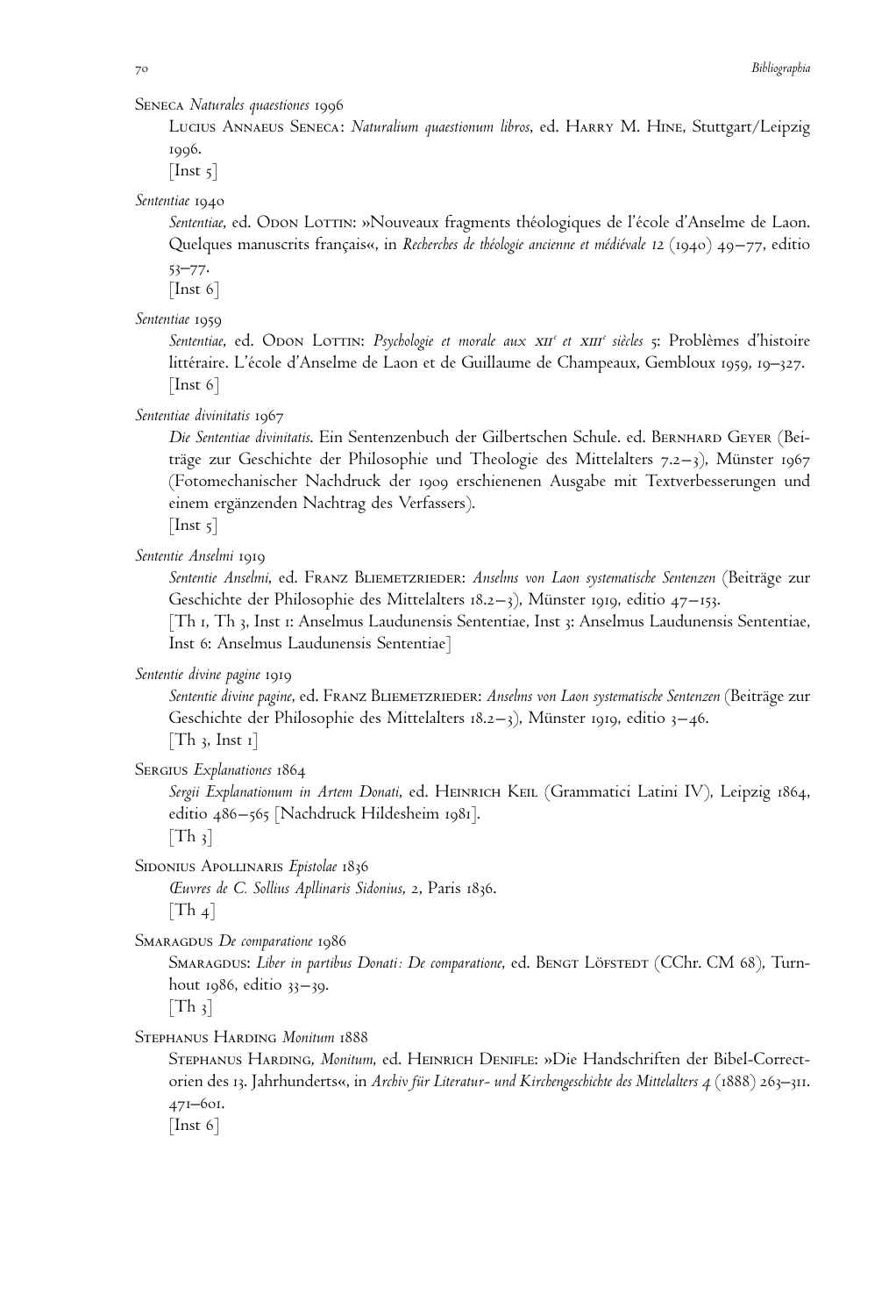Seneca *Naturales quaestiones* 1996

Lucius Annaeus Seneca: *Naturalium quaestionum libros*, ed. Harry M. Hine, Stuttgart/Leipzig 1996.
[Inst 5]

*Sententiae* 1940

*Sententiae*, ed. Odon Lottin: »Nouveaux fragments théologiques de l'école d'Anselme de Laon. Quelques manuscrits français«, in *Recherches de théologie ancienne et médiévale* 12 (1940) 49–77, editio 53–77.
[Inst 6]

*Sententiae* 1959

*Sententiae*, ed. Odon Lottin: *Psychologie et morale aux* xii*e* *et* xiii*e* *siècles* 5: Problèmes d'histoire littéraire. L'école d'Anselme de Laon et de Guillaume de Champeaux, Gembloux 1959, 19–327.
[Inst 6]

*Sententiae divinitatis* 1967

*Die Sententiae divinitatis*. Ein Sentenzenbuch der Gilbertschen Schule. ed. Bernhard Geyer (Beiträge zur Geschichte der Philosophie und Theologie des Mittelalters 7.2–3), Münster 1967 (Fotomechanischer Nachdruck der 1909 erschienenen Ausgabe mit Textverbesserungen und einem ergänzenden Nachtrag des Verfassers).
[Inst 5]

*Sententie Anselmi* 1919

*Sententie Anselmi*, ed. Franz Bliemetzrieder: *Anselms von Laon systematische Sentenzen* (Beiträge zur Geschichte der Philosophie des Mittelalters 18.2–3), Münster 1919, editio 47–153.
[Th 1, Th 3, Inst 1: Anselmus Laudunensis Sententiae, Inst 3: Anselmus Laudunensis Sententiae, Inst 6: Anselmus Laudunensis Sententiae]

*Sententie divine pagine* 1919

*Sententie divine pagine*, ed. Franz Bliemetzrieder: *Anselms von Laon systematische Sentenzen* (Beiträge zur Geschichte der Philosophie des Mittelalters 18.2–3), Münster 1919, editio 3–46.
[Th 3, Inst 1]

Sergius *Explanationes* 1864

*Sergii Explanationum in Artem Donati*, ed. Heinrich Keil (Grammatici Latini IV), Leipzig 1864, editio 486–565 [Nachdruck Hildesheim 1981].
[Th 3]

Sidonius Apollinaris *Epistolae* 1836

*Œuvres de C. Sollius Apllinaris Sidonius*, 2, Paris 1836.
[Th 4]

Smaragdus *De comparatione* 1986

Smaragdus: *Liber in partibus Donati: De comparatione*, ed. Bengt Löfstedt (CChr. CM 68), Turnhout 1986, editio 33–39.
[Th 3]

Stephanus Harding *Monitum* 1888

Stephanus Harding, *Monitum*, ed. Heinrich Denifle: »Die Handschriften der Bibel-Correctorien des 13. Jahrhunderts«, in *Archiv für Literatur- und Kirchengeschichte des Mittelalters* 4 (1888) 263–311. 471–601.
[Inst 6]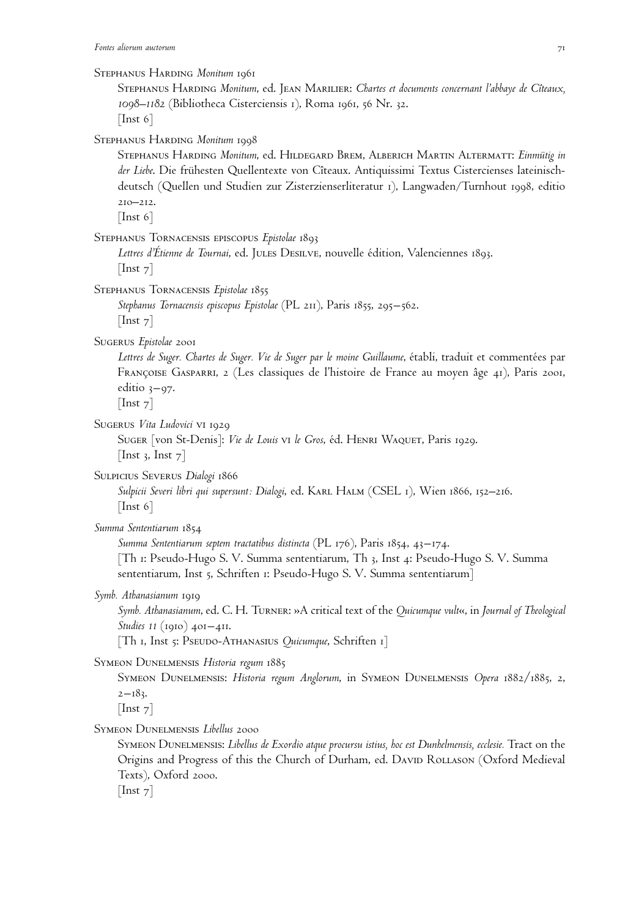Stephanus Harding *Monitum* 1961

Stephanus Harding *Monitum*, ed. Jean Marilier: *Chartes et documents concernant l'abbaye de Cîteaux, 1098–1182* (Bibliotheca Cisterciensis 1), Roma 1961, 56 Nr. 32.
[Inst 6]

Stephanus Harding *Monitum* 1998

Stephanus Harding *Monitum*, ed. Hildegard Brem, Alberich Martin Altermatt: *Einmütig in der Liebe*. Die frühesten Quellentexte von Cîteaux. Antiquissimi Textus Cistercienses lateinisch-deutsch (Quellen und Studien zur Zisterzienserliteratur 1), Langwaden/Turnhout 1998, editio 210–212.
[Inst 6]

Stephanus Tornacensis episcopus *Epistolae* 1893

*Lettres d'Étienne de Tournai*, ed. Jules Desilve, nouvelle édition, Valenciennes 1893.
[Inst 7]

Stephanus Tornacensis *Epistolae* 1855

*Stephanus Tornacensis episcopus Epistolae* (PL 211), Paris 1855, 295–562.
[Inst 7]

Sugerus *Epistolae* 2001

*Lettres de Suger. Chartes de Suger. Vie de Suger par le moine Guillaume*, établi, traduit et commentées par Françoise Gasparri, 2 (Les classiques de l'histoire de France au moyen âge 41), Paris 2001, editio 3–97.
[Inst 7]

Sugerus *Vita Ludovici* VI 1929

Suger [von St-Denis]: *Vie de Louis* VI *le Gros*, éd. Henri Waquet, Paris 1929.
[Inst 3, Inst 7]

Sulpicius Severus *Dialogi* 1866

*Sulpicii Severi libri qui supersunt: Dialogi*, ed. Karl Halm (CSEL 1), Wien 1866, 152–216.
[Inst 6]

*Summa Sententiarum* 1854

*Summa Sententiarum septem tractatibus distincta* (PL 176), Paris 1854, 43–174.
[Th 1: Pseudo-Hugo S. V. Summa sententiarum, Th 3, Inst 4: Pseudo-Hugo S. V. Summa sententiarum, Inst 5, Schriften 1: Pseudo-Hugo S. V. Summa sententiarum]

*Symb. Athanasianum* 1919

*Symb. Athanasianum*, ed. C. H. Turner: »A critical text of the *Quicumque vult*«, in *Journal of Theological Studies 11* (1910) 401–411.
[Th 1, Inst 5: Pseudo-Athanasius *Quicumque*, Schriften 1]

Symeon Dunelmensis *Historia regum* 1885

Symeon Dunelmensis: *Historia regum Anglorum*, in Symeon Dunelmensis *Opera* 1882/1885, 2, 2–183.
[Inst 7]

Symeon Dunelmensis *Libellus* 2000

Symeon Dunelmensis: *Libellus de Exordio atque procursu istius, hoc est Dunhelmensis, ecclesie.* Tract on the Origins and Progress of this the Church of Durham, ed. David Rollason (Oxford Medieval Texts), Oxford 2000.
[Inst 7]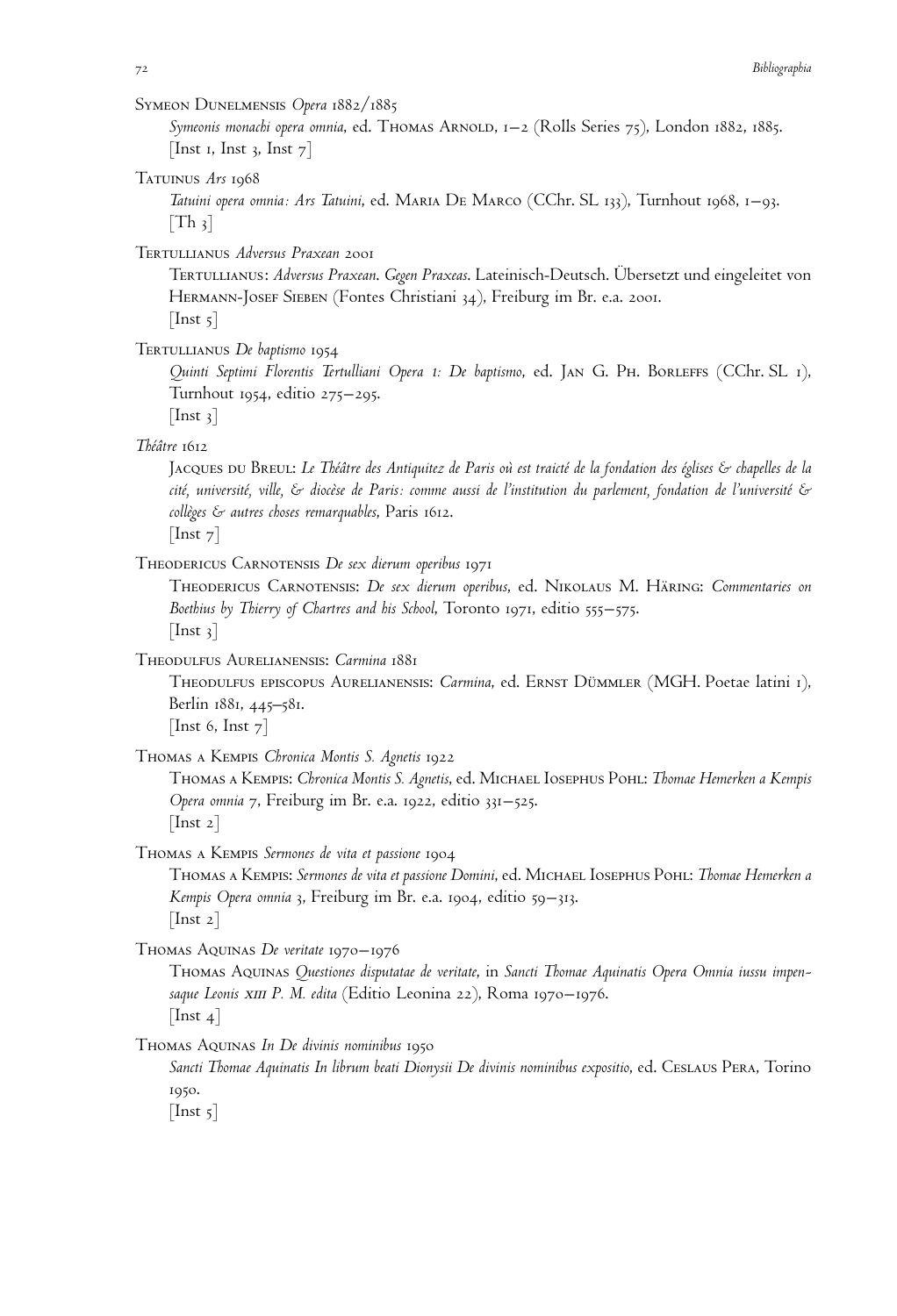Symeon Dunelmensis *Opera* 1882/1885

*Symeonis monachi opera omnia*, ed. Thomas Arnold, 1–2 (Rolls Series 75), London 1882, 1885.
[Inst 1, Inst 3, Inst 7]

Tatuinus *Ars* 1968

*Tatuini opera omnia: Ars Tatuini*, ed. Maria De Marco (CChr. SL 133), Turnhout 1968, 1–93.
[Th 3]

Tertullianus *Adversus Praxean* 2001

Tertullianus: *Adversus Praxean. Gegen Praxeas*. Lateinisch-Deutsch. Übersetzt und eingeleitet von Hermann-Josef Sieben (Fontes Christiani 34), Freiburg im Br. e.a. 2001.
[Inst 5]

Tertullianus *De baptismo* 1954

*Quinti Septimi Florentis Tertulliani Opera 1: De baptismo*, ed. Jan G. Ph. Borleffs (CChr. SL 1), Turnhout 1954, editio 275–295.
[Inst 3]

*Théâtre* 1612

Jacques du Breul: *Le Théâtre des Antiquitez de Paris où est traicté de la fondation des églises & chapelles de la cité, université, ville, & diocèse de Paris: comme aussi de l'institution du parlement, fondation de l'université & collèges & autres choses remarquables*, Paris 1612.
[Inst 7]

Theodericus Carnotensis *De sex dierum operibus* 1971

Theodericus Carnotensis: *De sex dierum operibus*, ed. Nikolaus M. Häring: *Commentaries on Boethius by Thierry of Chartres and his School*, Toronto 1971, editio 555–575.
[Inst 3]

Theodulfus Aurelianensis: *Carmina* 1881

Theodulfus episcopus Aurelianensis: *Carmina*, ed. Ernst Dümmler (MGH. Poetae latini 1), Berlin 1881, 445–581.
[Inst 6, Inst 7]

Thomas a Kempis *Chronica Montis S. Agnetis* 1922

Thomas a Kempis: *Chronica Montis S. Agnetis*, ed. Michael Iosephus Pohl: *Thomae Hemerken a Kempis Opera omnia* 7, Freiburg im Br. e.a. 1922, editio 331–525.
[Inst 2]

Thomas a Kempis *Sermones de vita et passione* 1904

Thomas a Kempis: *Sermones de vita et passione Domini*, ed. Michael Iosephus Pohl: *Thomae Hemerken a Kempis Opera omnia* 3, Freiburg im Br. e.a. 1904, editio 59–313.
[Inst 2]

Thomas Aquinas *De veritate* 1970–1976

Thomas Aquinas *Questiones disputatae de veritate*, in *Sancti Thomae Aquinatis Opera Omnia iussu impensaque Leonis XIII P. M. edita* (Editio Leonina 22), Roma 1970–1976.
[Inst 4]

Thomas Aquinas *In De divinis nominibus* 1950

*Sancti Thomae Aquinatis In librum beati Dionysii De divinis nominibus expositio*, ed. Ceslaus Pera, Torino 1950.
[Inst 5]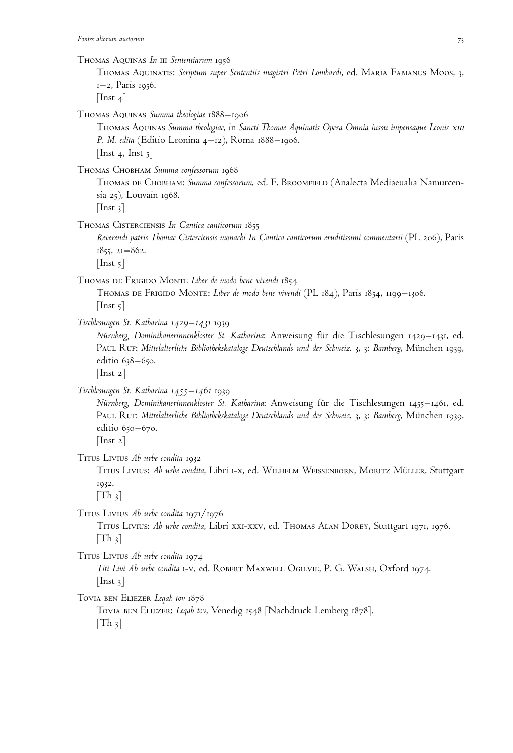Thomas Aquinas *In* III *Sententiarum* 1956

Thomas Aquinatis: *Scriptum super Sententiis magistri Petri Lombardi*, ed. Maria Fabianus Moos, 3, 1–2, Paris 1956.

[Inst 4]

Thomas Aquinas *Summa theologiae* 1888–1906

Thomas Aquinas *Summa theologiae*, in *Sancti Thomae Aquinatis Opera Omnia iussu impensaque Leonis* XIII *P. M. edita* (Editio Leonina 4–12), Roma 1888–1906.

[Inst 4, Inst 5]

Thomas Chobham *Summa confessorum* 1968

Thomas de Chobham: *Summa confessorum*, ed. F. Broomfield (Analecta Mediaeualia Namurcensia 25), Louvain 1968.

[Inst 3]

Thomas Cisterciensis *In Cantica canticorum* 1855

*Reverendi patris Thomae Cisterciensis monachi In Cantica canticorum eruditissimi commentarii* (PL 206), Paris 1855, 21–862.

[Inst 5]

Thomas de Frigido Monte *Liber de modo bene vivendi* 1854

Thomas de Frigido Monte: *Liber de modo bene vivendi* (PL 184), Paris 1854, 1199–1306.

[Inst 5]

*Tischlesungen St. Katharina 1429–1431* 1939

*Nürnberg, Dominikanerinnenkloster St. Katharina*: Anweisung für die Tischlesungen 1429–1431, ed. Paul Ruf: *Mittelalterliche Bibliothekskataloge Deutschlands und der Schweiz*. 3, 3: *Bamberg*, München 1939, editio 638–650.

[Inst 2]

*Tischlesungen St. Katharina 1455–1461* 1939

*Nürnberg, Dominikanerinnenkloster St. Katharina*: Anweisung für die Tischlesungen 1455–1461, ed. Paul Ruf: *Mittelalterliche Bibliothekskataloge Deutschlands und der Schweiz*. 3, 3: *Bamberg*, München 1939, editio 650–670.

[Inst 2]

Titus Livius *Ab urbe condita* 1932

Titus Livius: *Ab urbe condita*, Libri I-X, ed. Wilhelm Weissenborn, Moritz Müller, Stuttgart 1932.

[Th 3]

Titus Livius *Ab urbe condita* 1971/1976

Titus Livius: *Ab urbe condita*, Libri XXI-XXV, ed. Thomas Alan Dorey, Stuttgart 1971, 1976.

[Th 3]

Titus Livius *Ab urbe condita* 1974

*Titi Livi Ab urbe condita* I-V, ed. Robert Maxwell Ogilvie, P. G. Walsh, Oxford 1974.

[Inst 3]

Tovia ben Eliezer *Leqah tov* 1878

Tovia ben Eliezer: *Leqah tov*, Venedig 1548 [Nachdruck Lemberg 1878].

[Th 3]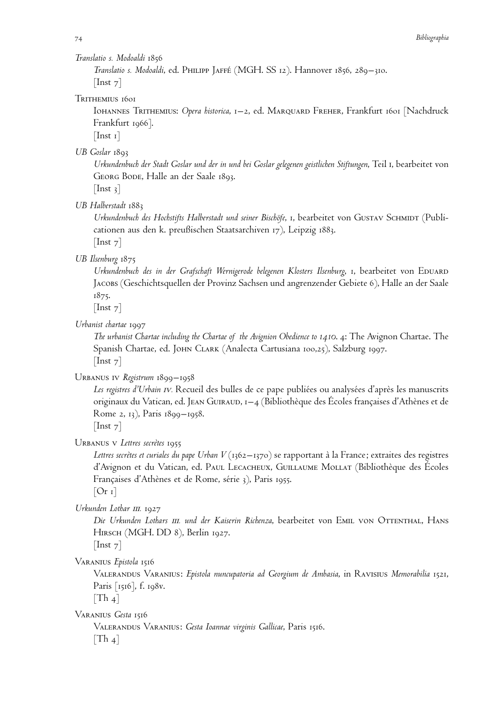*Translatio s. Modoaldi* 1856

*Translatio s. Modoaldi*, ed. Philipp Jaffé (MGH. SS 12). Hannover 1856, 289–310.
[Inst 7]

Trithemius 1601

Iohannes Trithemius: *Opera historica*, 1–2, ed. Marquard Freher, Frankfurt 1601 [Nachdruck Frankfurt 1966].
[Inst 1]

*UB Goslar* 1893

*Urkundenbuch der Stadt Goslar und der in und bei Goslar gelegenen geistlichen Stiftungen*, Teil 1, bearbeitet von Georg Bode, Halle an der Saale 1893.
[Inst 3]

*UB Halberstadt* 1883

*Urkundenbuch des Hochstifts Halberstadt und seiner Bischöfe*, 1, bearbeitet von Gustav Schmidt (Publicationen aus den k. preußischen Staatsarchiven 17), Leipzig 1883.
[Inst 7]

*UB Ilsenburg* 1875

*Urkundenbuch des in der Grafschaft Wernigerode belegenen Klosters Ilsenburg*, 1, bearbeitet von Eduard Jacobs (Geschichtsquellen der Provinz Sachsen und angrenzender Gebiete 6), Halle an der Saale 1875.
[Inst 7]

*Urbanist chartae* 1997

*The urbanist Chartae including the Chartae of the Avignion Obedience to 1410*. 4: The Avignon Chartae. The Spanish Chartae, ed. John Clark (Analecta Cartusiana 100,25), Salzburg 1997.
[Inst 7]

Urbanus iv *Registrum* 1899–1958

*Les registres d'Urbain iv.* Recueil des bulles de ce pape publiées ou analysées d'après les manuscrits originaux du Vatican, ed. Jean Guiraud, 1–4 (Bibliothèque des Écoles françaises d'Athènes et de Rome 2, 13), Paris 1899–1958.
[Inst 7]

Urbanus v *Lettres secrètes* 1955

*Lettres secrètes et curiales du pape Urban V* (1362–1370) se rapportant à la France; extraites des registres d'Avignon et du Vatican, ed. Paul Lecacheux, Guillaume Mollat (Bibliothèque des Écoles Françaises d'Athènes et de Rome, série 3), Paris 1955.
[Or 1]

*Urkunden Lothar iii.* 1927

*Die Urkunden Lothars iii. und der Kaiserin Richenza*, bearbeitet von Emil von Ottenthal, Hans Hirsch (MGH. DD 8), Berlin 1927.
[Inst 7]

Varanius *Epistola* 1516

Valerandus Varanius: *Epistola nuncupatoria ad Georgium de Ambasia*, in Ravisius *Memorabilia* 1521, Paris [1516], f. 198v.
[Th 4]

Varanius *Gesta* 1516

Valerandus Varanius: *Gesta Ioannae virginis Gallicae*, Paris 1516.
[Th 4]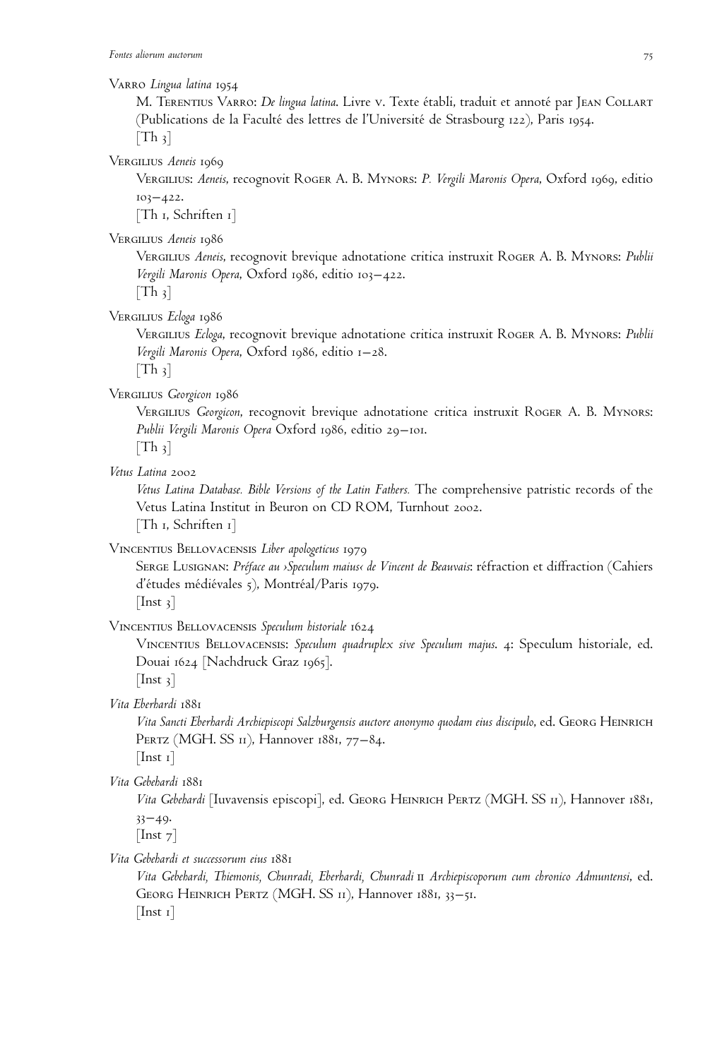Varro *Lingua latina* 1954

M. Terentius Varro: *De lingua latina*. Livre v. Texte établi, traduit et annoté par Jean Collart (Publications de la Faculté des lettres de l'Université de Strasbourg 122), Paris 1954.
[Th 3]

Vergilius *Aeneis* 1969

Vergilius: *Aeneis*, recognovit Roger A. B. Mynors: *P. Vergili Maronis Opera*, Oxford 1969, editio 103–422.
[Th 1, Schriften 1]

Vergilius *Aeneis* 1986

Vergilius *Aeneis*, recognovit brevique adnotatione critica instruxit Roger A. B. Mynors: *Publii Vergili Maronis Opera*, Oxford 1986, editio 103–422.
[Th 3]

Vergilius *Ecloga* 1986

Vergilius *Ecloga*, recognovit brevique adnotatione critica instruxit Roger A. B. Mynors: *Publii Vergili Maronis Opera*, Oxford 1986, editio 1–28.
[Th 3]

Vergilius *Georgicon* 1986

Vergilius *Georgicon*, recognovit brevique adnotatione critica instruxit Roger A. B. Mynors: *Publii Vergili Maronis Opera* Oxford 1986, editio 29–101.
[Th 3]

*Vetus Latina* 2002

*Vetus Latina Database. Bible Versions of the Latin Fathers.* The comprehensive patristic records of the Vetus Latina Institut in Beuron on CD ROM, Turnhout 2002.
[Th 1, Schriften 1]

Vincentius Bellovacensis *Liber apologeticus* 1979

Serge Lusignan: *Préface au ›Speculum maius‹ de Vincent de Beauvais*: réfraction et diffraction (Cahiers d'études médiévales 5), Montréal/Paris 1979.
[Inst 3]

Vincentius Bellovacensis *Speculum historiale* 1624

Vincentius Bellovacensis: *Speculum quadruplex sive Speculum majus*. 4: Speculum historiale, ed. Douai 1624 [Nachdruck Graz 1965].
[Inst 3]

*Vita Eberhardi* 1881

*Vita Sancti Eberhardi Archiepiscopi Salzburgensis auctore anonymo quodam eius discipulo*, ed. Georg Heinrich Pertz (MGH. SS 11), Hannover 1881, 77–84.
[Inst 1]

*Vita Gebehardi* 1881

*Vita Gebehardi* [Iuvavensis episcopi], ed. Georg Heinrich Pertz (MGH. SS 11), Hannover 1881, 33–49.
[Inst 7]

*Vita Gebehardi et successorum eius* 1881

*Vita Gebehardi, Thiemonis, Chunradi, Eberhardi, Chunradi* II *Archiepiscoporum cum chronico Admuntensi*, ed. Georg Heinrich Pertz (MGH. SS 11), Hannover 1881, 33–51.
[Inst 1]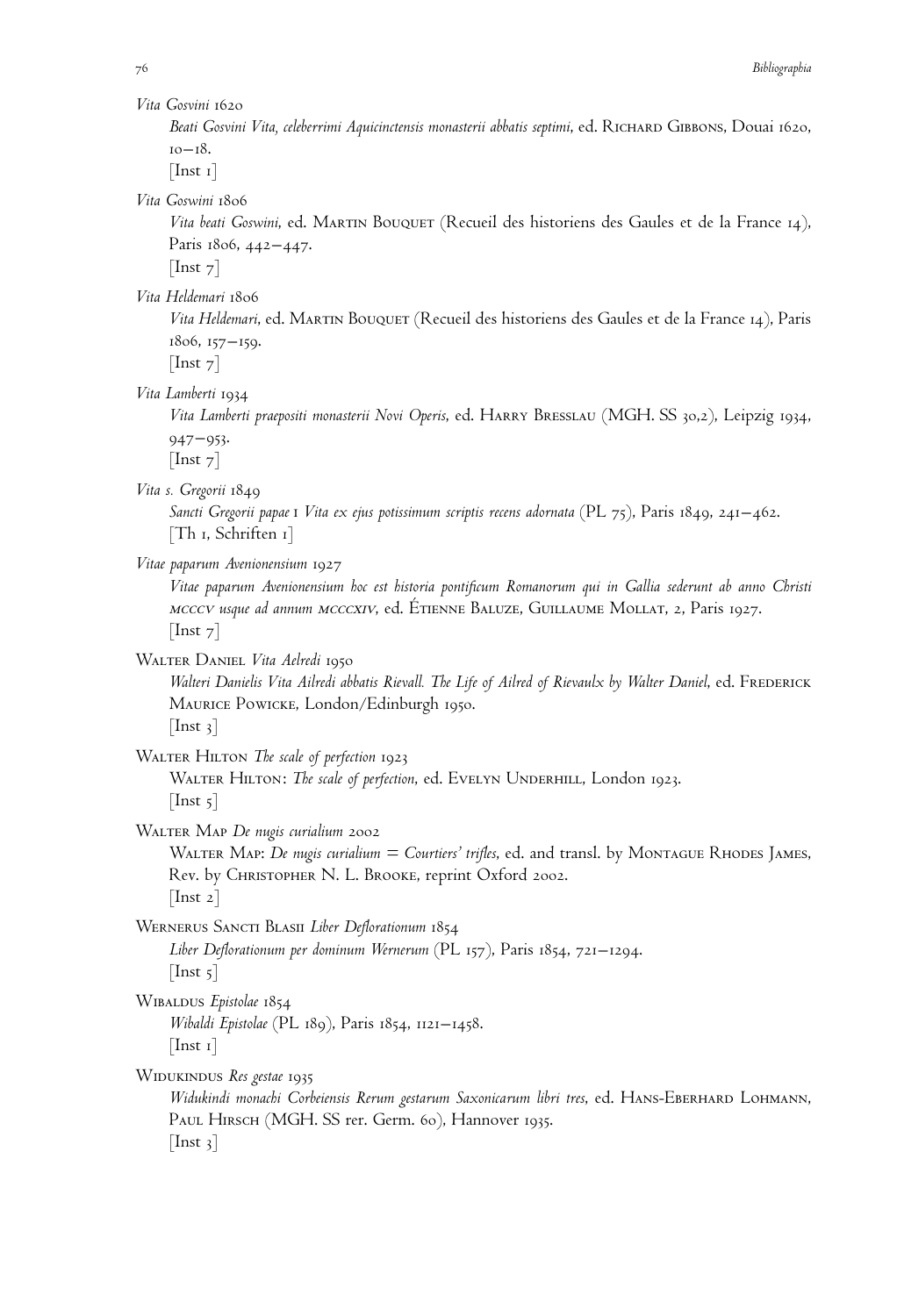*Vita Gosvini* 1620
  *Beati Gosvini Vita, celeberrimi Aquicinctensis monasterii abbatis septimi*, ed. Richard Gibbons, Douai 1620, 10–18.
  [Inst 1]

*Vita Goswini* 1806
  *Vita beati Goswini*, ed. Martin Bouquet (Recueil des historiens des Gaules et de la France 14), Paris 1806, 442–447.
  [Inst 7]

*Vita Heldemari* 1806
  *Vita Heldemari*, ed. Martin Bouquet (Recueil des historiens des Gaules et de la France 14), Paris 1806, 157–159.
  [Inst 7]

*Vita Lamberti* 1934
  *Vita Lamberti praepositi monasterii Novi Operis*, ed. Harry Bresslau (MGH. SS 30,2), Leipzig 1934, 947–953.
  [Inst 7]

*Vita s. Gregorii* 1849
  *Sancti Gregorii papae I Vita ex ejus potissimum scriptis recens adornata* (PL 75), Paris 1849, 241–462.
  [Th 1, Schriften 1]

*Vitae paparum Avenionensium* 1927
  *Vitae paparum Avenionensium hoc est historia pontificum Romanorum qui in Gallia sederunt ab anno Christi MCCCV usque ad annum MCCCXIV*, ed. Étienne Baluze, Guillaume Mollat, 2, Paris 1927.
  [Inst 7]

Walter Daniel *Vita Aelredi* 1950
  *Walteri Danielis Vita Ailredi abbatis Rievall. The Life of Ailred of Rievaulx by Walter Daniel*, ed. Frederick Maurice Powicke, London/Edinburgh 1950.
  [Inst 3]

Walter Hilton *The scale of perfection* 1923
  Walter Hilton: *The scale of perfection*, ed. Evelyn Underhill, London 1923.
  [Inst 5]

Walter Map *De nugis curialium* 2002
  Walter Map: *De nugis curialium = Courtiers' trifles*, ed. and transl. by Montague Rhodes James, Rev. by Christopher N. L. Brooke, reprint Oxford 2002.
  [Inst 2]

Wernerus Sancti Blasii *Liber Deflorationum* 1854
  *Liber Deflorationum per dominum Wernerum* (PL 157), Paris 1854, 721–1294.
  [Inst 5]

Wibaldus *Epistolae* 1854
  *Wibaldi Epistolae* (PL 189), Paris 1854, 1121–1458.
  [Inst 1]

Widukindus *Res gestae* 1935
  *Widukindi monachi Corbeiensis Rerum gestarum Saxonicarum libri tres*, ed. Hans-Eberhard Lohmann, Paul Hirsch (MGH. SS rer. Germ. 60), Hannover 1935.
  [Inst 3]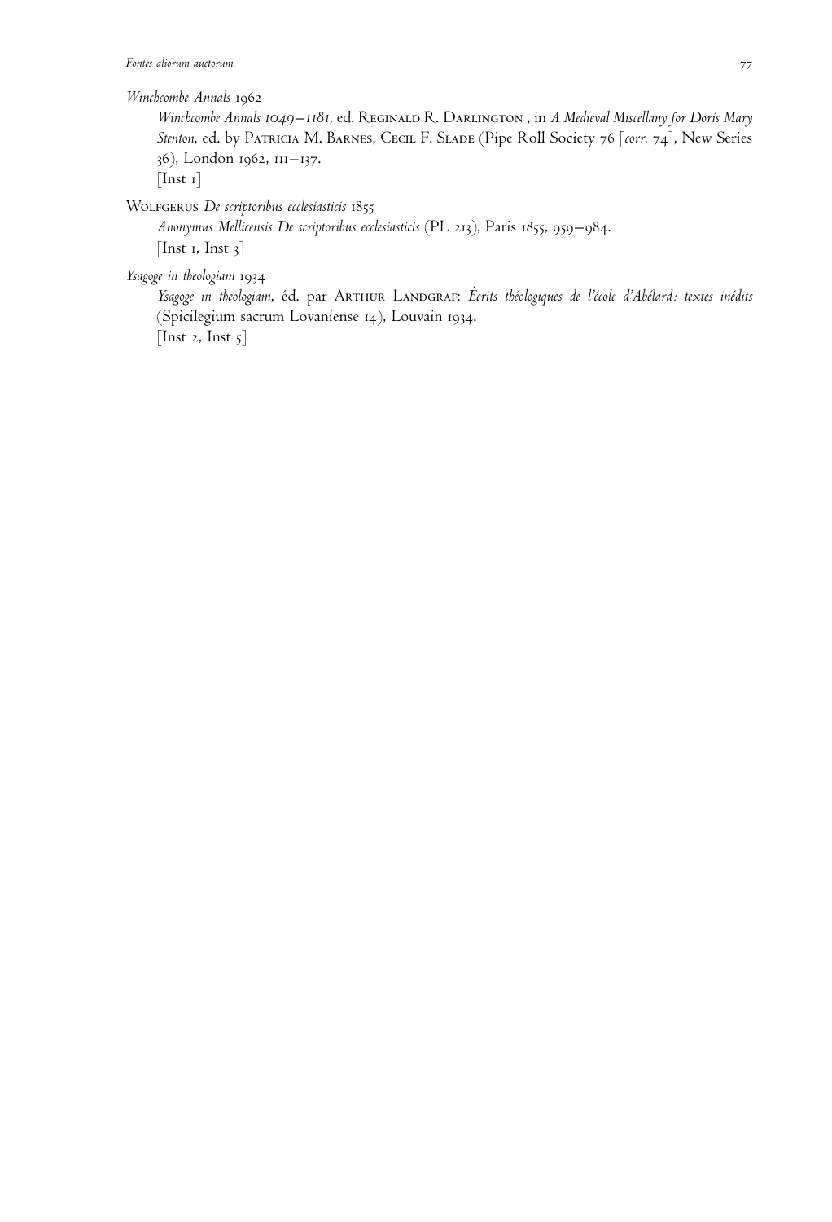*Winchcombe Annals* 1962

*Winchcombe Annals 1049–1181*, ed. Reginald R. Darlington , in *A Medieval Miscellany for Doris Mary Stenton*, ed. by Patricia M. Barnes, Cecil F. Slade (Pipe Roll Society 76 [*corr.* 74], New Series 36), London 1962, 111–137.
[Inst 1]

Wolfgerus *De scriptoribus ecclesiasticis* 1855

*Anonymus Mellicensis De scriptoribus ecclesiasticis* (PL 213), Paris 1855, 959–984.
[Inst 1, Inst 3]

*Ysagoge in theologiam* 1934

*Ysagoge in theologiam*, éd. par Arthur Landgraf: *Ècrits théologiques de l'école d'Abélard: textes inédits* (Spicilegium sacrum Lovaniense 14), Louvain 1934.
[Inst 2, Inst 5]